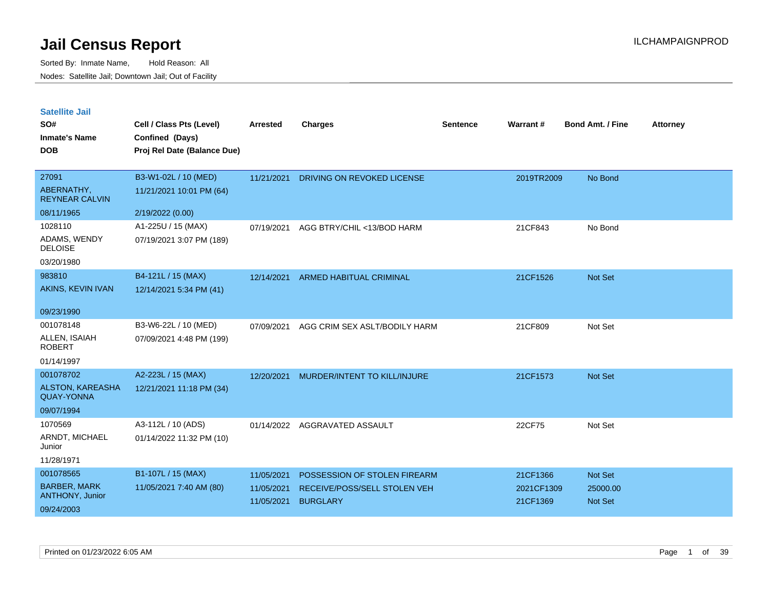# Jail Census Report

ILCHAMPAIGNPROD

Sorted By: Inmate Name, Hold Reason: All

Nodes: Satellite Jail; Downtown Jail; Out of Facility

## Satellite Jail

| SO# / Inmate's Name / DOB | Cell / Class Pts (Level) / Confined (Days) / Proj Rel Date (Balance Due) | Arrested | Charges | Sentence | Warrant # | Bond Amt. / Fine | Attorney |
|---|---|---|---|---|---|---|---|
| 27091<br>ABERNATHY, REYNEAR CALVIN<br>08/11/1965 | B3-W1-02L / 10 (MED)<br>11/21/2021 10:01 PM (64)<br>2/19/2022 (0.00) | 11/21/2021 | DRIVING ON REVOKED LICENSE | | 2019TR2009 | No Bond | |
| 1028110<br>ADAMS, WENDY DELOISE<br>03/20/1980 | A1-225U / 15 (MAX)<br>07/19/2021 3:07 PM (189) | 07/19/2021 | AGG BTRY/CHIL <13/BOD HARM | | 21CF843 | No Bond | |
| 983810<br>AKINS, KEVIN IVAN<br>09/23/1990 | B4-121L / 15 (MAX)<br>12/14/2021 5:34 PM (41) | 12/14/2021 | ARMED HABITUAL CRIMINAL | | 21CF1526 | Not Set | |
| 001078148<br>ALLEN, ISAIAH ROBERT<br>01/14/1997 | B3-W6-22L / 10 (MED)<br>07/09/2021 4:48 PM (199) | 07/09/2021 | AGG CRIM SEX ASLT/BODILY HARM | | 21CF809 | Not Set | |
| 001078702<br>ALSTON, KAREASHA QUAY-YONNA<br>09/07/1994 | A2-223L / 15 (MAX)<br>12/21/2021 11:18 PM (34) | 12/20/2021 | MURDER/INTENT TO KILL/INJURE | | 21CF1573 | Not Set | |
| 1070569<br>ARNDT, MICHAEL Junior<br>11/28/1971 | A3-112L / 10 (ADS)<br>01/14/2022 11:32 PM (10) | 01/14/2022 | AGGRAVATED ASSAULT | | 22CF75 | Not Set | |
| 001078565<br>BARBER, MARK ANTHONY, Junior<br>09/24/2003 | B1-107L / 15 (MAX)<br>11/05/2021 7:40 AM (80) | 11/05/2021<br>11/05/2021<br>11/05/2021 | POSSESSION OF STOLEN FIREARM<br>RECEIVE/POSS/SELL STOLEN VEH<br>BURGLARY | | 21CF1366<br>2021CF1309<br>21CF1369 | Not Set<br>25000.00<br>Not Set | |

Printed on 01/23/2022 6:05 AM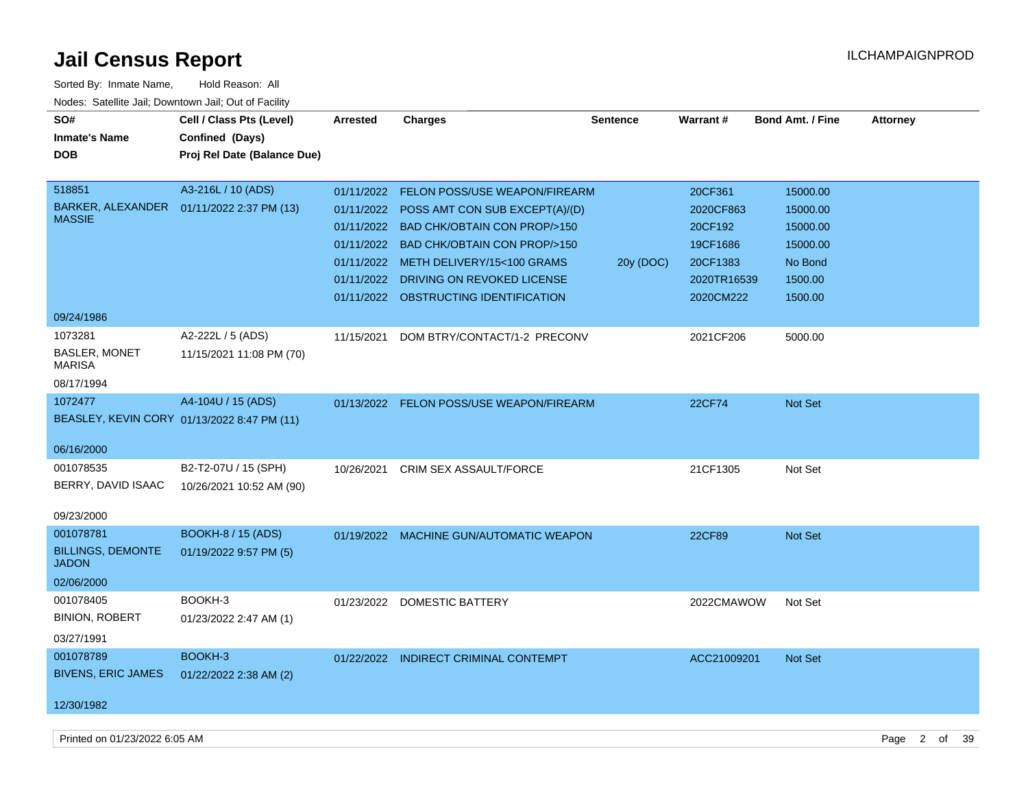# Jail Census Report

ILCHAMPAIGNPROD

Sorted By: Inmate Name, Hold Reason: All

Nodes: Satellite Jail; Downtown Jail; Out of Facility

| SO# / Inmate's Name / DOB | Cell / Class Pts (Level) / Confined (Days) / Proj Rel Date (Balance Due) | Arrested | Charges | Sentence | Warrant # | Bond Amt. / Fine | Attorney |
|---|---|---|---|---|---|---|---|
| 518851 BARKER, ALEXANDER MASSIE 09/24/1986 | A3-216L / 10 (ADS) 01/11/2022 2:37 PM (13) | 01/11/2022 | FELON POSS/USE WEAPON/FIREARM | | 20CF361 | 15000.00 | |
| | | 01/11/2022 | POSS AMT CON SUB EXCEPT(A)/(D) | | 2020CF863 | 15000.00 | |
| | | 01/11/2022 | BAD CHK/OBTAIN CON PROP/>150 | | 20CF192 | 15000.00 | |
| | | 01/11/2022 | BAD CHK/OBTAIN CON PROP/>150 | | 19CF1686 | 15000.00 | |
| | | 01/11/2022 | METH DELIVERY/15<100 GRAMS | 20y (DOC) | 20CF1383 | No Bond | |
| | | 01/11/2022 | DRIVING ON REVOKED LICENSE | | 2020TR16539 | 1500.00 | |
| | | 01/11/2022 | OBSTRUCTING IDENTIFICATION | | 2020CM222 | 1500.00 | |
| 1073281 BASLER, MONET MARISA 08/17/1994 | A2-222L / 5 (ADS) 11/15/2021 11:08 PM (70) | 11/15/2021 | DOM BTRY/CONTACT/1-2 PRECONV | | 2021CF206 | 5000.00 | |
| 1072477 BEASLEY, KEVIN CORY 06/16/2000 | A4-104U / 15 (ADS) 01/13/2022 8:47 PM (11) | 01/13/2022 | FELON POSS/USE WEAPON/FIREARM | | 22CF74 | Not Set | |
| 001078535 BERRY, DAVID ISAAC 09/23/2000 | B2-T2-07U / 15 (SPH) 10/26/2021 10:52 AM (90) | 10/26/2021 | CRIM SEX ASSAULT/FORCE | | 21CF1305 | Not Set | |
| 001078781 BILLINGS, DEMONTE JADON 02/06/2000 | BOOKH-8 / 15 (ADS) 01/19/2022 9:57 PM (5) | 01/19/2022 | MACHINE GUN/AUTOMATIC WEAPON | | 22CF89 | Not Set | |
| 001078405 BINION, ROBERT 03/27/1991 | BOOKH-3 01/23/2022 2:47 AM (1) | 01/23/2022 | DOMESTIC BATTERY | | 2022CMAWOW | Not Set | |
| 001078789 BIVENS, ERIC JAMES 12/30/1982 | BOOKH-3 01/22/2022 2:38 AM (2) | 01/22/2022 | INDIRECT CRIMINAL CONTEMPT | | ACC21009201 | Not Set | |

Printed on 01/23/2022 6:05 AM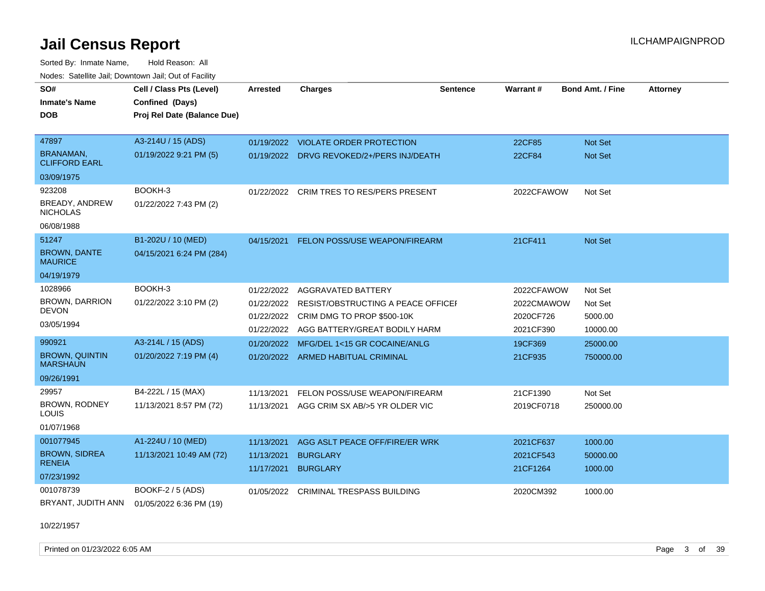# Jail Census Report

ILCHAMPAIGNPROD

Sorted By: Inmate Name, Hold Reason: All

Nodes: Satellite Jail; Downtown Jail; Out of Facility

| SO# / Inmate's Name / DOB | Cell / Class Pts (Level) / Confined (Days) / Proj Rel Date (Balance Due) | Arrested | Charges | Sentence | Warrant # | Bond Amt. / Fine | Attorney |
|---|---|---|---|---|---|---|---|
| 47897 BRANAMAN, CLIFFORD EARL 03/09/1975 | A3-214U / 15 (ADS) 01/19/2022 9:21 PM (5) | 01/19/2022 | VIOLATE ORDER PROTECTION | | 22CF85 | Not Set | |
| | | 01/19/2022 | DRVG REVOKED/2+/PERS INJ/DEATH | | 22CF84 | Not Set | |
| 923208 BREADY, ANDREW NICHOLAS 06/08/1988 | BOOKH-3 01/22/2022 7:43 PM (2) | 01/22/2022 | CRIM TRES TO RES/PERS PRESENT | | 2022CFAWOW | Not Set | |
| 51247 BROWN, DANTE MAURICE 04/19/1979 | B1-202U / 10 (MED) 04/15/2021 6:24 PM (284) | 04/15/2021 | FELON POSS/USE WEAPON/FIREARM | | 21CF411 | Not Set | |
| 1028966 BROWN, DARRION DEVON 03/05/1994 | BOOKH-3 01/22/2022 3:10 PM (2) | 01/22/2022 | AGGRAVATED BATTERY | | 2022CFAWOW | Not Set | |
| | | 01/22/2022 | RESIST/OBSTRUCTING A PEACE OFFICEI | | 2022CMAWOW | Not Set | |
| | | 01/22/2022 | CRIM DMG TO PROP $500-10K | | 2020CF726 | 5000.00 | |
| | | 01/22/2022 | AGG BATTERY/GREAT BODILY HARM | | 2021CF390 | 10000.00 | |
| 990921 BROWN, QUINTIN MARSHAUN 09/26/1991 | A3-214L / 15 (ADS) 01/20/2022 7:19 PM (4) | 01/20/2022 | MFG/DEL 1<15 GR COCAINE/ANLG | | 19CF369 | 25000.00 | |
| | | 01/20/2022 | ARMED HABITUAL CRIMINAL | | 21CF935 | 750000.00 | |
| 29957 BROWN, RODNEY LOUIS 01/07/1968 | B4-222L / 15 (MAX) 11/13/2021 8:57 PM (72) | 11/13/2021 | FELON POSS/USE WEAPON/FIREARM | | 21CF1390 | Not Set | |
| | | 11/13/2021 | AGG CRIM SX AB/>5 YR OLDER VIC | | 2019CF0718 | 250000.00 | |
| 001077945 BROWN, SIDREA RENEIA 07/23/1992 | A1-224U / 10 (MED) 11/13/2021 10:49 AM (72) | 11/13/2021 | AGG ASLT PEACE OFF/FIRE/ER WRK | | 2021CF637 | 1000.00 | |
| | | 11/13/2021 | BURGLARY | | 2021CF543 | 50000.00 | |
| | | 11/17/2021 | BURGLARY | | 21CF1264 | 1000.00 | |
| 001078739 BRYANT, JUDITH ANN 10/22/1957 | BOOKF-2 / 5 (ADS) 01/05/2022 6:36 PM (19) | 01/05/2022 | CRIMINAL TRESPASS BUILDING | | 2020CM392 | 1000.00 | |

Printed on 01/23/2022 6:05 AM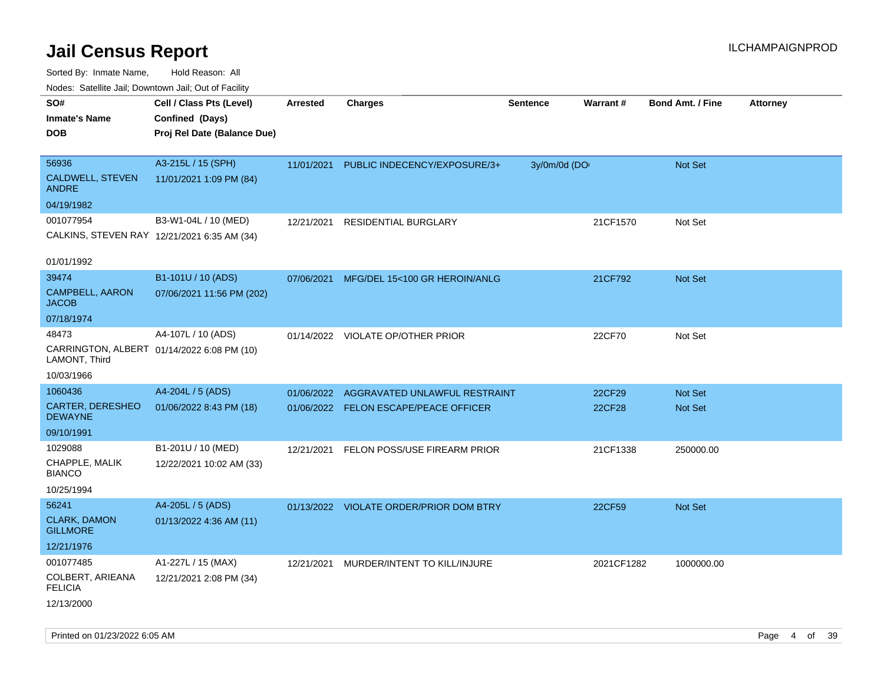# Jail Census Report

ILCHAMPAIGNPROD

Sorted By: Inmate Name, Hold Reason: All

Nodes: Satellite Jail; Downtown Jail; Out of Facility

| SO#<br>Inmate's Name<br>DOB | Cell / Class Pts (Level)<br>Confined (Days)<br>Proj Rel Date (Balance Due) | Arrested | Charges | Sentence | Warrant # | Bond Amt. / Fine | Attorney |
|---|---|---|---|---|---|---|---|
| 56936<br>CALDWELL, STEVEN ANDRE<br>04/19/1982 | A3-215L / 15 (SPH)<br>11/01/2021 1:09 PM (84) | 11/01/2021 | PUBLIC INDECENCY/EXPOSURE/3+ | 3y/0m/0d (DO |  | Not Set |  |
| 001077954<br>CALKINS, STEVEN RAY<br>01/01/1992 | B3-W1-04L / 10 (MED)<br>12/21/2021 6:35 AM (34) | 12/21/2021 | RESIDENTIAL BURGLARY |  | 21CF1570 | Not Set |  |
| 39474<br>CAMPBELL, AARON JACOB<br>07/18/1974 | B1-101U / 10 (ADS)<br>07/06/2021 11:56 PM (202) | 07/06/2021 | MFG/DEL 15<100 GR HEROIN/ANLG |  | 21CF792 | Not Set |  |
| 48473<br>CARRINGTON, ALBERT LAMONT, Third<br>10/03/1966 | A4-107L / 10 (ADS)<br>01/14/2022 6:08 PM (10) | 01/14/2022 | VIOLATE OP/OTHER PRIOR |  | 22CF70 | Not Set |  |
| 1060436<br>CARTER, DERESHEO DEWAYNE<br>09/10/1991 | A4-204L / 5 (ADS)<br>01/06/2022 8:43 PM (18) | 01/06/2022 | AGGRAVATED UNLAWFUL RESTRAINT |  | 22CF29 | Not Set |  |
|  |  | 01/06/2022 | FELON ESCAPE/PEACE OFFICER |  | 22CF28 | Not Set |  |
| 1029088<br>CHAPPLE, MALIK BIANCO<br>10/25/1994 | B1-201U / 10 (MED)<br>12/22/2021 10:02 AM (33) | 12/21/2021 | FELON POSS/USE FIREARM PRIOR |  | 21CF1338 | 250000.00 |  |
| 56241<br>CLARK, DAMON GILLMORE<br>12/21/1976 | A4-205L / 5 (ADS)<br>01/13/2022 4:36 AM (11) | 01/13/2022 | VIOLATE ORDER/PRIOR DOM BTRY |  | 22CF59 | Not Set |  |
| 001077485<br>COLBERT, ARIEANA FELICIA<br>12/13/2000 | A1-227L / 15 (MAX)<br>12/21/2021 2:08 PM (34) | 12/21/2021 | MURDER/INTENT TO KILL/INJURE |  | 2021CF1282 | 1000000.00 |  |

Printed on 01/23/2022 6:05 AM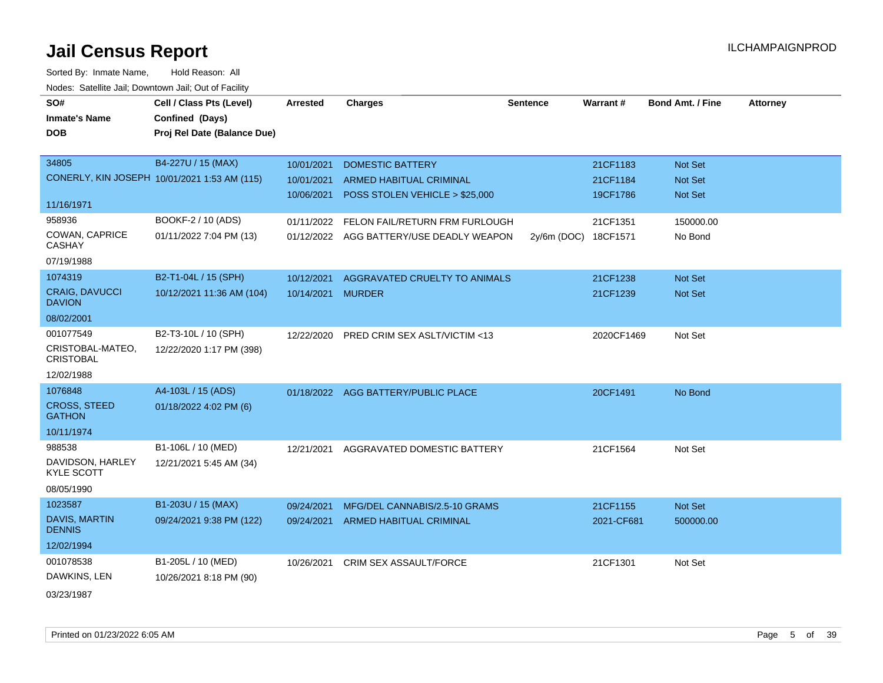# Jail Census Report

ILCHAMPAIGNPROD

Sorted By: Inmate Name, Hold Reason: All

Nodes: Satellite Jail; Downtown Jail; Out of Facility

| SO# / Inmate's Name / DOB | Cell / Class Pts (Level) / Confined (Days) / Proj Rel Date (Balance Due) | Arrested | Charges | Sentence | Warrant # | Bond Amt. / Fine | Attorney |
|---|---|---|---|---|---|---|---|
| 34805 CONERLY, KIN JOSEPH 11/16/1971 | B4-227U / 15 (MAX) 10/01/2021 1:53 AM (115) | 10/01/2021 | DOMESTIC BATTERY | | 21CF1183 | Not Set | |
| | | 10/01/2021 | ARMED HABITUAL CRIMINAL | | 21CF1184 | Not Set | |
| | | 10/06/2021 | POSS STOLEN VEHICLE > $25,000 | | 19CF1786 | Not Set | |
| 958936 COWAN, CAPRICE CASHAY 07/19/1988 | BOOKF-2 / 10 (ADS) 01/11/2022 7:04 PM (13) | 01/11/2022 | FELON FAIL/RETURN FRM FURLOUGH | | 21CF1351 | 150000.00 | |
| | | 01/12/2022 | AGG BATTERY/USE DEADLY WEAPON | 2y/6m (DOC) | 18CF1571 | No Bond | |
| 1074319 CRAIG, DAVUCCI DAVION 08/02/2001 | B2-T1-04L / 15 (SPH) 10/12/2021 11:36 AM (104) | 10/12/2021 | AGGRAVATED CRUELTY TO ANIMALS | | 21CF1238 | Not Set | |
| | | 10/14/2021 | MURDER | | 21CF1239 | Not Set | |
| 001077549 CRISTOBAL-MATEO, CRISTOBAL 12/02/1988 | B2-T3-10L / 10 (SPH) 12/22/2020 1:17 PM (398) | 12/22/2020 | PRED CRIM SEX ASLT/VICTIM <13 | | 2020CF1469 | Not Set | |
| 1076848 CROSS, STEED GATHON 10/11/1974 | A4-103L / 15 (ADS) 01/18/2022 4:02 PM (6) | 01/18/2022 | AGG BATTERY/PUBLIC PLACE | | 20CF1491 | No Bond | |
| 988538 DAVIDSON, HARLEY KYLE SCOTT 08/05/1990 | B1-106L / 10 (MED) 12/21/2021 5:45 AM (34) | 12/21/2021 | AGGRAVATED DOMESTIC BATTERY | | 21CF1564 | Not Set | |
| 1023587 DAVIS, MARTIN DENNIS 12/02/1994 | B1-203U / 15 (MAX) 09/24/2021 9:38 PM (122) | 09/24/2021 | MFG/DEL CANNABIS/2.5-10 GRAMS | | 21CF1155 | Not Set | |
| | | 09/24/2021 | ARMED HABITUAL CRIMINAL | | 2021-CF681 | 500000.00 | |
| 001078538 DAWKINS, LEN 03/23/1987 | B1-205L / 10 (MED) 10/26/2021 8:18 PM (90) | 10/26/2021 | CRIM SEX ASSAULT/FORCE | | 21CF1301 | Not Set | |

Printed on 01/23/2022 6:05 AM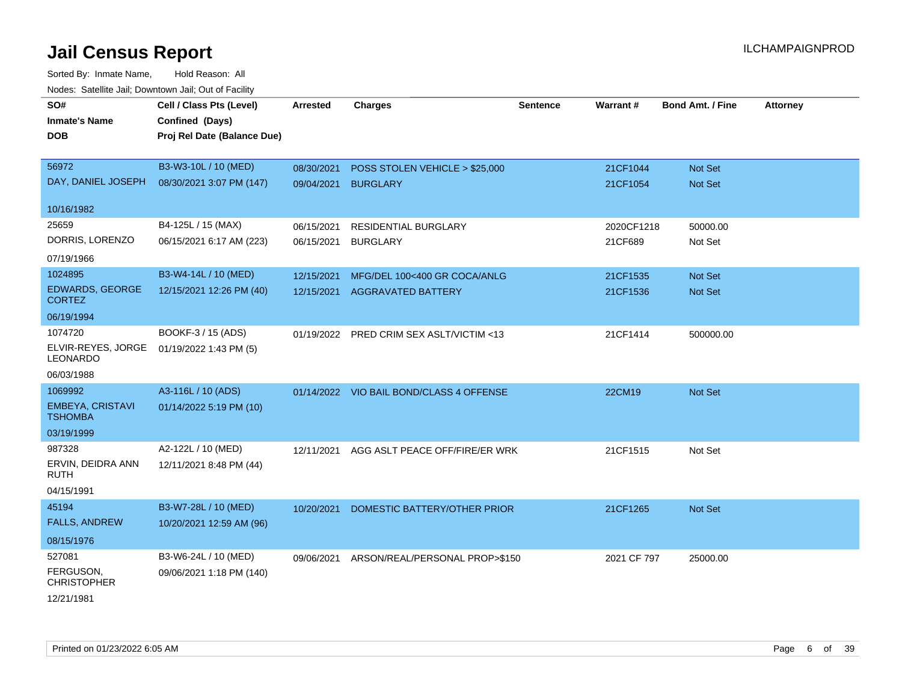# Jail Census Report

ILCHAMPAIGNPROD

Sorted By: Inmate Name, Hold Reason: All

Nodes: Satellite Jail; Downtown Jail; Out of Facility

| SO#<br>Inmate's Name<br>DOB | Cell / Class Pts (Level)<br>Confined (Days)<br>Proj Rel Date (Balance Due) | Arrested | Charges | Sentence | Warrant # | Bond Amt. / Fine | Attorney |
|---|---|---|---|---|---|---|---|
| 56972<br>DAY, DANIEL JOSEPH<br>10/16/1982 | B3-W3-10L / 10 (MED)<br>08/30/2021 3:07 PM (147) | 08/30/2021<br>09/04/2021 | POSS STOLEN VEHICLE > $25,000<br>BURGLARY | | 21CF1044<br>21CF1054 | Not Set<br>Not Set | |
| 25659<br>DORRIS, LORENZO<br>07/19/1966 | B4-125L / 15 (MAX)<br>06/15/2021 6:17 AM (223) | 06/15/2021<br>06/15/2021 | RESIDENTIAL BURGLARY<br>BURGLARY | | 2020CF1218<br>21CF689 | 50000.00<br>Not Set | |
| 1024895<br>EDWARDS, GEORGE CORTEZ<br>06/19/1994 | B3-W4-14L / 10 (MED)<br>12/15/2021 12:26 PM (40) | 12/15/2021<br>12/15/2021 | MFG/DEL 100<400 GR COCA/ANLG<br>AGGRAVATED BATTERY | | 21CF1535<br>21CF1536 | Not Set<br>Not Set | |
| 1074720<br>ELVIR-REYES, JORGE LEONARDO<br>06/03/1988 | BOOKF-3 / 15 (ADS)<br>01/19/2022 1:43 PM (5) | 01/19/2022 | PRED CRIM SEX ASLT/VICTIM <13 | | 21CF1414 | 500000.00 | |
| 1069992<br>EMBEYA, CRISTAVI TSHOMBA<br>03/19/1999 | A3-116L / 10 (ADS)<br>01/14/2022 5:19 PM (10) | 01/14/2022 | VIO BAIL BOND/CLASS 4 OFFENSE | | 22CM19 | Not Set | |
| 987328<br>ERVIN, DEIDRA ANN RUTH<br>04/15/1991 | A2-122L / 10 (MED)<br>12/11/2021 8:48 PM (44) | 12/11/2021 | AGG ASLT PEACE OFF/FIRE/ER WRK | | 21CF1515 | Not Set | |
| 45194<br>FALLS, ANDREW<br>08/15/1976 | B3-W7-28L / 10 (MED)<br>10/20/2021 12:59 AM (96) | 10/20/2021 | DOMESTIC BATTERY/OTHER PRIOR | | 21CF1265 | Not Set | |
| 527081<br>FERGUSON, CHRISTOPHER<br>12/21/1981 | B3-W6-24L / 10 (MED)<br>09/06/2021 1:18 PM (140) | 09/06/2021 | ARSON/REAL/PERSONAL PROP>$150 | | 2021 CF 797 | 25000.00 | |

Printed on 01/23/2022 6:05 AM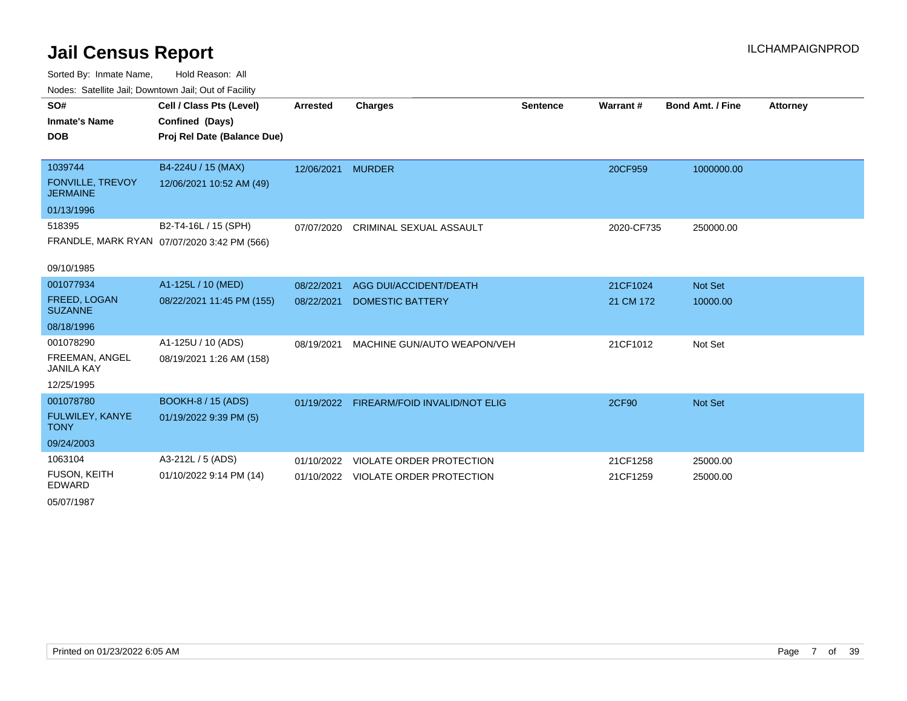# Jail Census Report

ILCHAMPAIGNPROD

Sorted By: Inmate Name, Hold Reason: All

Nodes: Satellite Jail; Downtown Jail; Out of Facility

| SO# / Inmate's Name / DOB | Cell / Class Pts (Level) / Confined (Days) / Proj Rel Date (Balance Due) | Arrested | Charges | Sentence | Warrant # | Bond Amt. / Fine | Attorney |
|---|---|---|---|---|---|---|---|
| 1039744<br>FONVILLE, TREVOY JERMAINE<br>01/13/1996 | B4-224U / 15 (MAX)<br>12/06/2021 10:52 AM (49) | 12/06/2021 | MURDER | | 20CF959 | 1000000.00 | |
| 518395<br>FRANDLE, MARK RYAN<br>09/10/1985 | B2-T4-16L / 15 (SPH)<br>07/07/2020 3:42 PM (566) | 07/07/2020 | CRIMINAL SEXUAL ASSAULT | | 2020-CF735 | 250000.00 | |
| 001077934<br>FREED, LOGAN SUZANNE<br>08/18/1996 | A1-125L / 10 (MED)<br>08/22/2021 11:45 PM (155) | 08/22/2021<br>08/22/2021 | AGG DUI/ACCIDENT/DEATH<br>DOMESTIC BATTERY | | 21CF1024<br>21 CM 172 | Not Set<br>10000.00 | |
| 001078290<br>FREEMAN, ANGEL JANILA KAY<br>12/25/1995 | A1-125U / 10 (ADS)<br>08/19/2021 1:26 AM (158) | 08/19/2021 | MACHINE GUN/AUTO WEAPON/VEH | | 21CF1012 | Not Set | |
| 001078780<br>FULWILEY, KANYE TONY<br>09/24/2003 | BOOKH-8 / 15 (ADS)<br>01/19/2022 9:39 PM (5) | 01/19/2022 | FIREARM/FOID INVALID/NOT ELIG | | 2CF90 | Not Set | |
| 1063104<br>FUSON, KEITH EDWARD<br>05/07/1987 | A3-212L / 5 (ADS)<br>01/10/2022 9:14 PM (14) | 01/10/2022<br>01/10/2022 | VIOLATE ORDER PROTECTION<br>VIOLATE ORDER PROTECTION | | 21CF1258<br>21CF1259 | 25000.00<br>25000.00 | |

Printed on 01/23/2022 6:05 AM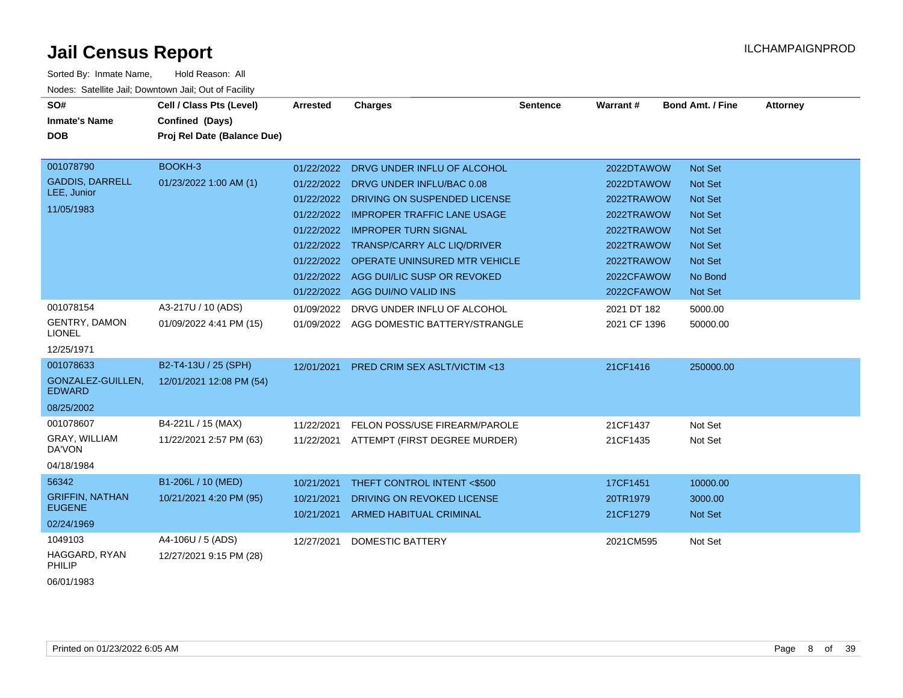# Jail Census Report

ILCHAMPAIGNPROD

Sorted By: Inmate Name, Hold Reason: All

Nodes: Satellite Jail; Downtown Jail; Out of Facility

| SO# / Inmate's Name / DOB | Cell / Class Pts (Level) / Confined (Days) / Proj Rel Date (Balance Due) | Arrested | Charges | Sentence | Warrant # | Bond Amt. / Fine | Attorney |
|---|---|---|---|---|---|---|---|
| 001078790 GADDIS, DARRELL LEE, Junior 11/05/1983 | BOOKH-3 01/23/2022 1:00 AM (1) | 01/22/2022 | DRVG UNDER INFLU OF ALCOHOL | | 2022DTAWOW | Not Set | |
| | | 01/22/2022 | DRVG UNDER INFLU/BAC 0.08 | | 2022DTAWOW | Not Set | |
| | | 01/22/2022 | DRIVING ON SUSPENDED LICENSE | | 2022TRAWOW | Not Set | |
| | | 01/22/2022 | IMPROPER TRAFFIC LANE USAGE | | 2022TRAWOW | Not Set | |
| | | 01/22/2022 | IMPROPER TURN SIGNAL | | 2022TRAWOW | Not Set | |
| | | 01/22/2022 | TRANSP/CARRY ALC LIQ/DRIVER | | 2022TRAWOW | Not Set | |
| | | 01/22/2022 | OPERATE UNINSURED MTR VEHICLE | | 2022TRAWOW | Not Set | |
| | | 01/22/2022 | AGG DUI/LIC SUSP OR REVOKED | | 2022CFAWOW | No Bond | |
| | | 01/22/2022 | AGG DUI/NO VALID INS | | 2022CFAWOW | Not Set | |
| 001078154 GENTRY, DAMON LIONEL 12/25/1971 | A3-217U / 10 (ADS) 01/09/2022 4:41 PM (15) | 01/09/2022 | DRVG UNDER INFLU OF ALCOHOL | | 2021 DT 182 | 5000.00 | |
| | | 01/09/2022 | AGG DOMESTIC BATTERY/STRANGLE | | 2021 CF 1396 | 50000.00 | |
| 001078633 GONZALEZ-GUILLEN, EDWARD 08/25/2002 | B2-T4-13U / 25 (SPH) 12/01/2021 12:08 PM (54) | 12/01/2021 | PRED CRIM SEX ASLT/VICTIM <13 | | 21CF1416 | 250000.00 | |
| 001078607 GRAY, WILLIAM DA'VON 04/18/1984 | B4-221L / 15 (MAX) 11/22/2021 2:57 PM (63) | 11/22/2021 | FELON POSS/USE FIREARM/PAROLE | | 21CF1437 | Not Set | |
| | | 11/22/2021 | ATTEMPT (FIRST DEGREE MURDER) | | 21CF1435 | Not Set | |
| 56342 GRIFFIN, NATHAN EUGENE 02/24/1969 | B1-206L / 10 (MED) 10/21/2021 4:20 PM (95) | 10/21/2021 | THEFT CONTROL INTENT <$500 | | 17CF1451 | 10000.00 | |
| | | 10/21/2021 | DRIVING ON REVOKED LICENSE | | 20TR1979 | 3000.00 | |
| | | 10/21/2021 | ARMED HABITUAL CRIMINAL | | 21CF1279 | Not Set | |
| 1049103 HAGGARD, RYAN PHILIP 06/01/1983 | A4-106U / 5 (ADS) 12/27/2021 9:15 PM (28) | 12/27/2021 | DOMESTIC BATTERY | | 2021CM595 | Not Set | |

Printed on 01/23/2022 6:05 AM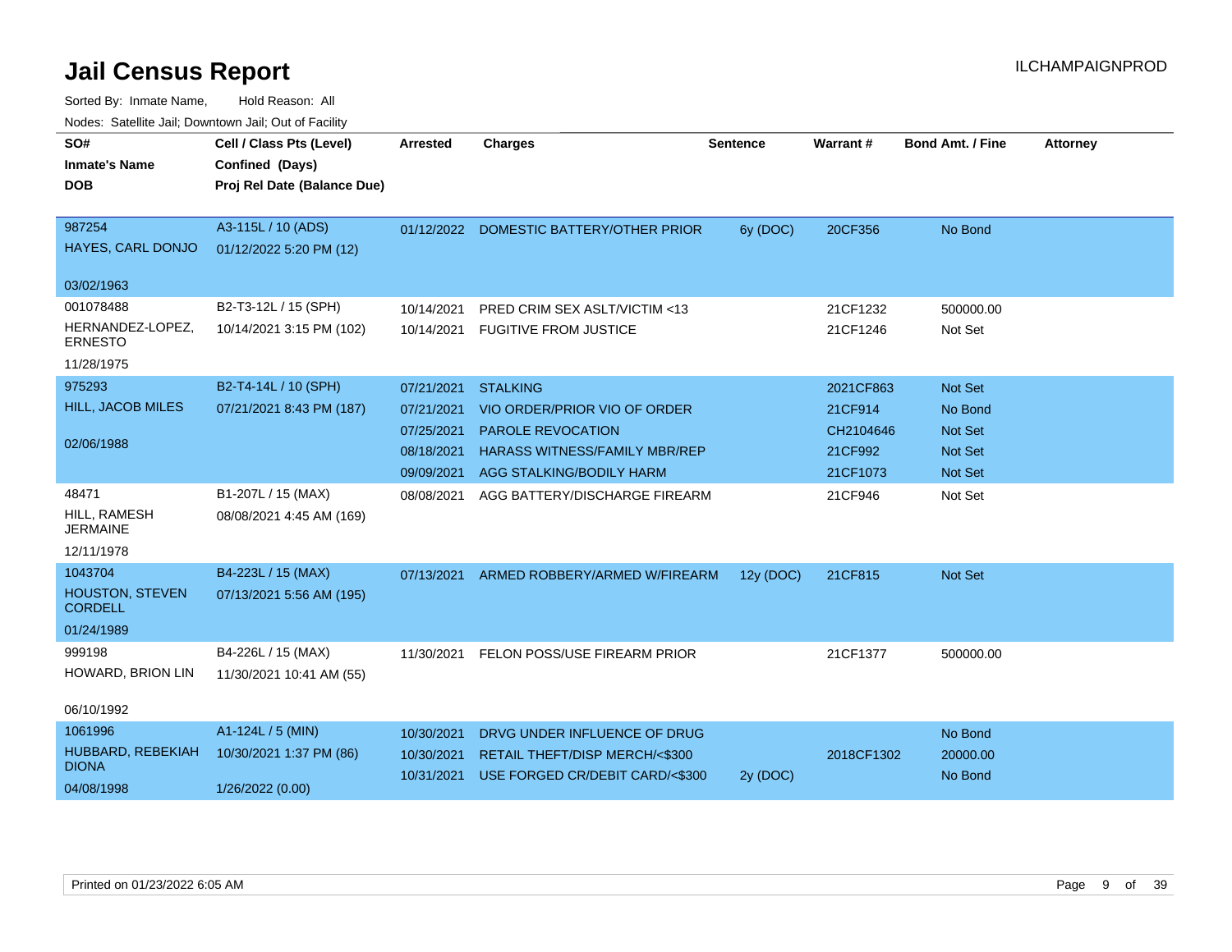# Jail Census Report

ILCHAMPAIGNPROD

Sorted By: Inmate Name, Hold Reason: All

Nodes: Satellite Jail; Downtown Jail; Out of Facility

| SO# / Inmate's Name / DOB | Cell / Class Pts (Level) / Confined (Days) / Proj Rel Date (Balance Due) | Arrested | Charges | Sentence | Warrant # | Bond Amt. / Fine | Attorney |
|---|---|---|---|---|---|---|---|
| 987254 HAYES, CARL DONJO 03/02/1963 | A3-115L / 10 (ADS) 01/12/2022 5:20 PM (12) | 01/12/2022 | DOMESTIC BATTERY/OTHER PRIOR | 6y (DOC) | 20CF356 | No Bond | |
| 001078488 HERNANDEZ-LOPEZ, ERNESTO 11/28/1975 | B2-T3-12L / 15 (SPH) 10/14/2021 3:15 PM (102) | 10/14/2021 | PRED CRIM SEX ASLT/VICTIM <13 | | 21CF1232 | 500000.00 | |
| | | 10/14/2021 | FUGITIVE FROM JUSTICE | | 21CF1246 | Not Set | |
| 975293 HILL, JACOB MILES 02/06/1988 | B2-T4-14L / 10 (SPH) 07/21/2021 8:43 PM (187) | 07/21/2021 | STALKING | | 2021CF863 | Not Set | |
| | | 07/21/2021 | VIO ORDER/PRIOR VIO OF ORDER | | 21CF914 | No Bond | |
| | | 07/25/2021 | PAROLE REVOCATION | | CH2104646 | Not Set | |
| | | 08/18/2021 | HARASS WITNESS/FAMILY MBR/REP | | 21CF992 | Not Set | |
| | | 09/09/2021 | AGG STALKING/BODILY HARM | | 21CF1073 | Not Set | |
| 48471 HILL, RAMESH JERMAINE 12/11/1978 | B1-207L / 15 (MAX) 08/08/2021 4:45 AM (169) | 08/08/2021 | AGG BATTERY/DISCHARGE FIREARM | | 21CF946 | Not Set | |
| 1043704 HOUSTON, STEVEN CORDELL 01/24/1989 | B4-223L / 15 (MAX) 07/13/2021 5:56 AM (195) | 07/13/2021 | ARMED ROBBERY/ARMED W/FIREARM | 12y (DOC) | 21CF815 | Not Set | |
| 999198 HOWARD, BRION LIN 06/10/1992 | B4-226L / 15 (MAX) 11/30/2021 10:41 AM (55) | 11/30/2021 | FELON POSS/USE FIREARM PRIOR | | 21CF1377 | 500000.00 | |
| 1061996 HUBBARD, REBEKIAH DIONA 04/08/1998 | A1-124L / 5 (MIN) 10/30/2021 1:37 PM (86) 1/26/2022 (0.00) | 10/30/2021 | DRVG UNDER INFLUENCE OF DRUG | | | No Bond | |
| | | 10/30/2021 | RETAIL THEFT/DISP MERCH/<$300 | | 2018CF1302 | 20000.00 | |
| | | 10/31/2021 | USE FORGED CR/DEBIT CARD/<$300 | 2y (DOC) | | No Bond | |

Printed on 01/23/2022 6:05 AM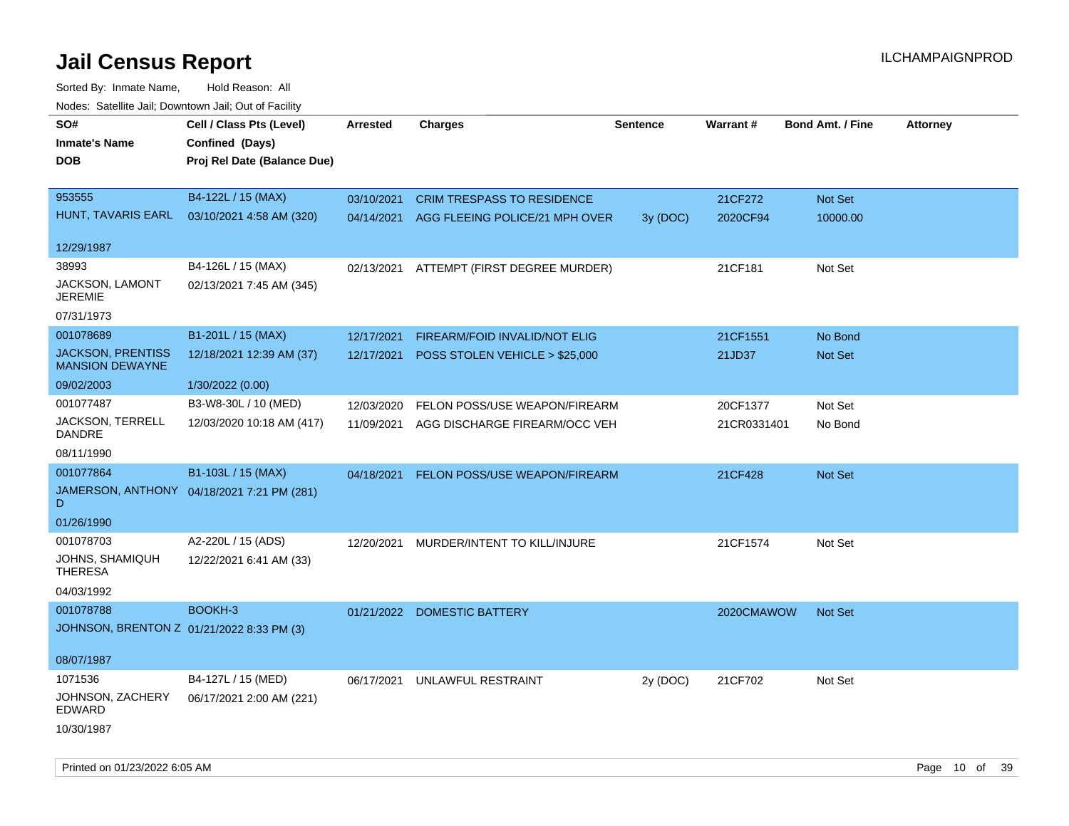# Jail Census Report

ILCHAMPAIGNPROD

Sorted By: Inmate Name, Hold Reason: All

Nodes: Satellite Jail; Downtown Jail; Out of Facility

| SO# / Inmate's Name / DOB | Cell / Class Pts (Level) / Confined (Days) / Proj Rel Date (Balance Due) | Arrested | Charges | Sentence | Warrant # | Bond Amt. / Fine | Attorney |
|---|---|---|---|---|---|---|---|
| 953555 HUNT, TAVARIS EARL 12/29/1987 | B4-122L / 15 (MAX) 03/10/2021 4:58 AM (320) | 03/10/2021 | CRIM TRESPASS TO RESIDENCE | | 21CF272 | Not Set | |
| | | 04/14/2021 | AGG FLEEING POLICE/21 MPH OVER | 3y (DOC) | 2020CF94 | 10000.00 | |
| 38993 JACKSON, LAMONT JEREMIE 07/31/1973 | B4-126L / 15 (MAX) 02/13/2021 7:45 AM (345) | 02/13/2021 | ATTEMPT (FIRST DEGREE MURDER) | | 21CF181 | Not Set | |
| 001078689 JACKSON, PRENTISS MANSION DEWAYNE 09/02/2003 | B1-201L / 15 (MAX) 12/18/2021 12:39 AM (37) 1/30/2022 (0.00) | 12/17/2021 | FIREARM/FOID INVALID/NOT ELIG | | 21CF1551 | No Bond | |
| | | 12/17/2021 | POSS STOLEN VEHICLE > $25,000 | | 21JD37 | Not Set | |
| 001077487 JACKSON, TERRELL DANDRE 08/11/1990 | B3-W8-30L / 10 (MED) 12/03/2020 10:18 AM (417) | 12/03/2020 | FELON POSS/USE WEAPON/FIREARM | | 20CF1377 | Not Set | |
| | | 11/09/2021 | AGG DISCHARGE FIREARM/OCC VEH | | 21CR0331401 | No Bond | |
| 001077864 JAMERSON, ANTHONY D 01/26/1990 | B1-103L / 15 (MAX) 04/18/2021 7:21 PM (281) | 04/18/2021 | FELON POSS/USE WEAPON/FIREARM | | 21CF428 | Not Set | |
| 001078703 JOHNS, SHAMIQUH THERESA 04/03/1992 | A2-220L / 15 (ADS) 12/22/2021 6:41 AM (33) | 12/20/2021 | MURDER/INTENT TO KILL/INJURE | | 21CF1574 | Not Set | |
| 001078788 JOHNSON, BRENTON Z 08/07/1987 | BOOKH-3 01/21/2022 8:33 PM (3) | 01/21/2022 | DOMESTIC BATTERY | | 2020CMAWOW | Not Set | |
| 1071536 JOHNSON, ZACHERY EDWARD 10/30/1987 | B4-127L / 15 (MED) 06/17/2021 2:00 AM (221) | 06/17/2021 | UNLAWFUL RESTRAINT | 2y (DOC) | 21CF702 | Not Set | |

Printed on 01/23/2022 6:05 AM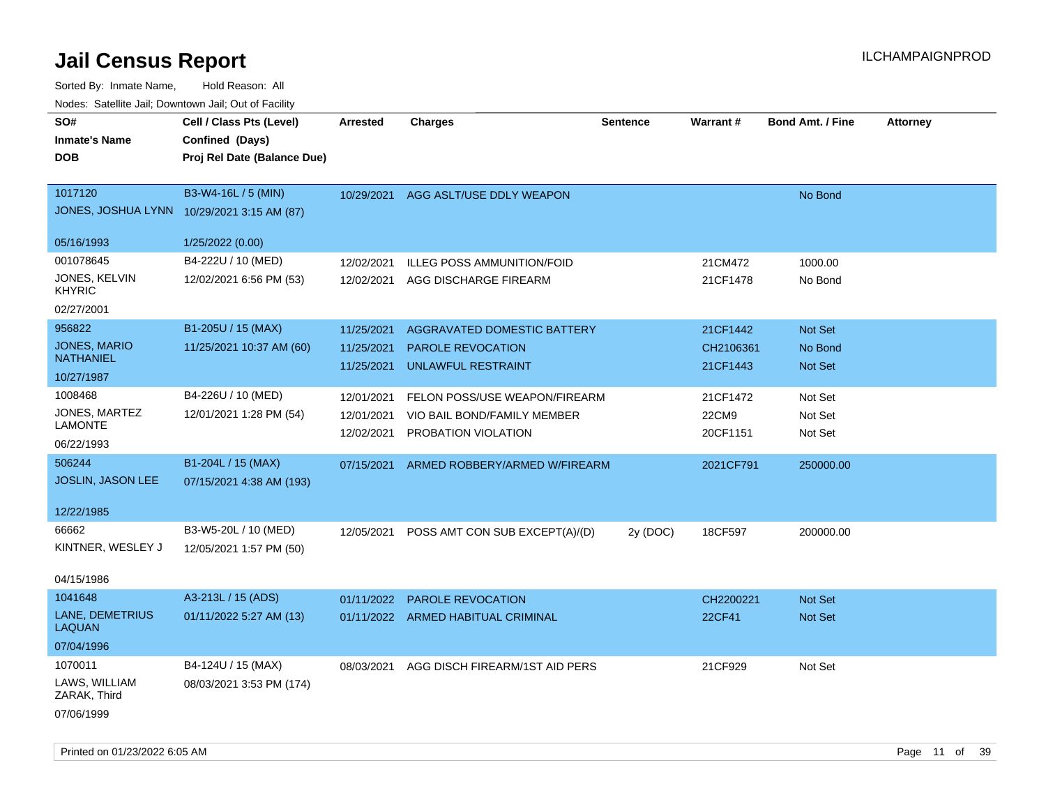# Jail Census Report

Sorted By: Inmate Name, Hold Reason: All

Nodes: Satellite Jail; Downtown Jail; Out of Facility

| SO# / Inmate's Name / DOB | Cell / Class Pts (Level) / Confined (Days) / Proj Rel Date (Balance Due) | Arrested | Charges | Sentence | Warrant # | Bond Amt. / Fine | Attorney |
|---|---|---|---|---|---|---|---|
| 1017120<br>JONES, JOSHUA LYNN<br>05/16/1993 | B3-W4-16L / 5 (MIN)<br>10/29/2021 3:15 AM (87)<br>1/25/2022 (0.00) | 10/29/2021 | AGG ASLT/USE DDLY WEAPON | | | No Bond | |
| 001078645<br>JONES, KELVIN KHYRIC<br>02/27/2001 | B4-222U / 10 (MED)<br>12/02/2021 6:56 PM (53) | 12/02/2021<br>12/02/2021 | ILLEG POSS AMMUNITION/FOID<br>AGG DISCHARGE FIREARM | | 21CM472<br>21CF1478 | 1000.00<br>No Bond | |
| 956822<br>JONES, MARIO NATHANIEL<br>10/27/1987 | B1-205U / 15 (MAX)<br>11/25/2021 10:37 AM (60) | 11/25/2021<br>11/25/2021<br>11/25/2021 | AGGRAVATED DOMESTIC BATTERY<br>PAROLE REVOCATION<br>UNLAWFUL RESTRAINT | | 21CF1442<br>CH2106361<br>21CF1443 | Not Set<br>No Bond<br>Not Set | |
| 1008468<br>JONES, MARTEZ LAMONTE<br>06/22/1993 | B4-226U / 10 (MED)<br>12/01/2021 1:28 PM (54) | 12/01/2021<br>12/01/2021<br>12/02/2021 | FELON POSS/USE WEAPON/FIREARM<br>VIO BAIL BOND/FAMILY MEMBER<br>PROBATION VIOLATION | | 21CF1472<br>22CM9<br>20CF1151 | Not Set<br>Not Set<br>Not Set | |
| 506244<br>JOSLIN, JASON LEE<br>12/22/1985 | B1-204L / 15 (MAX)<br>07/15/2021 4:38 AM (193) | 07/15/2021 | ARMED ROBBERY/ARMED W/FIREARM | | 2021CF791 | 250000.00 | |
| 66662<br>KINTNER, WESLEY J<br>04/15/1986 | B3-W5-20L / 10 (MED)<br>12/05/2021 1:57 PM (50) | 12/05/2021 | POSS AMT CON SUB EXCEPT(A)/(D) | 2y (DOC) | 18CF597 | 200000.00 | |
| 1041648<br>LANE, DEMETRIUS LAQUAN<br>07/04/1996 | A3-213L / 15 (ADS)<br>01/11/2022 5:27 AM (13) | 01/11/2022<br>01/11/2022 | PAROLE REVOCATION<br>ARMED HABITUAL CRIMINAL | | CH2200221<br>22CF41 | Not Set<br>Not Set | |
| 1070011<br>LAWS, WILLIAM ZARAK, Third<br>07/06/1999 | B4-124U / 15 (MAX)<br>08/03/2021 3:53 PM (174) | 08/03/2021 | AGG DISCH FIREARM/1ST AID PERS | | 21CF929 | Not Set | |

Printed on 01/23/2022 6:05 AM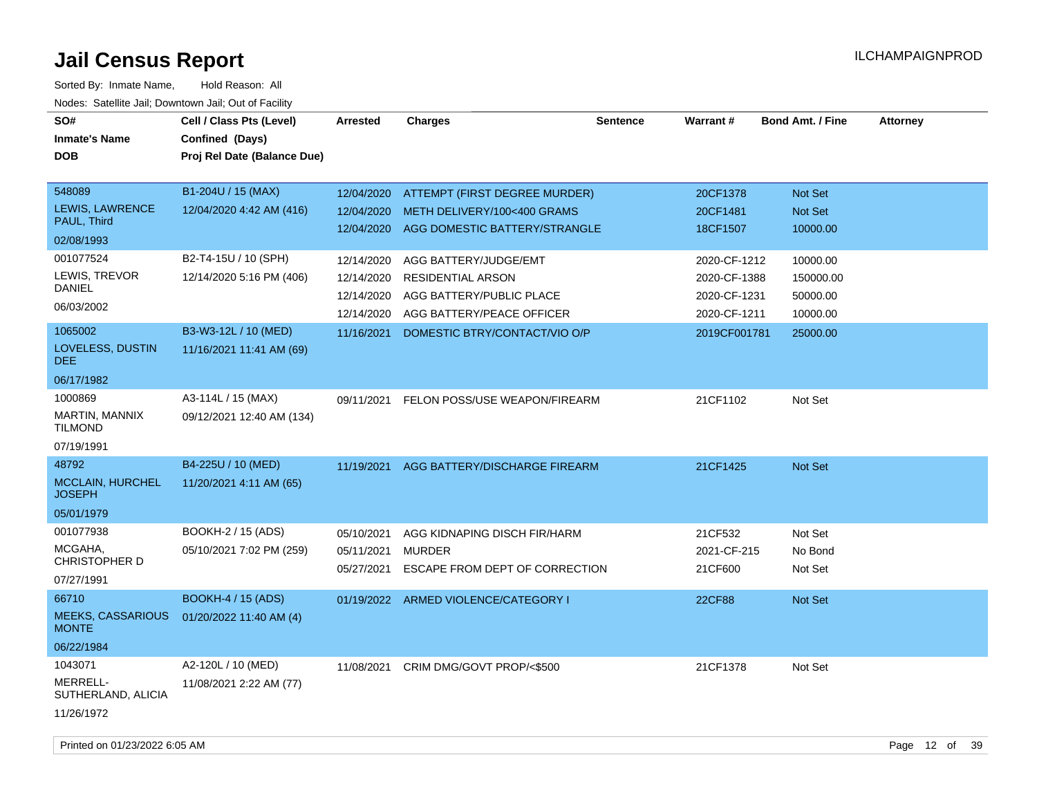# Jail Census Report

ILCHAMPAIGNPROD

Sorted By: Inmate Name, Hold Reason: All

Nodes: Satellite Jail; Downtown Jail; Out of Facility

| SO#<br>Inmate's Name<br>DOB | Cell / Class Pts (Level)<br>Confined (Days)<br>Proj Rel Date (Balance Due) | Arrested | Charges | Sentence | Warrant # | Bond Amt. / Fine | Attorney |
|---|---|---|---|---|---|---|---|
| 548089<br>LEWIS, LAWRENCE PAUL, Third<br>02/08/1993 | B1-204U / 15 (MAX)<br>12/04/2020 4:42 AM (416) | 12/04/2020<br>12/04/2020<br>12/04/2020 | ATTEMPT (FIRST DEGREE MURDER)<br>METH DELIVERY/100<400 GRAMS<br>AGG DOMESTIC BATTERY/STRANGLE | | 20CF1378<br>20CF1481<br>18CF1507 | Not Set<br>Not Set<br>10000.00 | |
| 001077524<br>LEWIS, TREVOR DANIEL<br>06/03/2002 | B2-T4-15U / 10 (SPH)<br>12/14/2020 5:16 PM (406) | 12/14/2020<br>12/14/2020<br>12/14/2020<br>12/14/2020 | AGG BATTERY/JUDGE/EMT<br>RESIDENTIAL ARSON<br>AGG BATTERY/PUBLIC PLACE<br>AGG BATTERY/PEACE OFFICER | | 2020-CF-1212<br>2020-CF-1388<br>2020-CF-1231<br>2020-CF-1211 | 10000.00<br>150000.00<br>50000.00<br>10000.00 | |
| 1065002<br>LOVELESS, DUSTIN DEE<br>06/17/1982 | B3-W3-12L / 10 (MED)<br>11/16/2021 11:41 AM (69) | 11/16/2021 | DOMESTIC BTRY/CONTACT/VIO O/P | | 2019CF001781 | 25000.00 | |
| 1000869<br>MARTIN, MANNIX TILMOND<br>07/19/1991 | A3-114L / 15 (MAX)<br>09/12/2021 12:40 AM (134) | 09/11/2021 | FELON POSS/USE WEAPON/FIREARM | | 21CF1102 | Not Set | |
| 48792<br>MCCLAIN, HURCHEL JOSEPH<br>05/01/1979 | B4-225U / 10 (MED)<br>11/20/2021 4:11 AM (65) | 11/19/2021 | AGG BATTERY/DISCHARGE FIREARM | | 21CF1425 | Not Set | |
| 001077938<br>MCGAHA, CHRISTOPHER D<br>07/27/1991 | BOOKH-2 / 15 (ADS)<br>05/10/2021 7:02 PM (259) | 05/10/2021<br>05/11/2021<br>05/27/2021 | AGG KIDNAPING DISCH FIR/HARM<br>MURDER<br>ESCAPE FROM DEPT OF CORRECTION | | 21CF532<br>2021-CF-215<br>21CF600 | Not Set<br>No Bond<br>Not Set | |
| 66710<br>MEEKS, CASSARIOUS MONTE<br>06/22/1984 | BOOKH-4 / 15 (ADS)<br>01/20/2022 11:40 AM (4) | 01/19/2022 | ARMED VIOLENCE/CATEGORY I | | 22CF88 | Not Set | |
| 1043071<br>MERRELL-SUTHERLAND, ALICIA<br>11/26/1972 | A2-120L / 10 (MED)<br>11/08/2021 2:22 AM (77) | 11/08/2021 | CRIM DMG/GOVT PROP/<$500 | | 21CF1378 | Not Set | |

Printed on 01/23/2022 6:05 AM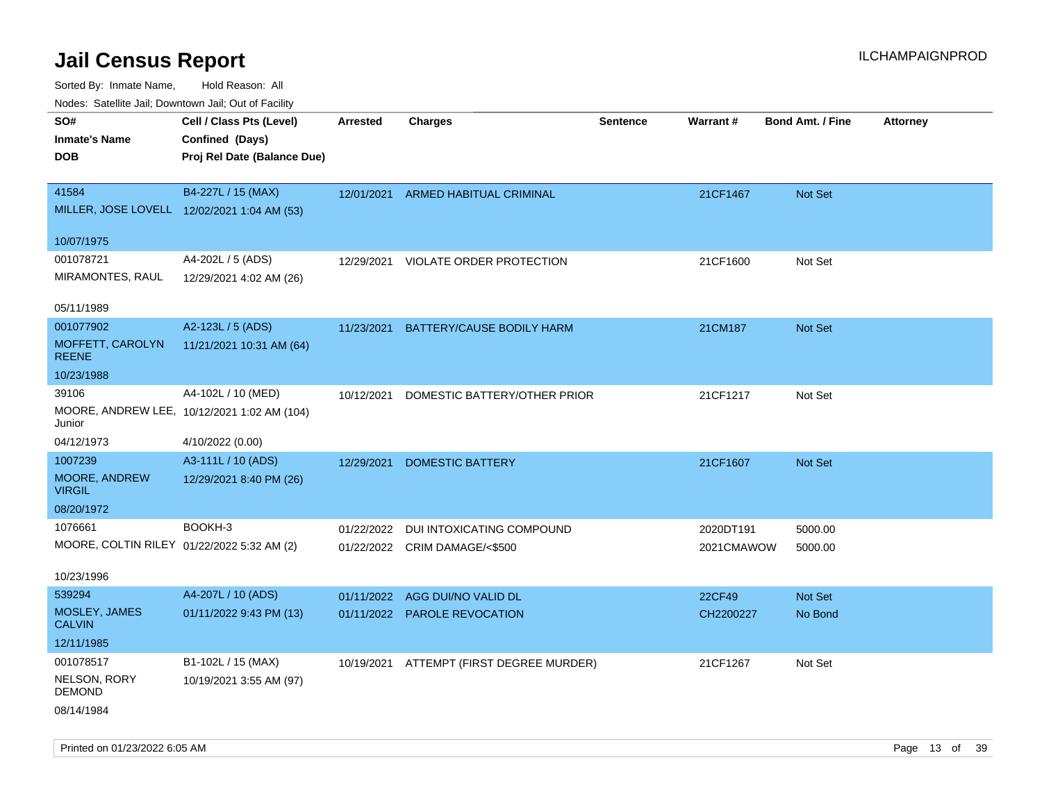# Jail Census Report

ILCHAMPAIGNPROD

Sorted By: Inmate Name, Hold Reason: All

Nodes: Satellite Jail; Downtown Jail; Out of Facility

| SO# / Inmate's Name / DOB | Cell / Class Pts (Level) / Confined (Days) / Proj Rel Date (Balance Due) | Arrested | Charges | Sentence | Warrant # | Bond Amt. / Fine | Attorney |
|---|---|---|---|---|---|---|---|
| 41584<br>MILLER, JOSE LOVELL<br>10/07/1975 | B4-227L / 15 (MAX)<br>12/02/2021 1:04 AM (53) | 12/01/2021 | ARMED HABITUAL CRIMINAL | | 21CF1467 | Not Set | |
| 001078721<br>MIRAMONTES, RAUL<br>05/11/1989 | A4-202L / 5 (ADS)<br>12/29/2021 4:02 AM (26) | 12/29/2021 | VIOLATE ORDER PROTECTION | | 21CF1600 | Not Set | |
| 001077902<br>MOFFETT, CAROLYN REENE<br>10/23/1988 | A2-123L / 5 (ADS)<br>11/21/2021 10:31 AM (64) | 11/23/2021 | BATTERY/CAUSE BODILY HARM | | 21CM187 | Not Set | |
| 39106<br>MOORE, ANDREW LEE, Junior<br>04/12/1973 | A4-102L / 10 (MED)<br>10/12/2021 1:02 AM (104)<br>4/10/2022 (0.00) | 10/12/2021 | DOMESTIC BATTERY/OTHER PRIOR | | 21CF1217 | Not Set | |
| 1007239<br>MOORE, ANDREW VIRGIL<br>08/20/1972 | A3-111L / 10 (ADS)<br>12/29/2021 8:40 PM (26) | 12/29/2021 | DOMESTIC BATTERY | | 21CF1607 | Not Set | |
| 1076661<br>MOORE, COLTIN RILEY<br>10/23/1996 | BOOKH-3<br>01/22/2022 5:32 AM (2) | 01/22/2022 | DUI INTOXICATING COMPOUND | | 2020DT191 | 5000.00 | |
| | | 01/22/2022 | CRIM DAMAGE/<$500 | | 2021CMAWOW | 5000.00 | |
| 539294<br>MOSLEY, JAMES CALVIN<br>12/11/1985 | A4-207L / 10 (ADS)<br>01/11/2022 9:43 PM (13) | 01/11/2022 | AGG DUI/NO VALID DL | | 22CF49 | Not Set | |
| | | 01/11/2022 | PAROLE REVOCATION | | CH2200227 | No Bond | |
| 001078517<br>NELSON, RORY DEMOND<br>08/14/1984 | B1-102L / 15 (MAX)<br>10/19/2021 3:55 AM (97) | 10/19/2021 | ATTEMPT (FIRST DEGREE MURDER) | | 21CF1267 | Not Set | |

Printed on 01/23/2022 6:05 AM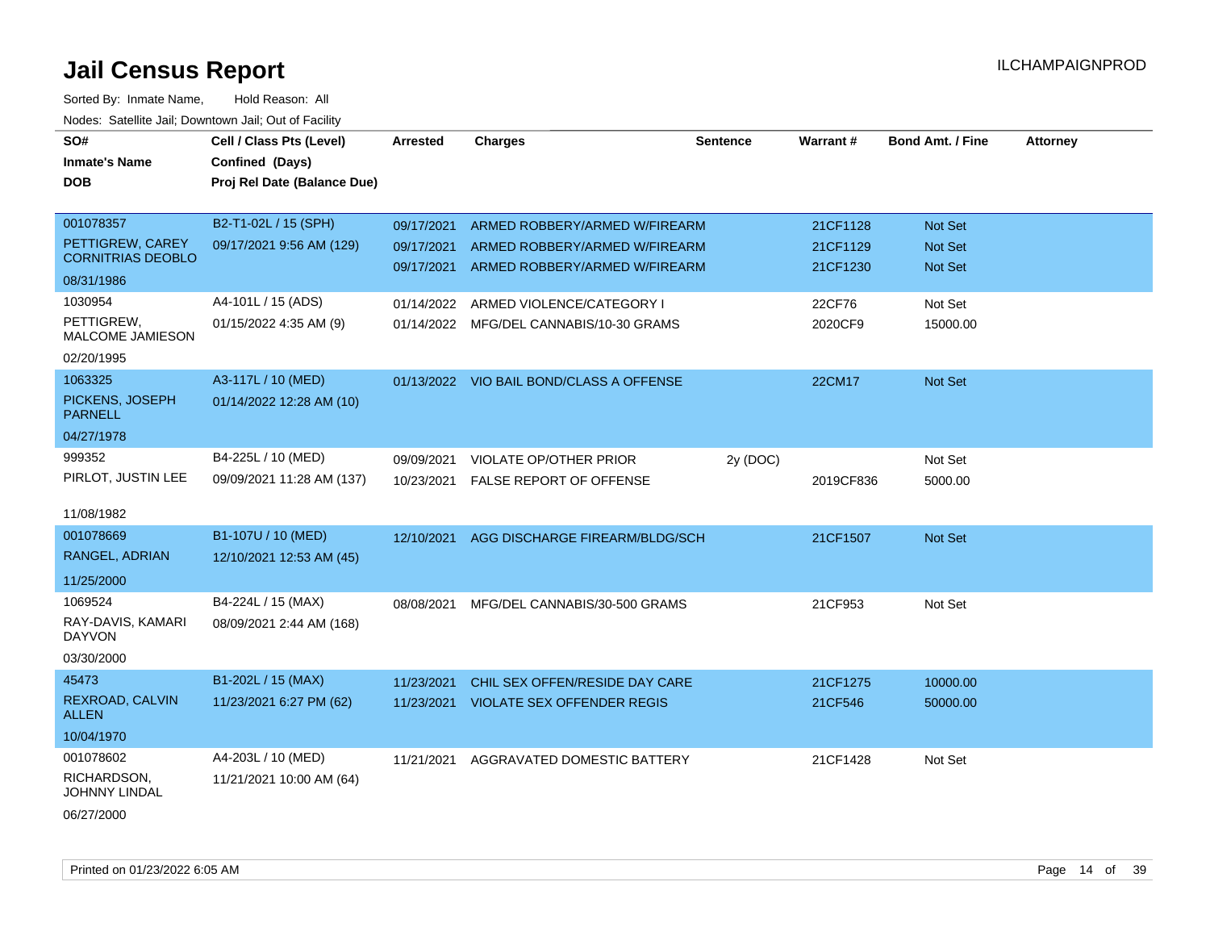# Jail Census Report

ILCHAMPAIGNPROD

Sorted By: Inmate Name, Hold Reason: All

Nodes: Satellite Jail; Downtown Jail; Out of Facility

| SO# / Inmate's Name / DOB | Cell / Class Pts (Level) / Confined (Days) / Proj Rel Date (Balance Due) | Arrested | Charges | Sentence | Warrant # | Bond Amt. / Fine | Attorney |
|---|---|---|---|---|---|---|---|
| 001078357<br>PETTIGREW, CAREY CORNITRIAS DEOBLO<br>08/31/1986 | B2-T1-02L / 15 (SPH)<br>09/17/2021 9:56 AM (129) | 09/17/2021<br>09/17/2021<br>09/17/2021 | ARMED ROBBERY/ARMED W/FIREARM<br>ARMED ROBBERY/ARMED W/FIREARM<br>ARMED ROBBERY/ARMED W/FIREARM | | 21CF1128<br>21CF1129<br>21CF1230 | Not Set<br>Not Set<br>Not Set | |
| 1030954<br>PETTIGREW, MALCOME JAMIESON<br>02/20/1995 | A4-101L / 15 (ADS)<br>01/15/2022 4:35 AM (9) | 01/14/2022<br>01/14/2022 | ARMED VIOLENCE/CATEGORY I<br>MFG/DEL CANNABIS/10-30 GRAMS | | 22CF76<br>2020CF9 | Not Set<br>15000.00 | |
| 1063325<br>PICKENS, JOSEPH PARNELL<br>04/27/1978 | A3-117L / 10 (MED)<br>01/14/2022 12:28 AM (10) | 01/13/2022 | VIO BAIL BOND/CLASS A OFFENSE | | 22CM17 | Not Set | |
| 999352<br>PIRLOT, JUSTIN LEE<br>11/08/1982 | B4-225L / 10 (MED)<br>09/09/2021 11:28 AM (137) | 09/09/2021<br>10/23/2021 | VIOLATE OP/OTHER PRIOR<br>FALSE REPORT OF OFFENSE | 2y (DOC) | <br>2019CF836 | Not Set<br>5000.00 | |
| 001078669<br>RANGEL, ADRIAN<br>11/25/2000 | B1-107U / 10 (MED)<br>12/10/2021 12:53 AM (45) | 12/10/2021 | AGG DISCHARGE FIREARM/BLDG/SCH | | 21CF1507 | Not Set | |
| 1069524<br>RAY-DAVIS, KAMARI DAYVON<br>03/30/2000 | B4-224L / 15 (MAX)<br>08/09/2021 2:44 AM (168) | 08/08/2021 | MFG/DEL CANNABIS/30-500 GRAMS | | 21CF953 | Not Set | |
| 45473<br>REXROAD, CALVIN ALLEN<br>10/04/1970 | B1-202L / 15 (MAX)<br>11/23/2021 6:27 PM (62) | 11/23/2021<br>11/23/2021 | CHIL SEX OFFEN/RESIDE DAY CARE<br>VIOLATE SEX OFFENDER REGIS | | 21CF1275<br>21CF546 | 10000.00<br>50000.00 | |
| 001078602<br>RICHARDSON, JOHNNY LINDAL<br>06/27/2000 | A4-203L / 10 (MED)<br>11/21/2021 10:00 AM (64) | 11/21/2021 | AGGRAVATED DOMESTIC BATTERY | | 21CF1428 | Not Set | |

Printed on 01/23/2022 6:05 AM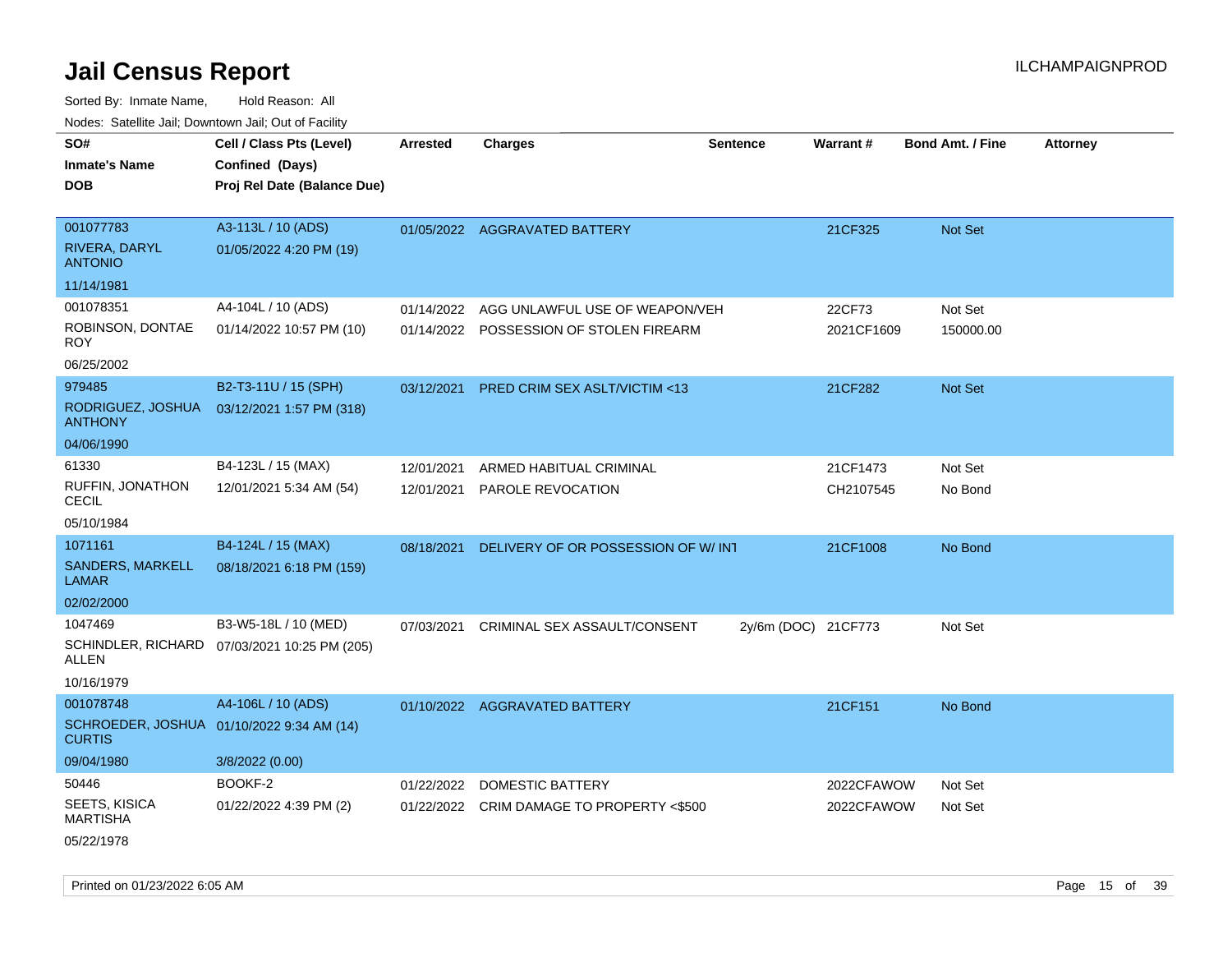# Jail Census Report

ILCHAMPAIGNPROD

Sorted By: Inmate Name, Hold Reason: All

Nodes: Satellite Jail; Downtown Jail; Out of Facility

| SO# / Inmate's Name / DOB | Cell / Class Pts (Level) / Confined (Days) / Proj Rel Date (Balance Due) | Arrested | Charges | Sentence | Warrant # | Bond Amt. / Fine | Attorney |
|---|---|---|---|---|---|---|---|
| 001077783<br>RIVERA, DARYL ANTONIO<br>11/14/1981 | A3-113L / 10 (ADS)<br>01/05/2022 4:20 PM (19) | 01/05/2022 | AGGRAVATED BATTERY | | 21CF325 | Not Set | |
| 001078351<br>ROBINSON, DONTAE ROY<br>06/25/2002 | A4-104L / 10 (ADS)<br>01/14/2022 10:57 PM (10) | 01/14/2022<br>01/14/2022 | AGG UNLAWFUL USE OF WEAPON/VEH<br>POSSESSION OF STOLEN FIREARM | | 22CF73<br>2021CF1609 | Not Set<br>150000.00 | |
| 979485<br>RODRIGUEZ, JOSHUA ANTHONY<br>04/06/1990 | B2-T3-11U / 15 (SPH)<br>03/12/2021 1:57 PM (318) | 03/12/2021 | PRED CRIM SEX ASLT/VICTIM <13 | | 21CF282 | Not Set | |
| 61330<br>RUFFIN, JONATHON CECIL<br>05/10/1984 | B4-123L / 15 (MAX)<br>12/01/2021 5:34 AM (54) | 12/01/2021<br>12/01/2021 | ARMED HABITUAL CRIMINAL<br>PAROLE REVOCATION | | 21CF1473<br>CH2107545 | Not Set<br>No Bond | |
| 1071161<br>SANDERS, MARKELL LAMAR<br>02/02/2000 | B4-124L / 15 (MAX)<br>08/18/2021 6:18 PM (159) | 08/18/2021 | DELIVERY OF OR POSSESSION OF W/ INT | | 21CF1008 | No Bond | |
| 1047469<br>SCHINDLER, RICHARD ALLEN<br>10/16/1979 | B3-W5-18L / 10 (MED)<br>07/03/2021 10:25 PM (205) | 07/03/2021 | CRIMINAL SEX ASSAULT/CONSENT | 2y/6m (DOC) | 21CF773 | Not Set | |
| 001078748<br>SCHROEDER, JOSHUA CURTIS<br>09/04/1980 | A4-106L / 10 (ADS)<br>01/10/2022 9:34 AM (14)<br>3/8/2022 (0.00) | 01/10/2022 | AGGRAVATED BATTERY | | 21CF151 | No Bond | |
| 50446<br>SEETS, KISICA MARTISHA<br>05/22/1978 | BOOKF-2<br>01/22/2022 4:39 PM (2) | 01/22/2022<br>01/22/2022 | DOMESTIC BATTERY<br>CRIM DAMAGE TO PROPERTY <$500 | | 2022CFAWOW<br>2022CFAWOW | Not Set<br>Not Set | |

Printed on 01/23/2022 6:05 AM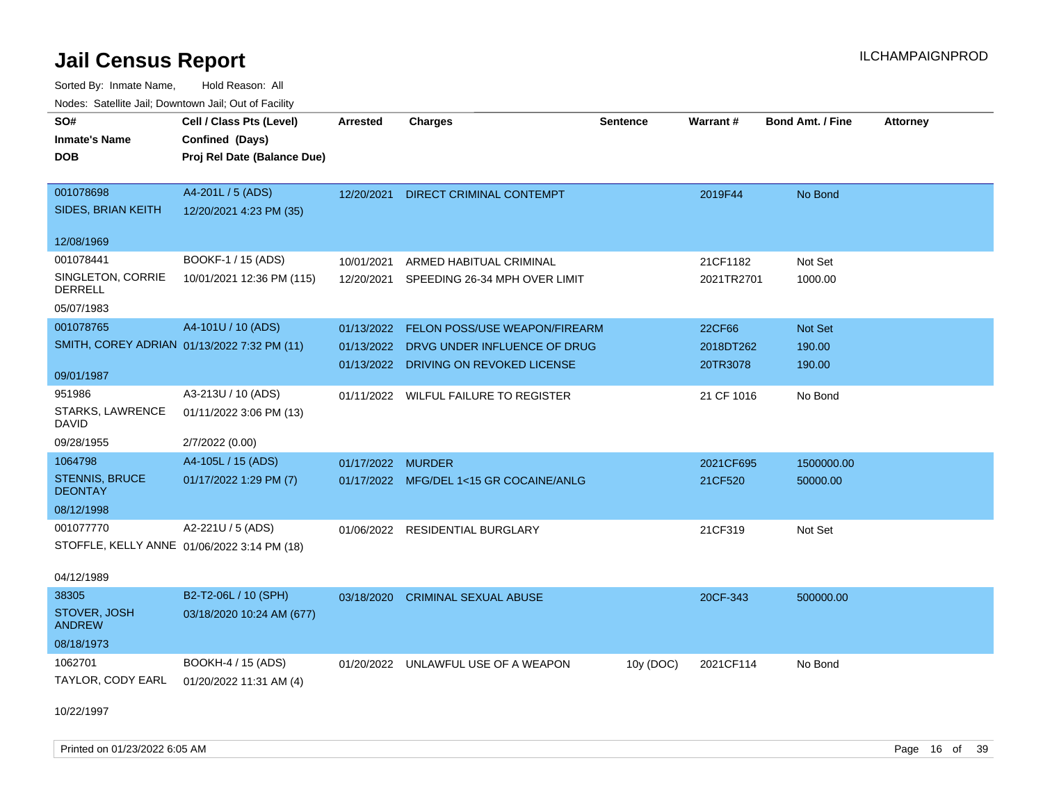# Jail Census Report

ILCHAMPAIGNPROD

Sorted By: Inmate Name, Hold Reason: All

Nodes: Satellite Jail; Downtown Jail; Out of Facility

| SO# / Inmate's Name / DOB | Cell / Class Pts (Level) / Confined (Days) / Proj Rel Date (Balance Due) | Arrested | Charges | Sentence | Warrant # | Bond Amt. / Fine | Attorney |
|---|---|---|---|---|---|---|---|
| 001078698<br>SIDES, BRIAN KEITH<br>12/08/1969 | A4-201L / 5 (ADS)<br>12/20/2021 4:23 PM (35) | 12/20/2021 | DIRECT CRIMINAL CONTEMPT | | 2019F44 | No Bond | |
| 001078441<br>SINGLETON, CORRIE DERRELL<br>05/07/1983 | BOOKF-1 / 15 (ADS)<br>10/01/2021 12:36 PM (115) | 10/01/2021<br>12/20/2021 | ARMED HABITUAL CRIMINAL<br>SPEEDING 26-34 MPH OVER LIMIT | | 21CF1182<br>2021TR2701 | Not Set<br>1000.00 | |
| 001078765<br>SMITH, COREY ADRIAN<br>09/01/1987 | A4-101U / 10 (ADS)<br>01/13/2022 7:32 PM (11) | 01/13/2022<br>01/13/2022<br>01/13/2022 | FELON POSS/USE WEAPON/FIREARM<br>DRVG UNDER INFLUENCE OF DRUG<br>DRIVING ON REVOKED LICENSE | | 22CF66<br>2018DT262<br>20TR3078 | Not Set<br>190.00<br>190.00 | |
| 951986<br>STARKS, LAWRENCE DAVID<br>09/28/1955 | A3-213U / 10 (ADS)<br>01/11/2022 3:06 PM (13)<br>2/7/2022 (0.00) | 01/11/2022 | WILFUL FAILURE TO REGISTER | | 21 CF 1016 | No Bond | |
| 1064798<br>STENNIS, BRUCE DEONTAY<br>08/12/1998 | A4-105L / 15 (ADS)<br>01/17/2022 1:29 PM (7) | 01/17/2022<br>01/17/2022 | MURDER<br>MFG/DEL 1<15 GR COCAINE/ANLG | | 2021CF695<br>21CF520 | 1500000.00<br>50000.00 | |
| 001077770<br>STOFFLE, KELLY ANNE<br>04/12/1989 | A2-221U / 5 (ADS)<br>01/06/2022 3:14 PM (18) | 01/06/2022 | RESIDENTIAL BURGLARY | | 21CF319 | Not Set | |
| 38305<br>STOVER, JOSH ANDREW<br>08/18/1973 | B2-T2-06L / 10 (SPH)<br>03/18/2020 10:24 AM (677) | 03/18/2020 | CRIMINAL SEXUAL ABUSE | | 20CF-343 | 500000.00 | |
| 1062701<br>TAYLOR, CODY EARL<br>10/22/1997 | BOOKH-4 / 15 (ADS)<br>01/20/2022 11:31 AM (4) | 01/20/2022 | UNLAWFUL USE OF A WEAPON | 10y (DOC) | 2021CF114 | No Bond | |

Printed on 01/23/2022 6:05 AM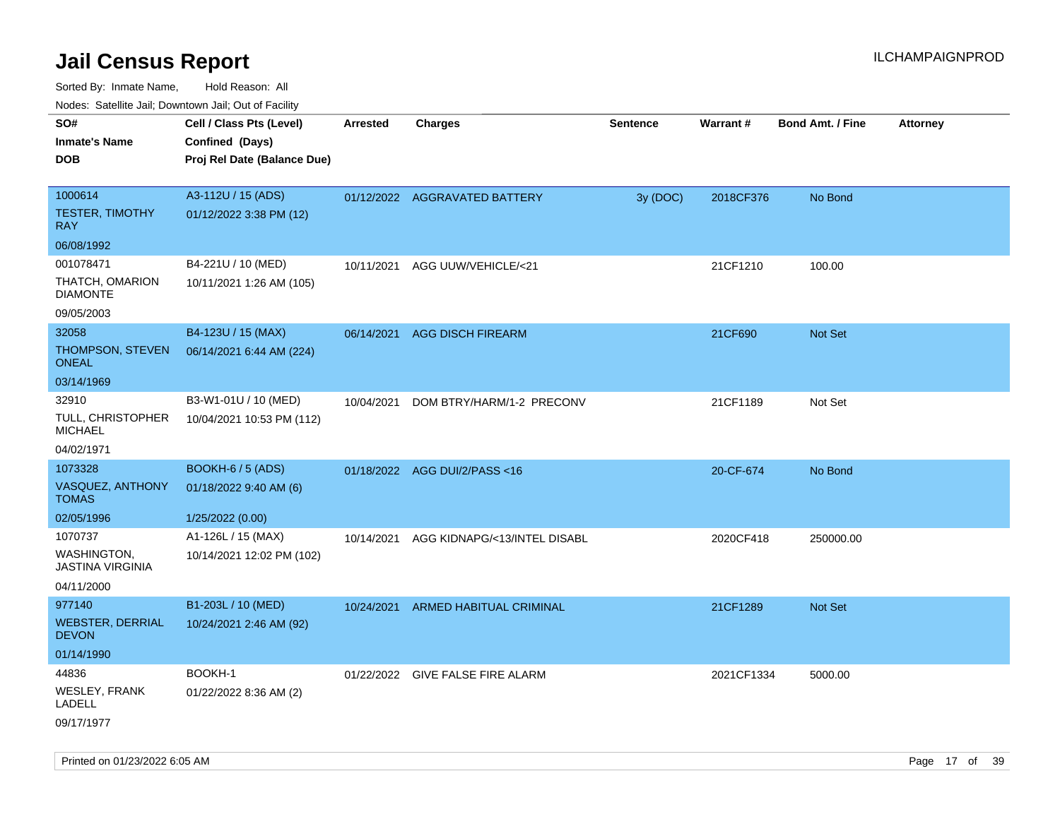# Jail Census Report

Sorted By: Inmate Name, Hold Reason: All

Nodes: Satellite Jail; Downtown Jail; Out of Facility

| SO# / Inmate's Name / DOB | Cell / Class Pts (Level) / Confined (Days) / Proj Rel Date (Balance Due) | Arrested | Charges | Sentence | Warrant # | Bond Amt. / Fine | Attorney |
|---|---|---|---|---|---|---|---|
| 1000614<br>TESTER, TIMOTHY RAY<br>06/08/1992 | A3-112U / 15 (ADS)<br>01/12/2022 3:38 PM (12) | 01/12/2022 | AGGRAVATED BATTERY | 3y (DOC) | 2018CF376 | No Bond | |
| 001078471<br>THATCH, OMARION DIAMONTE<br>09/05/2003 | B4-221U / 10 (MED)<br>10/11/2021 1:26 AM (105) | 10/11/2021 | AGG UUW/VEHICLE/<21 | | 21CF1210 | 100.00 | |
| 32058<br>THOMPSON, STEVEN ONEAL<br>03/14/1969 | B4-123U / 15 (MAX)<br>06/14/2021 6:44 AM (224) | 06/14/2021 | AGG DISCH FIREARM | | 21CF690 | Not Set | |
| 32910<br>TULL, CHRISTOPHER MICHAEL<br>04/02/1971 | B3-W1-01U / 10 (MED)<br>10/04/2021 10:53 PM (112) | 10/04/2021 | DOM BTRY/HARM/1-2 PRECONV | | 21CF1189 | Not Set | |
| 1073328<br>VASQUEZ, ANTHONY TOMAS<br>02/05/1996 | BOOKH-6 / 5 (ADS)<br>01/18/2022 9:40 AM (6)<br>1/25/2022 (0.00) | 01/18/2022 | AGG DUI/2/PASS <16 | | 20-CF-674 | No Bond | |
| 1070737<br>WASHINGTON, JASTINA VIRGINIA<br>04/11/2000 | A1-126L / 15 (MAX)<br>10/14/2021 12:02 PM (102) | 10/14/2021 | AGG KIDNAPG/<13/INTEL DISABL | | 2020CF418 | 250000.00 | |
| 977140<br>WEBSTER, DERRIAL DEVON<br>01/14/1990 | B1-203L / 10 (MED)<br>10/24/2021 2:46 AM (92) | 10/24/2021 | ARMED HABITUAL CRIMINAL | | 21CF1289 | Not Set | |
| 44836<br>WESLEY, FRANK LADELL<br>09/17/1977 | BOOKH-1<br>01/22/2022 8:36 AM (2) | 01/22/2022 | GIVE FALSE FIRE ALARM | | 2021CF1334 | 5000.00 | |

Printed on 01/23/2022 6:05 AM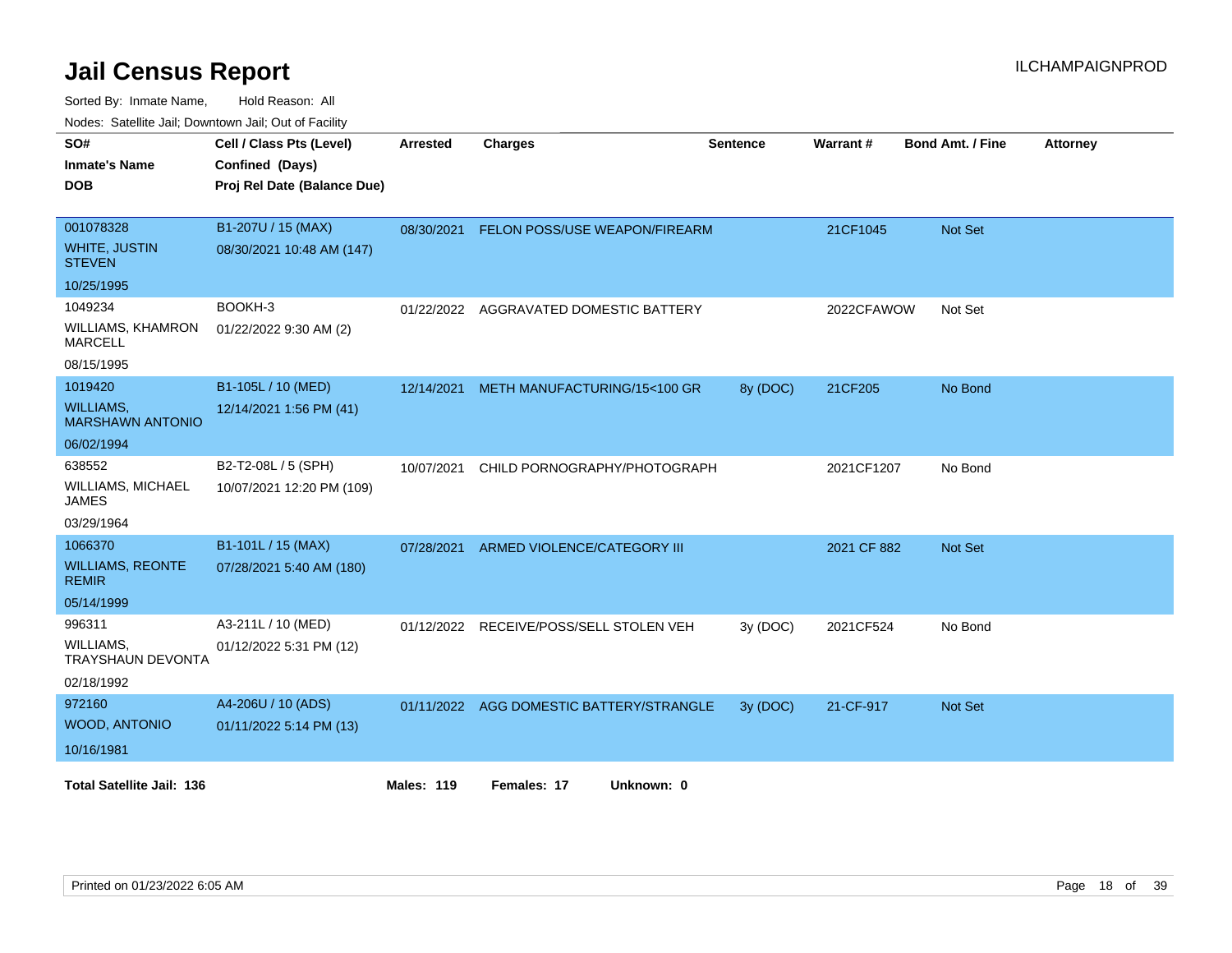# Jail Census Report

ILCHAMPAIGNPROD

Sorted By: Inmate Name, Hold Reason: All

Nodes: Satellite Jail; Downtown Jail; Out of Facility

| SO# / Inmate's Name / DOB | Cell / Class Pts (Level) / Confined (Days) / Proj Rel Date (Balance Due) | Arrested | Charges | Sentence | Warrant # | Bond Amt. / Fine | Attorney |
|---|---|---|---|---|---|---|---|
| 001078328 WHITE, JUSTIN STEVEN 10/25/1995 | B1-207U / 15 (MAX) 08/30/2021 10:48 AM (147) | 08/30/2021 | FELON POSS/USE WEAPON/FIREARM | | 21CF1045 | Not Set | |
| 1049234 WILLIAMS, KHAMRON MARCELL 08/15/1995 | BOOKH-3 01/22/2022 9:30 AM (2) | 01/22/2022 | AGGRAVATED DOMESTIC BATTERY | | 2022CFAWOW | Not Set | |
| 1019420 WILLIAMS, MARSHAWN ANTONIO 06/02/1994 | B1-105L / 10 (MED) 12/14/2021 1:56 PM (41) | 12/14/2021 | METH MANUFACTURING/15<100 GR | 8y (DOC) | 21CF205 | No Bond | |
| 638552 WILLIAMS, MICHAEL JAMES 03/29/1964 | B2-T2-08L / 5 (SPH) 10/07/2021 12:20 PM (109) | 10/07/2021 | CHILD PORNOGRAPHY/PHOTOGRAPH | | 2021CF1207 | No Bond | |
| 1066370 WILLIAMS, REONTE REMIR 05/14/1999 | B1-101L / 15 (MAX) 07/28/2021 5:40 AM (180) | 07/28/2021 | ARMED VIOLENCE/CATEGORY III | | 2021 CF 882 | Not Set | |
| 996311 WILLIAMS, TRAYSHAUN DEVONTA 02/18/1992 | A3-211L / 10 (MED) 01/12/2022 5:31 PM (12) | 01/12/2022 | RECEIVE/POSS/SELL STOLEN VEH | 3y (DOC) | 2021CF524 | No Bond | |
| 972160 WOOD, ANTONIO 10/16/1981 | A4-206U / 10 (ADS) 01/11/2022 5:14 PM (13) | 01/11/2022 | AGG DOMESTIC BATTERY/STRANGLE | 3y (DOC) | 21-CF-917 | Not Set | |

**Total Satellite Jail: 136** **Males: 119** **Females: 17** **Unknown: 0**

Printed on 01/23/2022 6:05 AM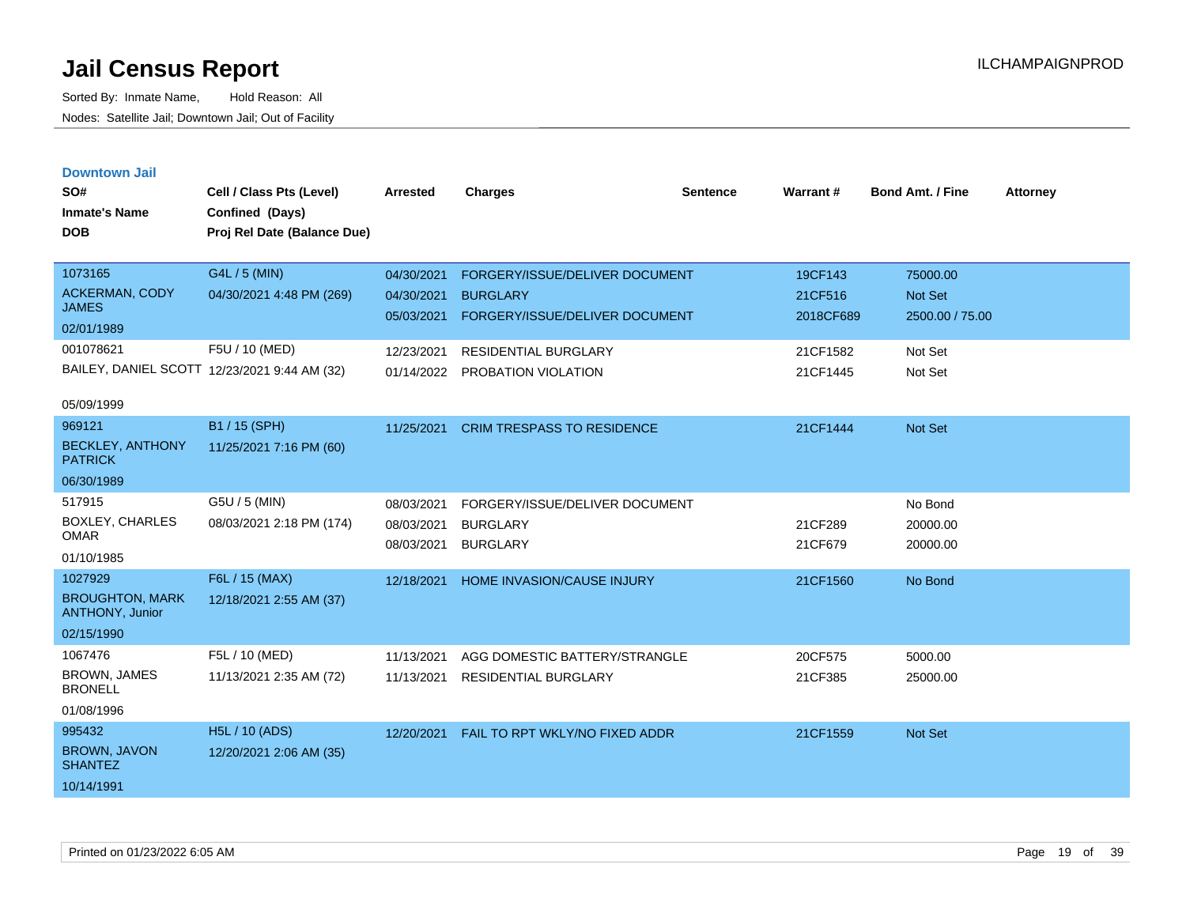# Jail Census Report

Sorted By: Inmate Name, Hold Reason: All

Nodes: Satellite Jail; Downtown Jail; Out of Facility

ILCHAMPAIGNPROD

## Downtown Jail

| SO# / Inmate's Name / DOB | Cell / Class Pts (Level) / Confined (Days) / Proj Rel Date (Balance Due) | Arrested | Charges | Sentence | Warrant # | Bond Amt. / Fine | Attorney |
|---|---|---|---|---|---|---|---|
| 1073165<br>ACKERMAN, CODY JAMES<br>02/01/1989 | G4L / 5 (MIN)<br>04/30/2021 4:48 PM (269) | 04/30/2021 | FORGERY/ISSUE/DELIVER DOCUMENT | | 19CF143 | 75000.00 | |
| | | 04/30/2021 | BURGLARY | | 21CF516 | Not Set | |
| | | 05/03/2021 | FORGERY/ISSUE/DELIVER DOCUMENT | | 2018CF689 | 2500.00 / 75.00 | |
| 001078621<br>BAILEY, DANIEL SCOTT<br>05/09/1999 | F5U / 10 (MED)<br>12/23/2021 9:44 AM (32) | 12/23/2021 | RESIDENTIAL BURGLARY | | 21CF1582 | Not Set | |
| | | 01/14/2022 | PROBATION VIOLATION | | 21CF1445 | Not Set | |
| 969121<br>BECKLEY, ANTHONY PATRICK<br>06/30/1989 | B1 / 15 (SPH)<br>11/25/2021 7:16 PM (60) | 11/25/2021 | CRIM TRESPASS TO RESIDENCE | | 21CF1444 | Not Set | |
| 517915<br>BOXLEY, CHARLES OMAR<br>01/10/1985 | G5U / 5 (MIN)<br>08/03/2021 2:18 PM (174) | 08/03/2021 | FORGERY/ISSUE/DELIVER DOCUMENT | | | No Bond | |
| | | 08/03/2021 | BURGLARY | | 21CF289 | 20000.00 | |
| | | 08/03/2021 | BURGLARY | | 21CF679 | 20000.00 | |
| 1027929<br>BROUGHTON, MARK ANTHONY, Junior<br>02/15/1990 | F6L / 15 (MAX)<br>12/18/2021 2:55 AM (37) | 12/18/2021 | HOME INVASION/CAUSE INJURY | | 21CF1560 | No Bond | |
| 1067476<br>BROWN, JAMES BRONELL<br>01/08/1996 | F5L / 10 (MED)<br>11/13/2021 2:35 AM (72) | 11/13/2021 | AGG DOMESTIC BATTERY/STRANGLE | | 20CF575 | 5000.00 | |
| | | 11/13/2021 | RESIDENTIAL BURGLARY | | 21CF385 | 25000.00 | |
| 995432<br>BROWN, JAVON SHANTEZ<br>10/14/1991 | H5L / 10 (ADS)<br>12/20/2021 2:06 AM (35) | 12/20/2021 | FAIL TO RPT WKLY/NO FIXED ADDR | | 21CF1559 | Not Set | |

Printed on 01/23/2022 6:05 AM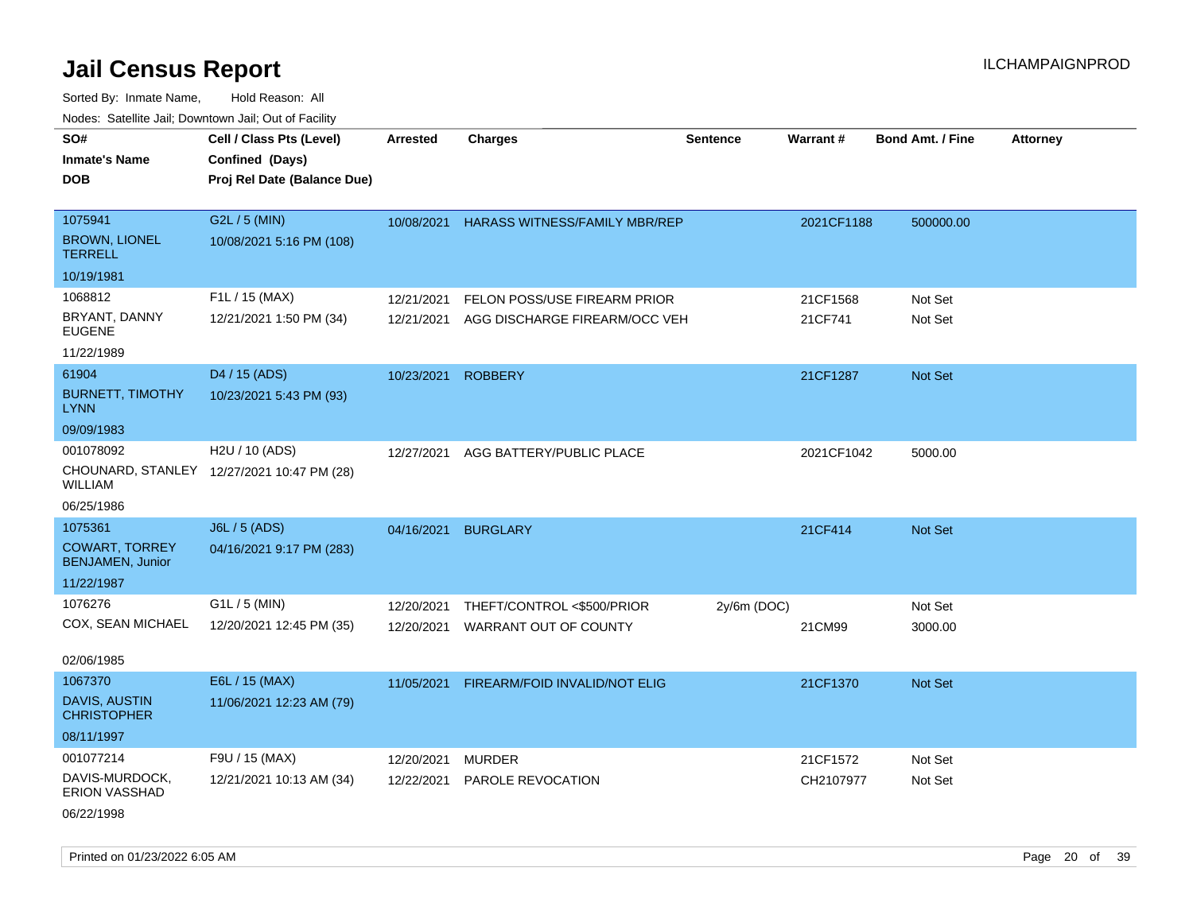# Jail Census Report

ILCHAMPAIGNPROD

Sorted By: Inmate Name, Hold Reason: All

Nodes: Satellite Jail; Downtown Jail; Out of Facility

| SO# / Inmate's Name / DOB | Cell / Class Pts (Level) / Confined (Days) / Proj Rel Date (Balance Due) | Arrested | Charges | Sentence | Warrant # | Bond Amt. / Fine | Attorney |
|---|---|---|---|---|---|---|---|
| 1075941<br>BROWN, LIONEL TERRELL<br>10/19/1981 | G2L / 5 (MIN)<br>10/08/2021 5:16 PM (108) | 10/08/2021 | HARASS WITNESS/FAMILY MBR/REP | | 2021CF1188 | 500000.00 | |
| 1068812<br>BRYANT, DANNY EUGENE<br>11/22/1989 | F1L / 15 (MAX)<br>12/21/2021 1:50 PM (34) | 12/21/2021 | FELON POSS/USE FIREARM PRIOR | | 21CF1568 | Not Set | |
| | | 12/21/2021 | AGG DISCHARGE FIREARM/OCC VEH | | 21CF741 | Not Set | |
| 61904<br>BURNETT, TIMOTHY LYNN<br>09/09/1983 | D4 / 15 (ADS)<br>10/23/2021 5:43 PM (93) | 10/23/2021 | ROBBERY | | 21CF1287 | Not Set | |
| 001078092<br>CHOUNARD, STANLEY WILLIAM<br>06/25/1986 | H2U / 10 (ADS)<br>12/27/2021 10:47 PM (28) | 12/27/2021 | AGG BATTERY/PUBLIC PLACE | | 2021CF1042 | 5000.00 | |
| 1075361<br>COWART, TORREY BENJAMEN, Junior<br>11/22/1987 | J6L / 5 (ADS)<br>04/16/2021 9:17 PM (283) | 04/16/2021 | BURGLARY | | 21CF414 | Not Set | |
| 1076276<br>COX, SEAN MICHAEL<br>02/06/1985 | G1L / 5 (MIN)<br>12/20/2021 12:45 PM (35) | 12/20/2021 | THEFT/CONTROL <$500/PRIOR | 2y/6m (DOC) | | Not Set | |
| | | 12/20/2021 | WARRANT OUT OF COUNTY | | 21CM99 | 3000.00 | |
| 1067370<br>DAVIS, AUSTIN CHRISTOPHER<br>08/11/1997 | E6L / 15 (MAX)<br>11/06/2021 12:23 AM (79) | 11/05/2021 | FIREARM/FOID INVALID/NOT ELIG | | 21CF1370 | Not Set | |
| 001077214<br>DAVIS-MURDOCK, ERION VASSHAD<br>06/22/1998 | F9U / 15 (MAX)<br>12/21/2021 10:13 AM (34) | 12/20/2021 | MURDER | | 21CF1572 | Not Set | |
| | | 12/22/2021 | PAROLE REVOCATION | | CH2107977 | Not Set | |

Printed on 01/23/2022 6:05 AM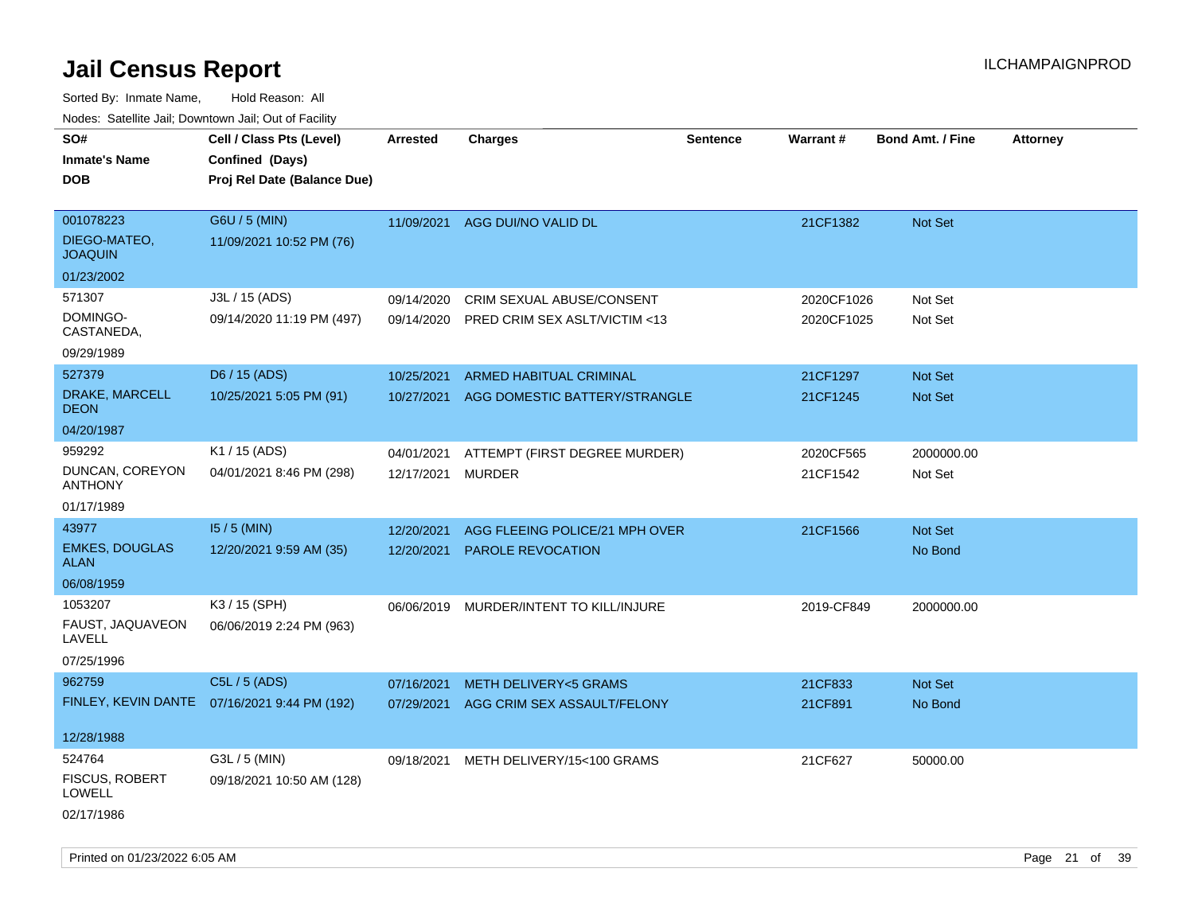# Jail Census Report

Sorted By: Inmate Name,    Hold Reason: All

Nodes: Satellite Jail; Downtown Jail; Out of Facility

| SO# / Inmate's Name / DOB | Cell / Class Pts (Level) / Confined (Days) / Proj Rel Date (Balance Due) | Arrested | Charges | Sentence | Warrant # | Bond Amt. / Fine | Attorney |
|---|---|---|---|---|---|---|---|
| 001078223<br>DIEGO-MATEO, JOAQUIN<br>01/23/2002 | G6U / 5 (MIN)<br>11/09/2021 10:52 PM (76) | 11/09/2021 | AGG DUI/NO VALID DL | | 21CF1382 | Not Set | |
| 571307<br>DOMINGO-CASTANEDA,<br>09/29/1989 | J3L / 15 (ADS)<br>09/14/2020 11:19 PM (497) | 09/14/2020 | CRIM SEXUAL ABUSE/CONSENT | | 2020CF1026 | Not Set | |
| | | 09/14/2020 | PRED CRIM SEX ASLT/VICTIM <13 | | 2020CF1025 | Not Set | |
| 527379<br>DRAKE, MARCELL DEON<br>04/20/1987 | D6 / 15 (ADS)<br>10/25/2021 5:05 PM (91) | 10/25/2021 | ARMED HABITUAL CRIMINAL | | 21CF1297 | Not Set | |
| | | 10/27/2021 | AGG DOMESTIC BATTERY/STRANGLE | | 21CF1245 | Not Set | |
| 959292<br>DUNCAN, COREYON ANTHONY<br>01/17/1989 | K1 / 15 (ADS)<br>04/01/2021 8:46 PM (298) | 04/01/2021 | ATTEMPT (FIRST DEGREE MURDER) | | 2020CF565 | 2000000.00 | |
| | | 12/17/2021 | MURDER | | 21CF1542 | Not Set | |
| 43977<br>EMKES, DOUGLAS ALAN<br>06/08/1959 | I5 / 5 (MIN)<br>12/20/2021 9:59 AM (35) | 12/20/2021 | AGG FLEEING POLICE/21 MPH OVER | | 21CF1566 | Not Set | |
| | | 12/20/2021 | PAROLE REVOCATION | | | No Bond | |
| 1053207<br>FAUST, JAQUAVEON LAVELL<br>07/25/1996 | K3 / 15 (SPH)<br>06/06/2019 2:24 PM (963) | 06/06/2019 | MURDER/INTENT TO KILL/INJURE | | 2019-CF849 | 2000000.00 | |
| 962759<br>FINLEY, KEVIN DANTE<br>12/28/1988 | C5L / 5 (ADS)<br>07/16/2021 9:44 PM (192) | 07/16/2021 | METH DELIVERY<5 GRAMS | | 21CF833 | Not Set | |
| | | 07/29/2021 | AGG CRIM SEX ASSAULT/FELONY | | 21CF891 | No Bond | |
| 524764<br>FISCUS, ROBERT LOWELL<br>02/17/1986 | G3L / 5 (MIN)<br>09/18/2021 10:50 AM (128) | 09/18/2021 | METH DELIVERY/15<100 GRAMS | | 21CF627 | 50000.00 | |

Printed on 01/23/2022 6:05 AM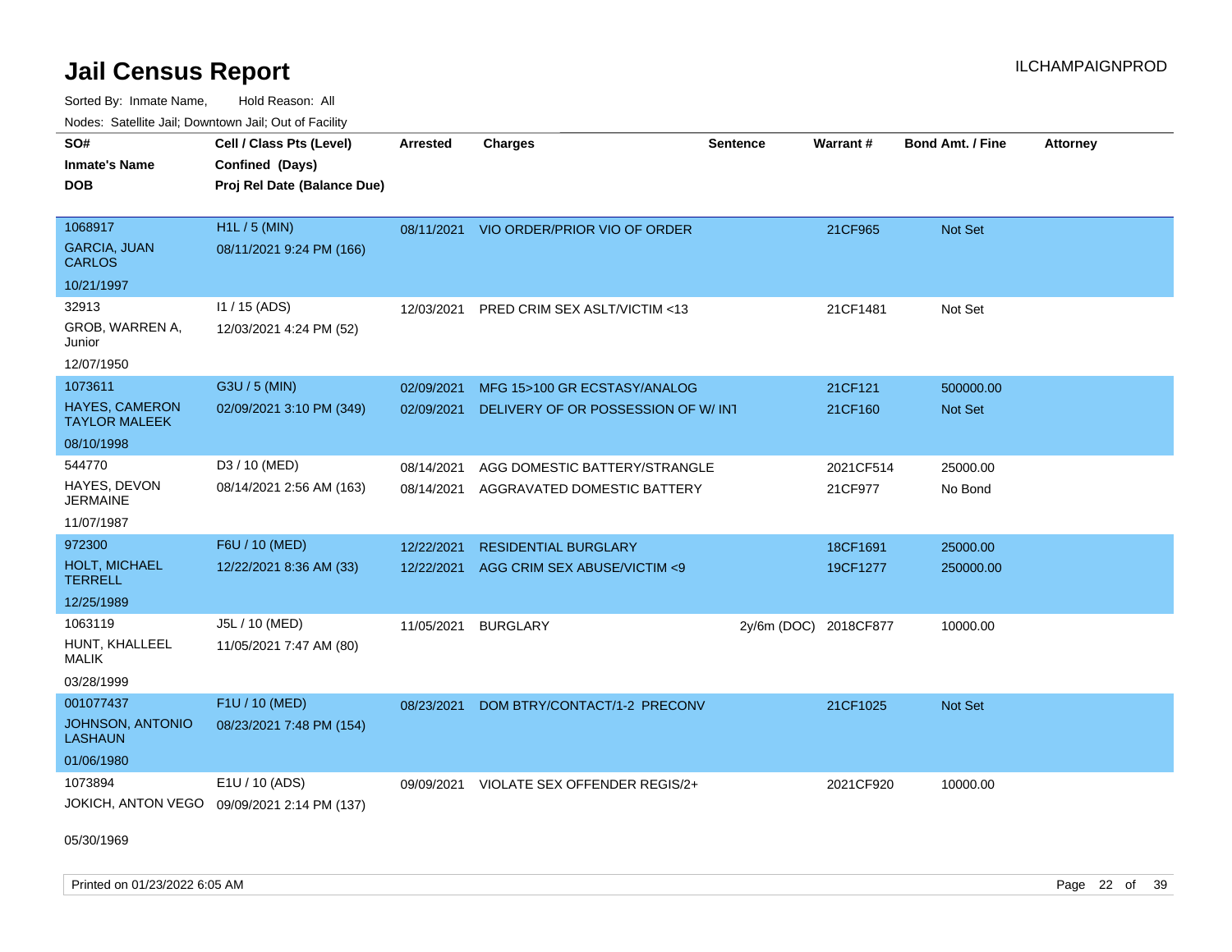# Jail Census Report

ILCHAMPAIGNPROD

Sorted By: Inmate Name, Hold Reason: All

Nodes: Satellite Jail; Downtown Jail; Out of Facility

| SO# / Inmate's Name / DOB | Cell / Class Pts (Level) / Confined (Days) / Proj Rel Date (Balance Due) | Arrested | Charges | Sentence | Warrant # | Bond Amt. / Fine | Attorney |
|---|---|---|---|---|---|---|---|
| 1068917<br>GARCIA, JUAN CARLOS<br>10/21/1997 | H1L / 5 (MIN)<br>08/11/2021 9:24 PM (166) | 08/11/2021 | VIO ORDER/PRIOR VIO OF ORDER | | 21CF965 | Not Set | |
| 32913<br>GROB, WARREN A, Junior<br>12/07/1950 | I1 / 15 (ADS)<br>12/03/2021 4:24 PM (52) | 12/03/2021 | PRED CRIM SEX ASLT/VICTIM <13 | | 21CF1481 | Not Set | |
| 1073611<br>HAYES, CAMERON TAYLOR MALEEK<br>08/10/1998 | G3U / 5 (MIN)<br>02/09/2021 3:10 PM (349) | 02/09/2021 | MFG 15>100 GR ECSTASY/ANALOG | | 21CF121 | 500000.00 | |
| | | 02/09/2021 | DELIVERY OF OR POSSESSION OF W/ INT | | 21CF160 | Not Set | |
| 544770<br>HAYES, DEVON JERMAINE<br>11/07/1987 | D3 / 10 (MED)<br>08/14/2021 2:56 AM (163) | 08/14/2021 | AGG DOMESTIC BATTERY/STRANGLE | | 2021CF514 | 25000.00 | |
| | | 08/14/2021 | AGGRAVATED DOMESTIC BATTERY | | 21CF977 | No Bond | |
| 972300<br>HOLT, MICHAEL TERRELL<br>12/25/1989 | F6U / 10 (MED)<br>12/22/2021 8:36 AM (33) | 12/22/2021 | RESIDENTIAL BURGLARY | | 18CF1691 | 25000.00 | |
| | | 12/22/2021 | AGG CRIM SEX ABUSE/VICTIM <9 | | 19CF1277 | 250000.00 | |
| 1063119<br>HUNT, KHALLEEL MALIK<br>03/28/1999 | J5L / 10 (MED)<br>11/05/2021 7:47 AM (80) | 11/05/2021 | BURGLARY | 2y/6m (DOC) | 2018CF877 | 10000.00 | |
| 001077437<br>JOHNSON, ANTONIO LASHAUN<br>01/06/1980 | F1U / 10 (MED)<br>08/23/2021 7:48 PM (154) | 08/23/2021 | DOM BTRY/CONTACT/1-2 PRECONV | | 21CF1025 | Not Set | |
| 1073894<br>JOKICH, ANTON VEGO<br>05/30/1969 | E1U / 10 (ADS)<br>09/09/2021 2:14 PM (137) | 09/09/2021 | VIOLATE SEX OFFENDER REGIS/2+ | | 2021CF920 | 10000.00 | |

Printed on 01/23/2022 6:05 AM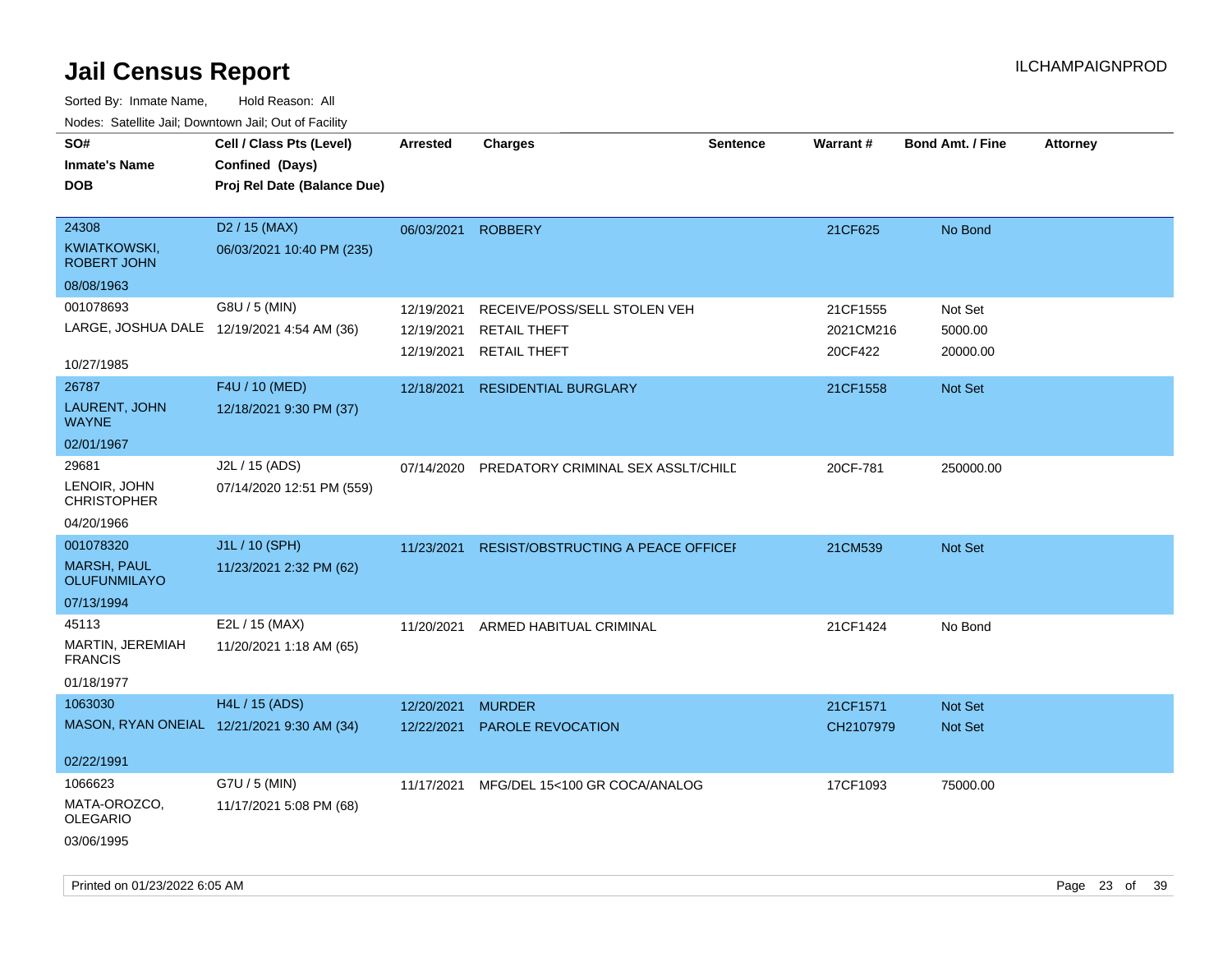# Jail Census Report

ILCHAMPAIGNPROD

Sorted By: Inmate Name, Hold Reason: All

Nodes: Satellite Jail; Downtown Jail; Out of Facility

| SO# / Inmate's Name / DOB | Cell / Class Pts (Level) / Confined (Days) / Proj Rel Date (Balance Due) | Arrested | Charges | Sentence | Warrant # | Bond Amt. / Fine | Attorney |
|---|---|---|---|---|---|---|---|
| 24308<br>KWIATKOWSKI, ROBERT JOHN<br>08/08/1963 | D2 / 15 (MAX)<br>06/03/2021 10:40 PM (235) | 06/03/2021 | ROBBERY | | 21CF625 | No Bond | |
| 001078693<br>LARGE, JOSHUA DALE<br>10/27/1985 | G8U / 5 (MIN)<br>12/19/2021 4:54 AM (36) | 12/19/2021<br>12/19/2021<br>12/19/2021 | RECEIVE/POSS/SELL STOLEN VEH<br>RETAIL THEFT<br>RETAIL THEFT | | 21CF1555<br>2021CM216<br>20CF422 | Not Set<br>5000.00<br>20000.00 | |
| 26787<br>LAURENT, JOHN WAYNE<br>02/01/1967 | F4U / 10 (MED)<br>12/18/2021 9:30 PM (37) | 12/18/2021 | RESIDENTIAL BURGLARY | | 21CF1558 | Not Set | |
| 29681<br>LENOIR, JOHN CHRISTOPHER<br>04/20/1966 | J2L / 15 (ADS)<br>07/14/2020 12:51 PM (559) | 07/14/2020 | PREDATORY CRIMINAL SEX ASSLT/CHILD | | 20CF-781 | 250000.00 | |
| 001078320<br>MARSH, PAUL OLUFUNMILAYO<br>07/13/1994 | J1L / 10 (SPH)<br>11/23/2021 2:32 PM (62) | 11/23/2021 | RESIST/OBSTRUCTING A PEACE OFFICER | | 21CM539 | Not Set | |
| 45113<br>MARTIN, JEREMIAH FRANCIS<br>01/18/1977 | E2L / 15 (MAX)<br>11/20/2021 1:18 AM (65) | 11/20/2021 | ARMED HABITUAL CRIMINAL | | 21CF1424 | No Bond | |
| 1063030<br>MASON, RYAN ONEIAL<br>02/22/1991 | H4L / 15 (ADS)<br>12/21/2021 9:30 AM (34) | 12/20/2021<br>12/22/2021 | MURDER<br>PAROLE REVOCATION | | 21CF1571<br>CH2107979 | Not Set<br>Not Set | |
| 1066623<br>MATA-OROZCO, OLEGARIO<br>03/06/1995 | G7U / 5 (MIN)<br>11/17/2021 5:08 PM (68) | 11/17/2021 | MFG/DEL 15<100 GR COCA/ANALOG | | 17CF1093 | 75000.00 | |

Printed on 01/23/2022 6:05 AM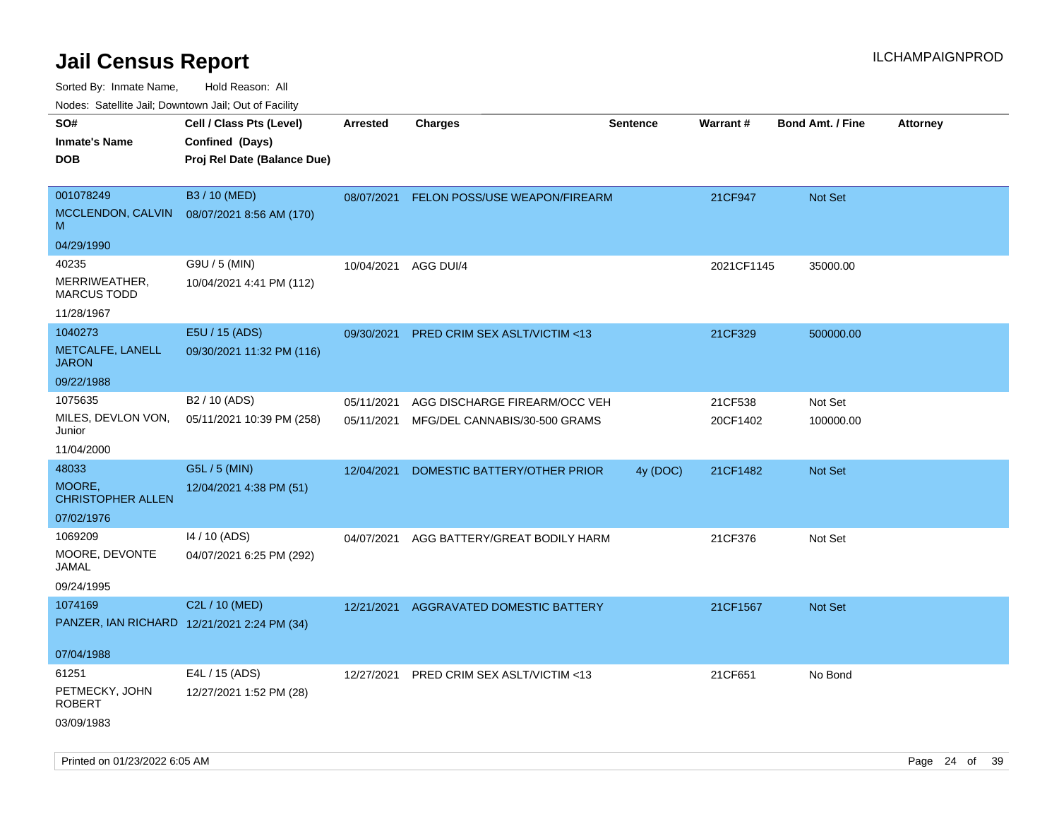# Jail Census Report

ILCHAMPAIGNPROD

Sorted By: Inmate Name, Hold Reason: All

Nodes: Satellite Jail; Downtown Jail; Out of Facility

| SO#<br>Inmate's Name<br>DOB | Cell / Class Pts (Level)<br>Confined (Days)<br>Proj Rel Date (Balance Due) | Arrested | Charges | Sentence | Warrant # | Bond Amt. / Fine | Attorney |
|---|---|---|---|---|---|---|---|
| 001078249<br>MCCLENDON, CALVIN M<br>04/29/1990 | B3 / 10 (MED)<br>08/07/2021 8:56 AM (170) | 08/07/2021 | FELON POSS/USE WEAPON/FIREARM | | 21CF947 | Not Set | |
| 40235<br>MERRIWEATHER, MARCUS TODD<br>11/28/1967 | G9U / 5 (MIN)<br>10/04/2021 4:41 PM (112) | 10/04/2021 | AGG DUI/4 | | 2021CF1145 | 35000.00 | |
| 1040273<br>METCALFE, LANELL JARON<br>09/22/1988 | E5U / 15 (ADS)<br>09/30/2021 11:32 PM (116) | 09/30/2021 | PRED CRIM SEX ASLT/VICTIM <13 | | 21CF329 | 500000.00 | |
| 1075635<br>MILES, DEVLON VON, Junior<br>11/04/2000 | B2 / 10 (ADS)<br>05/11/2021 10:39 PM (258) | 05/11/2021<br>05/11/2021 | AGG DISCHARGE FIREARM/OCC VEH<br>MFG/DEL CANNABIS/30-500 GRAMS | | 21CF538<br>20CF1402 | Not Set<br>100000.00 | |
| 48033<br>MOORE, CHRISTOPHER ALLEN<br>07/02/1976 | G5L / 5 (MIN)<br>12/04/2021 4:38 PM (51) | 12/04/2021 | DOMESTIC BATTERY/OTHER PRIOR | 4y (DOC) | 21CF1482 | Not Set | |
| 1069209<br>MOORE, DEVONTE JAMAL<br>09/24/1995 | I4 / 10 (ADS)<br>04/07/2021 6:25 PM (292) | 04/07/2021 | AGG BATTERY/GREAT BODILY HARM | | 21CF376 | Not Set | |
| 1074169<br>PANZER, IAN RICHARD<br>07/04/1988 | C2L / 10 (MED)<br>12/21/2021 2:24 PM (34) | 12/21/2021 | AGGRAVATED DOMESTIC BATTERY | | 21CF1567 | Not Set | |
| 61251<br>PETMECKY, JOHN ROBERT<br>03/09/1983 | E4L / 15 (ADS)<br>12/27/2021 1:52 PM (28) | 12/27/2021 | PRED CRIM SEX ASLT/VICTIM <13 | | 21CF651 | No Bond | |

Printed on 01/23/2022 6:05 AM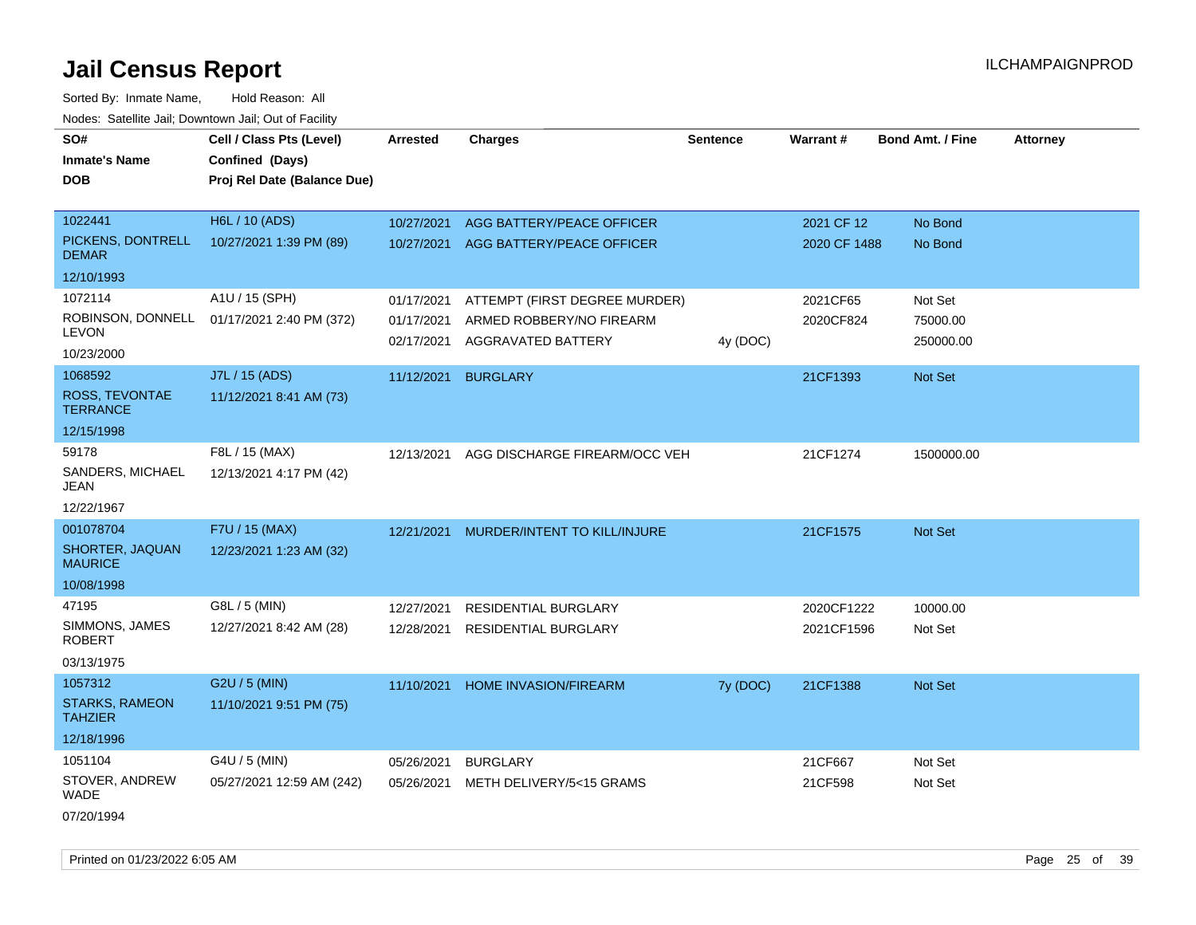# Jail Census Report

ILCHAMPAIGNPROD

Sorted By: Inmate Name, Hold Reason: All

Nodes: Satellite Jail; Downtown Jail; Out of Facility

| SO# / Inmate's Name / DOB | Cell / Class Pts (Level) / Confined (Days) / Proj Rel Date (Balance Due) | Arrested | Charges | Sentence | Warrant # | Bond Amt. / Fine | Attorney |
|---|---|---|---|---|---|---|---|
| 1022441<br>PICKENS, DONTRELL DEMAR<br>12/10/1993 | H6L / 10 (ADS)<br>10/27/2021 1:39 PM (89) | 10/27/2021 | AGG BATTERY/PEACE OFFICER | | 2021 CF 12 | No Bond | |
| | | 10/27/2021 | AGG BATTERY/PEACE OFFICER | | 2020 CF 1488 | No Bond | |
| 1072114<br>ROBINSON, DONNELL LEVON<br>10/23/2000 | A1U / 15 (SPH)<br>01/17/2021 2:40 PM (372) | 01/17/2021 | ATTEMPT (FIRST DEGREE MURDER) | | 2021CF65 | Not Set | |
| | | 01/17/2021 | ARMED ROBBERY/NO FIREARM | | 2020CF824 | 75000.00 | |
| | | 02/17/2021 | AGGRAVATED BATTERY | 4y (DOC) | | 250000.00 | |
| 1068592<br>ROSS, TEVONTAE TERRANCE<br>12/15/1998 | J7L / 15 (ADS)<br>11/12/2021 8:41 AM (73) | 11/12/2021 | BURGLARY | | 21CF1393 | Not Set | |
| 59178<br>SANDERS, MICHAEL JEAN<br>12/22/1967 | F8L / 15 (MAX)<br>12/13/2021 4:17 PM (42) | 12/13/2021 | AGG DISCHARGE FIREARM/OCC VEH | | 21CF1274 | 1500000.00 | |
| 001078704<br>SHORTER, JAQUAN MAURICE<br>10/08/1998 | F7U / 15 (MAX)<br>12/23/2021 1:23 AM (32) | 12/21/2021 | MURDER/INTENT TO KILL/INJURE | | 21CF1575 | Not Set | |
| 47195<br>SIMMONS, JAMES ROBERT<br>03/13/1975 | G8L / 5 (MIN)<br>12/27/2021 8:42 AM (28) | 12/27/2021 | RESIDENTIAL BURGLARY | | 2020CF1222 | 10000.00 | |
| | | 12/28/2021 | RESIDENTIAL BURGLARY | | 2021CF1596 | Not Set | |
| 1057312<br>STARKS, RAMEON TAHZIER<br>12/18/1996 | G2U / 5 (MIN)<br>11/10/2021 9:51 PM (75) | 11/10/2021 | HOME INVASION/FIREARM | 7y (DOC) | 21CF1388 | Not Set | |
| 1051104<br>STOVER, ANDREW WADE<br>07/20/1994 | G4U / 5 (MIN)<br>05/27/2021 12:59 AM (242) | 05/26/2021 | BURGLARY | | 21CF667 | Not Set | |
| | | 05/26/2021 | METH DELIVERY/5<15 GRAMS | | 21CF598 | Not Set | |

Printed on 01/23/2022 6:05 AM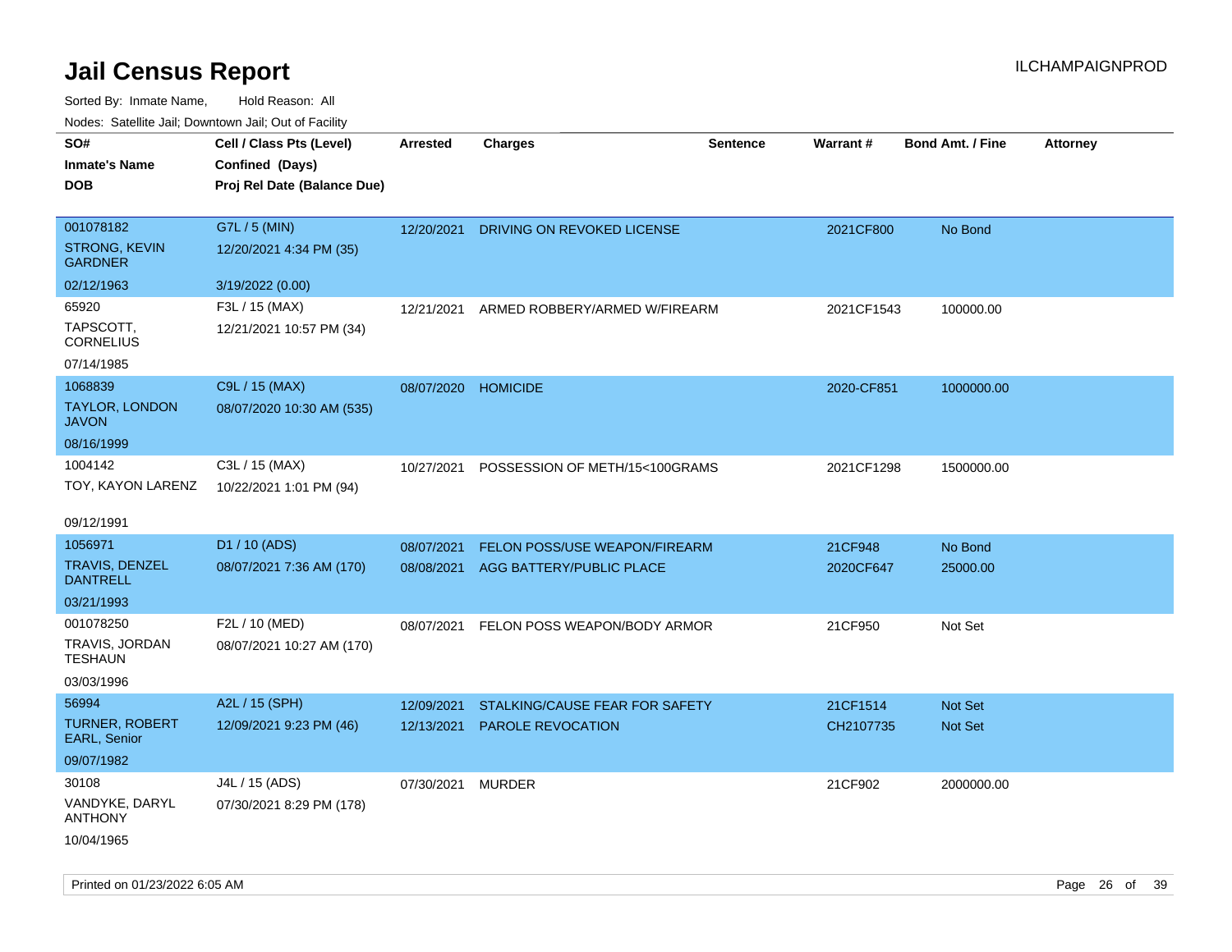# Jail Census Report

ILCHAMPAIGNPROD

Sorted By: Inmate Name, Hold Reason: All

Nodes: Satellite Jail; Downtown Jail; Out of Facility

| SO# / Inmate's Name / DOB | Cell / Class Pts (Level) / Confined (Days) / Proj Rel Date (Balance Due) | Arrested | Charges | Sentence | Warrant # | Bond Amt. / Fine | Attorney |
|---|---|---|---|---|---|---|---|
| 001078182<br>STRONG, KEVIN GARDNER<br>02/12/1963 | G7L / 5 (MIN)<br>12/20/2021 4:34 PM (35)<br>3/19/2022 (0.00) | 12/20/2021 | DRIVING ON REVOKED LICENSE | | 2021CF800 | No Bond | |
| 65920<br>TAPSCOTT, CORNELIUS<br>07/14/1985 | F3L / 15 (MAX)<br>12/21/2021 10:57 PM (34) | 12/21/2021 | ARMED ROBBERY/ARMED W/FIREARM | | 2021CF1543 | 100000.00 | |
| 1068839<br>TAYLOR, LONDON JAVON<br>08/16/1999 | C9L / 15 (MAX)<br>08/07/2020 10:30 AM (535) | 08/07/2020 | HOMICIDE | | 2020-CF851 | 1000000.00 | |
| 1004142<br>TOY, KAYON LARENZ<br>09/12/1991 | C3L / 15 (MAX)<br>10/22/2021 1:01 PM (94) | 10/27/2021 | POSSESSION OF METH/15<100GRAMS | | 2021CF1298 | 1500000.00 | |
| 1056971<br>TRAVIS, DENZEL DANTRELL<br>03/21/1993 | D1 / 10 (ADS)<br>08/07/2021 7:36 AM (170) | 08/07/2021<br>08/08/2021 | FELON POSS/USE WEAPON/FIREARM<br>AGG BATTERY/PUBLIC PLACE | | 21CF948<br>2020CF647 | No Bond<br>25000.00 | |
| 001078250<br>TRAVIS, JORDAN TESHAUN<br>03/03/1996 | F2L / 10 (MED)<br>08/07/2021 10:27 AM (170) | 08/07/2021 | FELON POSS WEAPON/BODY ARMOR | | 21CF950 | Not Set | |
| 56994<br>TURNER, ROBERT EARL, Senior<br>09/07/1982 | A2L / 15 (SPH)<br>12/09/2021 9:23 PM (46) | 12/09/2021<br>12/13/2021 | STALKING/CAUSE FEAR FOR SAFETY<br>PAROLE REVOCATION | | 21CF1514<br>CH2107735 | Not Set<br>Not Set | |
| 30108<br>VANDYKE, DARYL ANTHONY<br>10/04/1965 | J4L / 15 (ADS)<br>07/30/2021 8:29 PM (178) | 07/30/2021 | MURDER | | 21CF902 | 2000000.00 | |

Printed on 01/23/2022 6:05 AM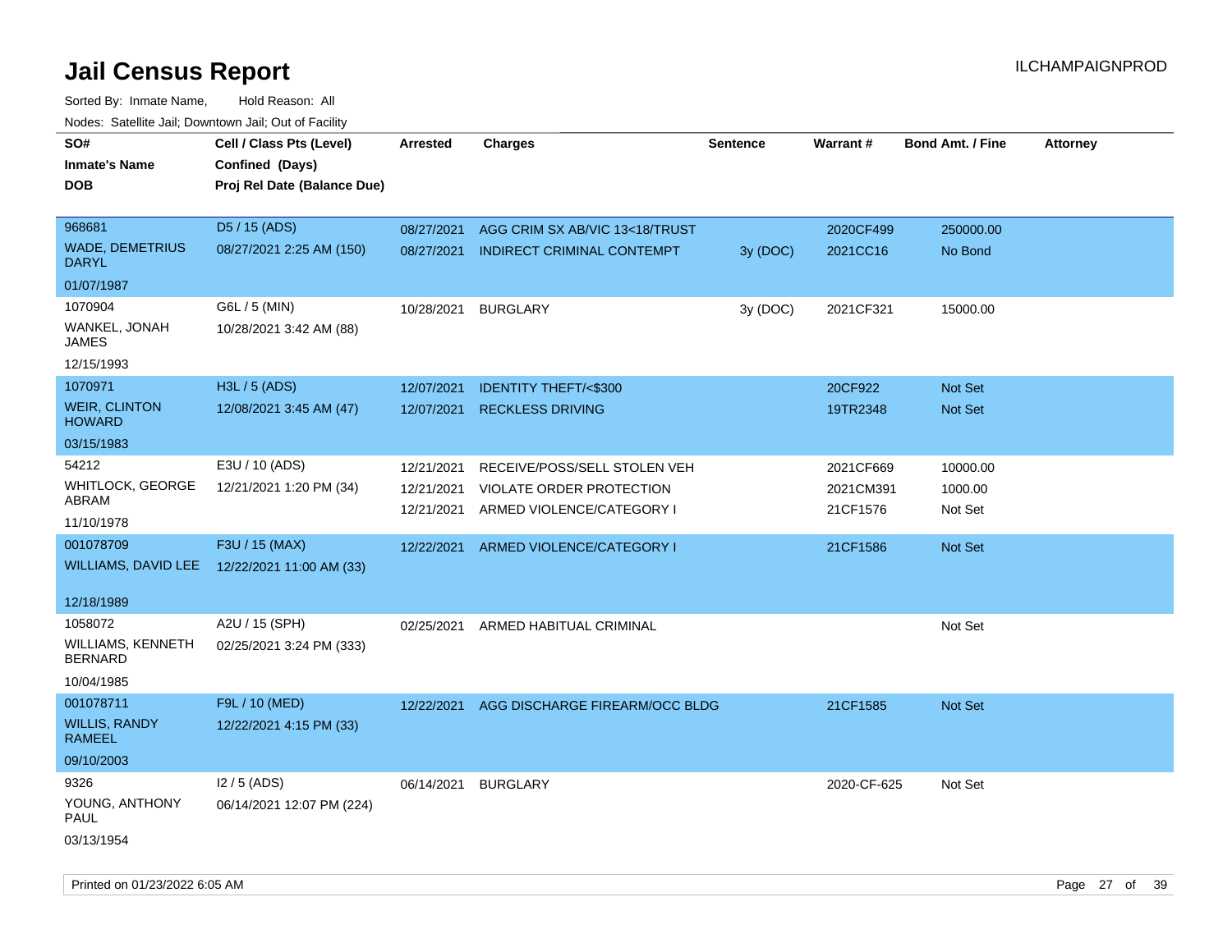# Jail Census Report

ILCHAMPAIGNPROD

Sorted By: Inmate Name, Hold Reason: All

Nodes: Satellite Jail; Downtown Jail; Out of Facility

| SO# / Inmate's Name / DOB | Cell / Class Pts (Level) / Confined (Days) / Proj Rel Date (Balance Due) | Arrested | Charges | Sentence | Warrant # | Bond Amt. / Fine | Attorney |
|---|---|---|---|---|---|---|---|
| 968681<br>WADE, DEMETRIUS DARYL<br>01/07/1987 | D5 / 15 (ADS)<br>08/27/2021 2:25 AM (150) | 08/27/2021 | AGG CRIM SX AB/VIC 13<18/TRUST | | 2020CF499 | 250000.00 | |
| | | 08/27/2021 | INDIRECT CRIMINAL CONTEMPT | 3y (DOC) | 2021CC16 | No Bond | |
| 1070904<br>WANKEL, JONAH JAMES<br>12/15/1993 | G6L / 5 (MIN)<br>10/28/2021 3:42 AM (88) | 10/28/2021 | BURGLARY | 3y (DOC) | 2021CF321 | 15000.00 | |
| 1070971<br>WEIR, CLINTON HOWARD<br>03/15/1983 | H3L / 5 (ADS)<br>12/08/2021 3:45 AM (47) | 12/07/2021 | IDENTITY THEFT/<$300 | | 20CF922 | Not Set | |
| | | 12/07/2021 | RECKLESS DRIVING | | 19TR2348 | Not Set | |
| 54212<br>WHITLOCK, GEORGE ABRAM<br>11/10/1978 | E3U / 10 (ADS)<br>12/21/2021 1:20 PM (34) | 12/21/2021 | RECEIVE/POSS/SELL STOLEN VEH | | 2021CF669 | 10000.00 | |
| | | 12/21/2021 | VIOLATE ORDER PROTECTION | | 2021CM391 | 1000.00 | |
| | | 12/21/2021 | ARMED VIOLENCE/CATEGORY I | | 21CF1576 | Not Set | |
| 001078709<br>WILLIAMS, DAVID LEE<br>12/18/1989 | F3U / 15 (MAX)<br>12/22/2021 11:00 AM (33) | 12/22/2021 | ARMED VIOLENCE/CATEGORY I | | 21CF1586 | Not Set | |
| 1058072<br>WILLIAMS, KENNETH BERNARD<br>10/04/1985 | A2U / 15 (SPH)<br>02/25/2021 3:24 PM (333) | 02/25/2021 | ARMED HABITUAL CRIMINAL | | | Not Set | |
| 001078711<br>WILLIS, RANDY RAMEEL<br>09/10/2003 | F9L / 10 (MED)<br>12/22/2021 4:15 PM (33) | 12/22/2021 | AGG DISCHARGE FIREARM/OCC BLDG | | 21CF1585 | Not Set | |
| 9326<br>YOUNG, ANTHONY PAUL<br>03/13/1954 | I2 / 5 (ADS)<br>06/14/2021 12:07 PM (224) | 06/14/2021 | BURGLARY | | 2020-CF-625 | Not Set | |

Printed on 01/23/2022 6:05 AM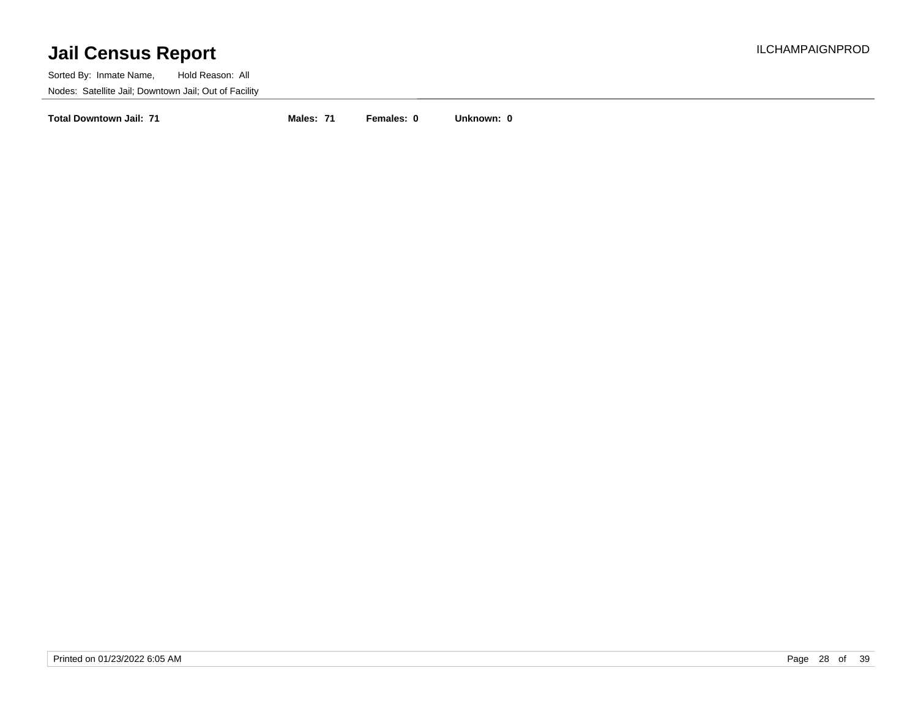# Jail Census Report

Sorted By: Inmate Name, Hold Reason: All

Nodes: Satellite Jail; Downtown Jail; Out of Facility

**Total Downtown Jail: 71** **Males: 71** **Females: 0** **Unknown: 0**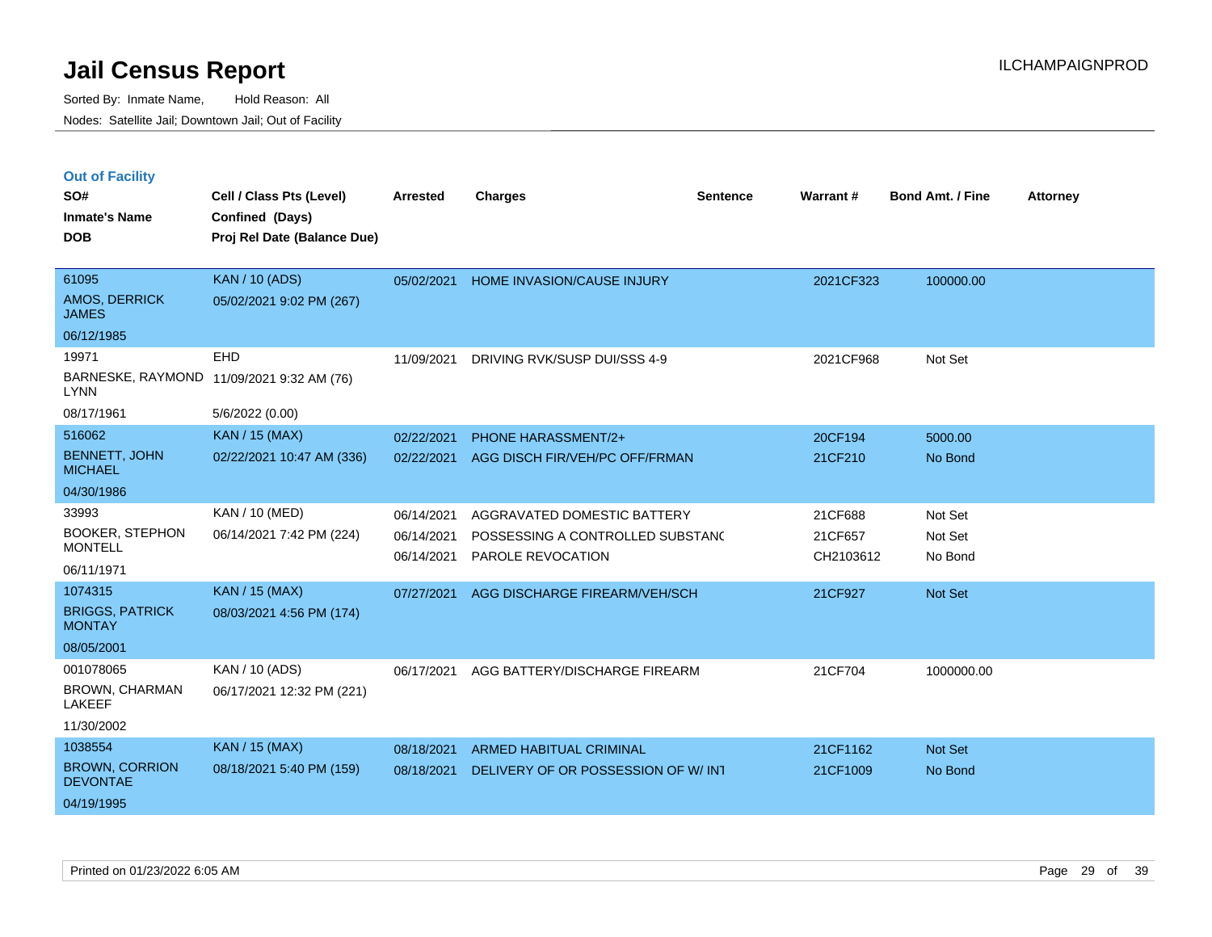# Jail Census Report

Sorted By: Inmate Name, Hold Reason: All

Nodes: Satellite Jail; Downtown Jail; Out of Facility

ILCHAMPAIGNPROD

## Out of Facility

| SO# / Inmate's Name / DOB | Cell / Class Pts (Level) / Confined (Days) / Proj Rel Date (Balance Due) | Arrested | Charges | Sentence | Warrant # | Bond Amt. / Fine | Attorney |
|---|---|---|---|---|---|---|---|
| 61095<br>AMOS, DERRICK JAMES<br>06/12/1985 | KAN / 10 (ADS)<br>05/02/2021 9:02 PM (267) | 05/02/2021 | HOME INVASION/CAUSE INJURY | | 2021CF323 | 100000.00 | |
| 19971<br>BARNESKE, RAYMOND LYNN<br>08/17/1961 | EHD<br>11/09/2021 9:32 AM (76)<br>5/6/2022 (0.00) | 11/09/2021 | DRIVING RVK/SUSP DUI/SSS 4-9 | | 2021CF968 | Not Set | |
| 516062<br>BENNETT, JOHN MICHAEL<br>04/30/1986 | KAN / 15 (MAX)<br>02/22/2021 10:47 AM (336) | 02/22/2021<br>02/22/2021 | PHONE HARASSMENT/2+<br>AGG DISCH FIR/VEH/PC OFF/FRMAN | | 20CF194<br>21CF210 | 5000.00<br>No Bond | |
| 33993<br>BOOKER, STEPHON MONTELL<br>06/11/1971 | KAN / 10 (MED)<br>06/14/2021 7:42 PM (224) | 06/14/2021<br>06/14/2021<br>06/14/2021 | AGGRAVATED DOMESTIC BATTERY<br>POSSESSING A CONTROLLED SUBSTANC<br>PAROLE REVOCATION | | 21CF688<br>21CF657<br>CH2103612 | Not Set<br>Not Set<br>No Bond | |
| 1074315<br>BRIGGS, PATRICK MONTAY<br>08/05/2001 | KAN / 15 (MAX)<br>08/03/2021 4:56 PM (174) | 07/27/2021 | AGG DISCHARGE FIREARM/VEH/SCH | | 21CF927 | Not Set | |
| 001078065<br>BROWN, CHARMAN LAKEEF<br>11/30/2002 | KAN / 10 (ADS)<br>06/17/2021 12:32 PM (221) | 06/17/2021 | AGG BATTERY/DISCHARGE FIREARM | | 21CF704 | 1000000.00 | |
| 1038554<br>BROWN, CORRION DEVONTAE<br>04/19/1995 | KAN / 15 (MAX)<br>08/18/2021 5:40 PM (159) | 08/18/2021<br>08/18/2021 | ARMED HABITUAL CRIMINAL<br>DELIVERY OF OR POSSESSION OF W/ INT | | 21CF1162<br>21CF1009 | Not Set<br>No Bond | |

Printed on 01/23/2022 6:05 AM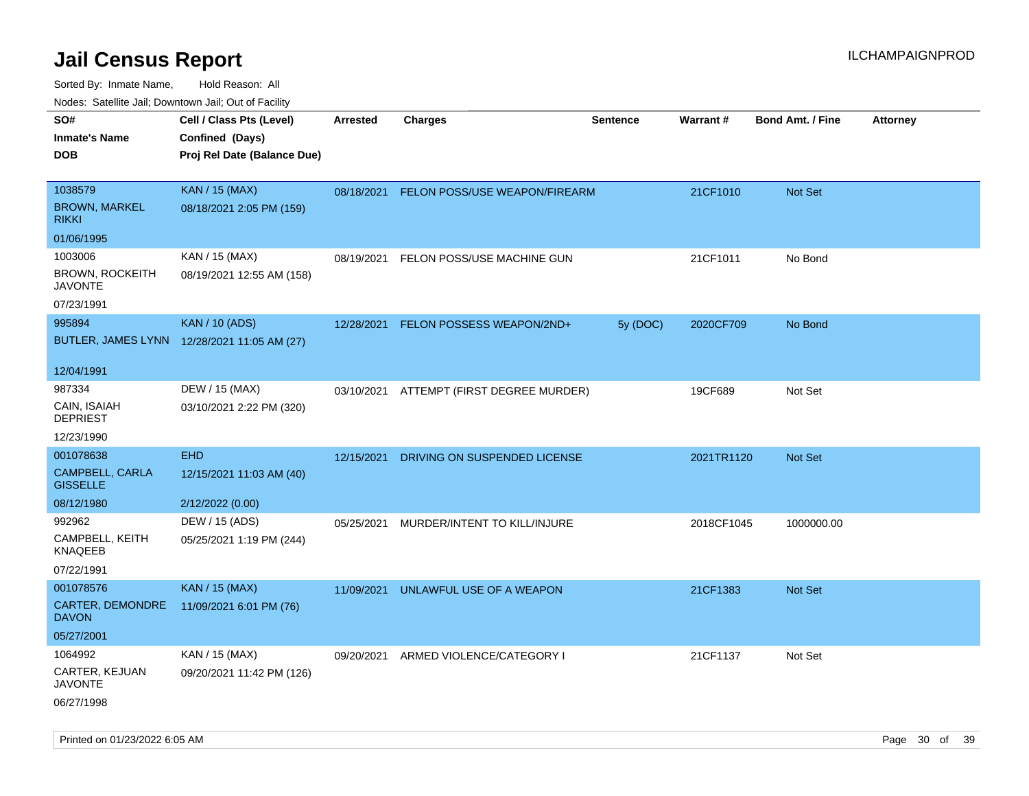# Jail Census Report

ILCHAMPAIGNPROD

Sorted By: Inmate Name, Hold Reason: All

Nodes: Satellite Jail; Downtown Jail; Out of Facility

| SO# / Inmate's Name / DOB | Cell / Class Pts (Level) / Confined (Days) / Proj Rel Date (Balance Due) | Arrested | Charges | Sentence | Warrant # | Bond Amt. / Fine | Attorney |
|---|---|---|---|---|---|---|---|
| 1038579<br>BROWN, MARKEL RIKKI<br>01/06/1995 | KAN / 15 (MAX)<br>08/18/2021 2:05 PM (159) | 08/18/2021 | FELON POSS/USE WEAPON/FIREARM | | 21CF1010 | Not Set | |
| 1003006<br>BROWN, ROCKEITH JAVONTE<br>07/23/1991 | KAN / 15 (MAX)<br>08/19/2021 12:55 AM (158) | 08/19/2021 | FELON POSS/USE MACHINE GUN | | 21CF1011 | No Bond | |
| 995894<br>BUTLER, JAMES LYNN<br>12/04/1991 | KAN / 10 (ADS)<br>12/28/2021 11:05 AM (27) | 12/28/2021 | FELON POSSESS WEAPON/2ND+ | 5y (DOC) | 2020CF709 | No Bond | |
| 987334<br>CAIN, ISAIAH DEPRIEST<br>12/23/1990 | DEW / 15 (MAX)<br>03/10/2021 2:22 PM (320) | 03/10/2021 | ATTEMPT (FIRST DEGREE MURDER) | | 19CF689 | Not Set | |
| 001078638<br>CAMPBELL, CARLA GISSELLE<br>08/12/1980 | EHD<br>12/15/2021 11:03 AM (40)<br>2/12/2022 (0.00) | 12/15/2021 | DRIVING ON SUSPENDED LICENSE | | 2021TR1120 | Not Set | |
| 992962<br>CAMPBELL, KEITH KNAQEEB<br>07/22/1991 | DEW / 15 (ADS)<br>05/25/2021 1:19 PM (244) | 05/25/2021 | MURDER/INTENT TO KILL/INJURE | | 2018CF1045 | 1000000.00 | |
| 001078576<br>CARTER, DEMONDRE DAVON<br>05/27/2001 | KAN / 15 (MAX)<br>11/09/2021 6:01 PM (76) | 11/09/2021 | UNLAWFUL USE OF A WEAPON | | 21CF1383 | Not Set | |
| 1064992<br>CARTER, KEJUAN JAVONTE<br>06/27/1998 | KAN / 15 (MAX)<br>09/20/2021 11:42 PM (126) | 09/20/2021 | ARMED VIOLENCE/CATEGORY I | | 21CF1137 | Not Set | |

Printed on 01/23/2022 6:05 AM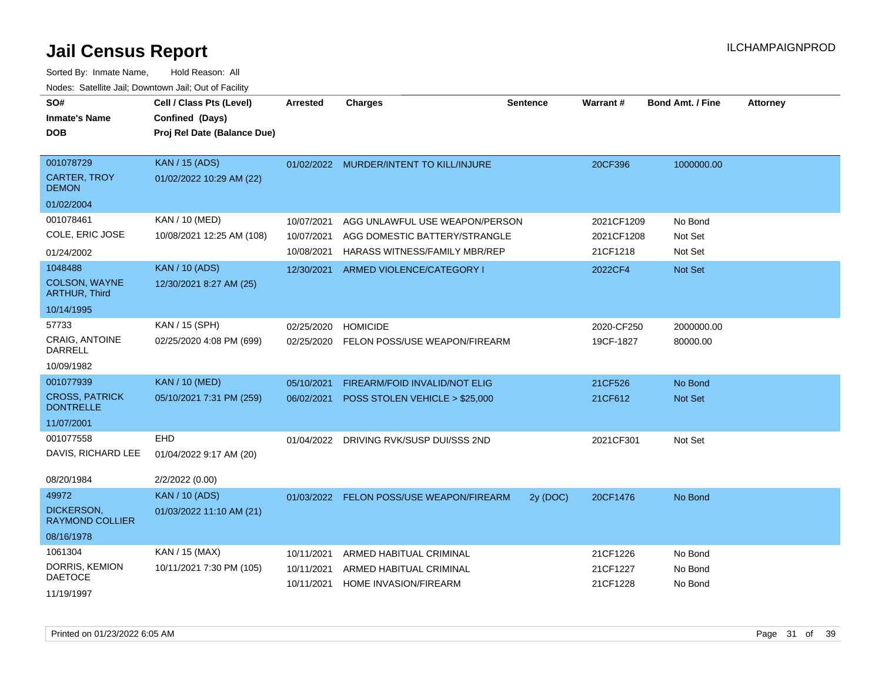# Jail Census Report

Sorted By: Inmate Name, Hold Reason: All

Nodes: Satellite Jail; Downtown Jail; Out of Facility

| SO# / Inmate's Name / DOB | Cell / Class Pts (Level) / Confined (Days) / Proj Rel Date (Balance Due) | Arrested | Charges | Sentence | Warrant # | Bond Amt. / Fine | Attorney |
|---|---|---|---|---|---|---|---|
| 001078729<br>CARTER, TROY DEMON<br>01/02/2004 | KAN / 15 (ADS)<br>01/02/2022 10:29 AM (22) | 01/02/2022 | MURDER/INTENT TO KILL/INJURE | | 20CF396 | 1000000.00 | |
| 001078461<br>COLE, ERIC JOSE<br>01/24/2002 | KAN / 10 (MED)<br>10/08/2021 12:25 AM (108) | 10/07/2021<br>10/07/2021<br>10/08/2021 | AGG UNLAWFUL USE WEAPON/PERSON<br>AGG DOMESTIC BATTERY/STRANGLE<br>HARASS WITNESS/FAMILY MBR/REP | | 2021CF1209<br>2021CF1208<br>21CF1218 | No Bond<br>Not Set<br>Not Set | |
| 1048488<br>COLSON, WAYNE ARTHUR, Third<br>10/14/1995 | KAN / 10 (ADS)<br>12/30/2021 8:27 AM (25) | 12/30/2021 | ARMED VIOLENCE/CATEGORY I | | 2022CF4 | Not Set | |
| 57733<br>CRAIG, ANTOINE DARRELL<br>10/09/1982 | KAN / 15 (SPH)<br>02/25/2020 4:08 PM (699) | 02/25/2020<br>02/25/2020 | HOMICIDE<br>FELON POSS/USE WEAPON/FIREARM | | 2020-CF250<br>19CF-1827 | 2000000.00<br>80000.00 | |
| 001077939<br>CROSS, PATRICK DONTRELLE<br>11/07/2001 | KAN / 10 (MED)<br>05/10/2021 7:31 PM (259) | 05/10/2021<br>06/02/2021 | FIREARM/FOID INVALID/NOT ELIG<br>POSS STOLEN VEHICLE > $25,000 | | 21CF526<br>21CF612 | No Bond<br>Not Set | |
| 001077558<br>DAVIS, RICHARD LEE<br>08/20/1984 | EHD<br>01/04/2022 9:17 AM (20)<br>2/2/2022 (0.00) | 01/04/2022 | DRIVING RVK/SUSP DUI/SSS 2ND | | 2021CF301 | Not Set | |
| 49972<br>DICKERSON, RAYMOND COLLIER<br>08/16/1978 | KAN / 10 (ADS)<br>01/03/2022 11:10 AM (21) | 01/03/2022 | FELON POSS/USE WEAPON/FIREARM | 2y (DOC) | 20CF1476 | No Bond | |
| 1061304<br>DORRIS, KEMION DAETOCE<br>11/19/1997 | KAN / 15 (MAX)<br>10/11/2021 7:30 PM (105) | 10/11/2021<br>10/11/2021<br>10/11/2021 | ARMED HABITUAL CRIMINAL<br>ARMED HABITUAL CRIMINAL<br>HOME INVASION/FIREARM | | 21CF1226<br>21CF1227<br>21CF1228 | No Bond<br>No Bond<br>No Bond | |

Printed on 01/23/2022 6:05 AM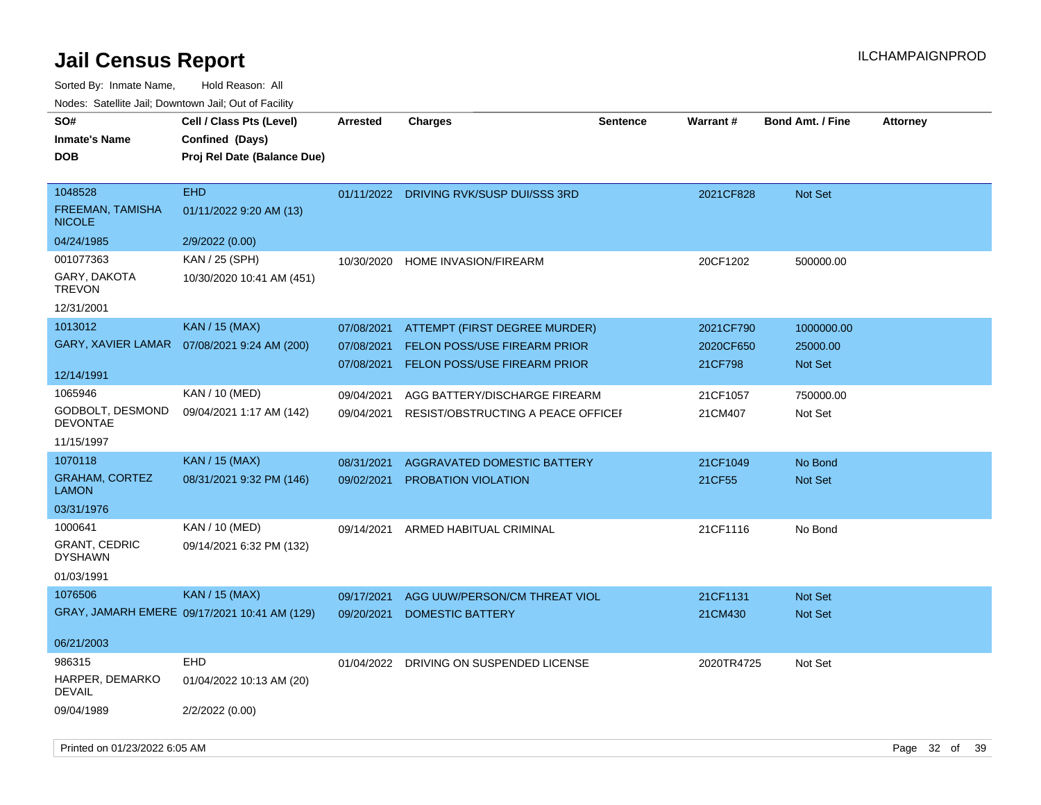# Jail Census Report

Sorted By: Inmate Name, Hold Reason: All

Nodes: Satellite Jail; Downtown Jail; Out of Facility

| SO# / Inmate's Name / DOB | Cell / Class Pts (Level) / Confined (Days) / Proj Rel Date (Balance Due) | Arrested | Charges | Sentence | Warrant # | Bond Amt. / Fine | Attorney |
|---|---|---|---|---|---|---|---|
| 1048528 FREEMAN, TAMISHA NICOLE 04/24/1985 | EHD 01/11/2022 9:20 AM (13) 2/9/2022 (0.00) | 01/11/2022 | DRIVING RVK/SUSP DUI/SSS 3RD | | 2021CF828 | Not Set | |
| 001077363 GARY, DAKOTA TREVON 12/31/2001 | KAN / 25 (SPH) 10/30/2020 10:41 AM (451) | 10/30/2020 | HOME INVASION/FIREARM | | 20CF1202 | 500000.00 | |
| 1013012 GARY, XAVIER LAMAR 12/14/1991 | KAN / 15 (MAX) 07/08/2021 9:24 AM (200) | 07/08/2021 | ATTEMPT (FIRST DEGREE MURDER) | | 2021CF790 | 1000000.00 | |
| | | 07/08/2021 | FELON POSS/USE FIREARM PRIOR | | 2020CF650 | 25000.00 | |
| | | 07/08/2021 | FELON POSS/USE FIREARM PRIOR | | 21CF798 | Not Set | |
| 1065946 GODBOLT, DESMOND DEVONTAE 11/15/1997 | KAN / 10 (MED) 09/04/2021 1:17 AM (142) | 09/04/2021 | AGG BATTERY/DISCHARGE FIREARM | | 21CF1057 | 750000.00 | |
| | | 09/04/2021 | RESIST/OBSTRUCTING A PEACE OFFICEI | | 21CM407 | Not Set | |
| 1070118 GRAHAM, CORTEZ LAMON 03/31/1976 | KAN / 15 (MAX) 08/31/2021 9:32 PM (146) | 08/31/2021 | AGGRAVATED DOMESTIC BATTERY | | 21CF1049 | No Bond | |
| | | 09/02/2021 | PROBATION VIOLATION | | 21CF55 | Not Set | |
| 1000641 GRANT, CEDRIC DYSHAWN 01/03/1991 | KAN / 10 (MED) 09/14/2021 6:32 PM (132) | 09/14/2021 | ARMED HABITUAL CRIMINAL | | 21CF1116 | No Bond | |
| 1076506 GRAY, JAMARH EMERE 06/21/2003 | KAN / 15 (MAX) 09/17/2021 10:41 AM (129) | 09/17/2021 | AGG UUW/PERSON/CM THREAT VIOL | | 21CF1131 | Not Set | |
| | | 09/20/2021 | DOMESTIC BATTERY | | 21CM430 | Not Set | |
| 986315 HARPER, DEMARKO DEVAIL 09/04/1989 | EHD 01/04/2022 10:13 AM (20) 2/2/2022 (0.00) | 01/04/2022 | DRIVING ON SUSPENDED LICENSE | | 2020TR4725 | Not Set | |

Printed on 01/23/2022 6:05 AM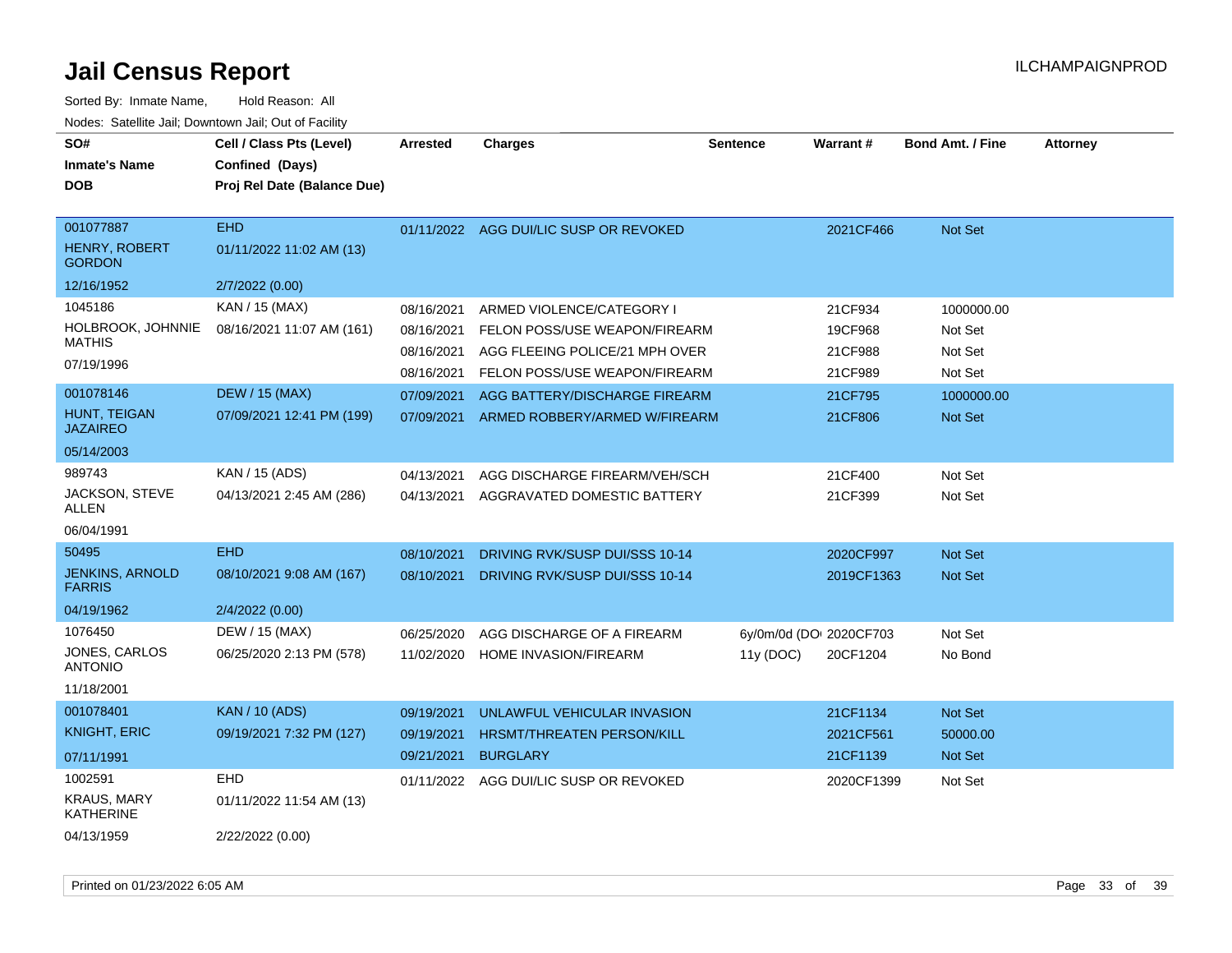# Jail Census Report

ILCHAMPAIGNPROD

Sorted By: Inmate Name, Hold Reason: All

Nodes: Satellite Jail; Downtown Jail; Out of Facility

| SO# / Inmate's Name / DOB | Cell / Class Pts (Level) / Confined (Days) / Proj Rel Date (Balance Due) | Arrested | Charges | Sentence | Warrant # | Bond Amt. / Fine | Attorney |
|---|---|---|---|---|---|---|---|
| 001077887<br>HENRY, ROBERT GORDON<br>12/16/1952 | EHD<br>01/11/2022 11:02 AM (13)<br>2/7/2022 (0.00) | 01/11/2022 | AGG DUI/LIC SUSP OR REVOKED | | 2021CF466 | Not Set | |
| 1045186<br>HOLBROOK, JOHNNIE MATHIS<br>07/19/1996 | KAN / 15 (MAX)<br>08/16/2021 11:07 AM (161) | 08/16/2021 | ARMED VIOLENCE/CATEGORY I | | 21CF934 | 1000000.00 | |
| | | 08/16/2021 | FELON POSS/USE WEAPON/FIREARM | | 19CF968 | Not Set | |
| | | 08/16/2021 | AGG FLEEING POLICE/21 MPH OVER | | 21CF988 | Not Set | |
| | | 08/16/2021 | FELON POSS/USE WEAPON/FIREARM | | 21CF989 | Not Set | |
| 001078146<br>HUNT, TEIGAN JAZAIREO<br>05/14/2003 | DEW / 15 (MAX)<br>07/09/2021 12:41 PM (199) | 07/09/2021 | AGG BATTERY/DISCHARGE FIREARM | | 21CF795 | 1000000.00 | |
| | | 07/09/2021 | ARMED ROBBERY/ARMED W/FIREARM | | 21CF806 | Not Set | |
| 989743<br>JACKSON, STEVE ALLEN<br>06/04/1991 | KAN / 15 (ADS)<br>04/13/2021 2:45 AM (286) | 04/13/2021 | AGG DISCHARGE FIREARM/VEH/SCH | | 21CF400 | Not Set | |
| | | 04/13/2021 | AGGRAVATED DOMESTIC BATTERY | | 21CF399 | Not Set | |
| 50495<br>JENKINS, ARNOLD FARRIS<br>04/19/1962 | EHD<br>08/10/2021 9:08 AM (167)<br>2/4/2022 (0.00) | 08/10/2021 | DRIVING RVK/SUSP DUI/SSS 10-14 | | 2020CF997 | Not Set | |
| | | 08/10/2021 | DRIVING RVK/SUSP DUI/SSS 10-14 | | 2019CF1363 | Not Set | |
| 1076450<br>JONES, CARLOS ANTONIO<br>11/18/2001 | DEW / 15 (MAX)<br>06/25/2020 2:13 PM (578) | 06/25/2020 | AGG DISCHARGE OF A FIREARM | 6y/0m/0d (DO | 2020CF703 | Not Set | |
| | | 11/02/2020 | HOME INVASION/FIREARM | 11y (DOC) | 20CF1204 | No Bond | |
| 001078401<br>KNIGHT, ERIC<br>07/11/1991 | KAN / 10 (ADS)<br>09/19/2021 7:32 PM (127) | 09/19/2021 | UNLAWFUL VEHICULAR INVASION | | 21CF1134 | Not Set | |
| | | 09/19/2021 | HRSMT/THREATEN PERSON/KILL | | 2021CF561 | 50000.00 | |
| | | 09/21/2021 | BURGLARY | | 21CF1139 | Not Set | |
| 1002591<br>KRAUS, MARY KATHERINE<br>04/13/1959 | EHD<br>01/11/2022 11:54 AM (13)<br>2/22/2022 (0.00) | 01/11/2022 | AGG DUI/LIC SUSP OR REVOKED | | 2020CF1399 | Not Set | |

Printed on 01/23/2022 6:05 AM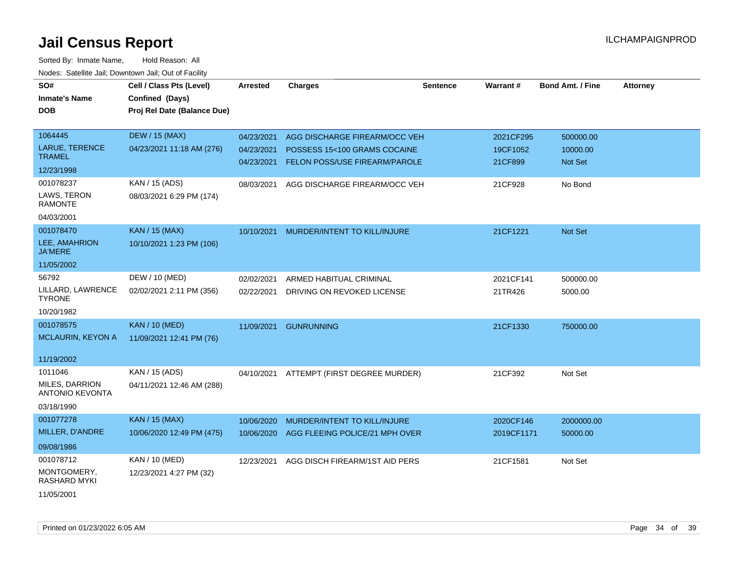# Jail Census Report

Sorted By: Inmate Name, Hold Reason: All

Nodes: Satellite Jail; Downtown Jail; Out of Facility

| SO# / Inmate's Name / DOB | Cell / Class Pts (Level) / Confined (Days) / Proj Rel Date (Balance Due) | Arrested | Charges | Sentence | Warrant # | Bond Amt. / Fine | Attorney |
|---|---|---|---|---|---|---|---|
| 1064445 LARUE, TERENCE TRAMEL 12/23/1998 | DEW / 15 (MAX) 04/23/2021 11:18 AM (276) | 04/23/2021 | AGG DISCHARGE FIREARM/OCC VEH | | 2021CF295 | 500000.00 | |
| | | 04/23/2021 | POSSESS 15<100 GRAMS COCAINE | | 19CF1052 | 10000.00 | |
| | | 04/23/2021 | FELON POSS/USE FIREARM/PAROLE | | 21CF899 | Not Set | |
| 001078237 LAWS, TERON RAMONTE 04/03/2001 | KAN / 15 (ADS) 08/03/2021 6:29 PM (174) | 08/03/2021 | AGG DISCHARGE FIREARM/OCC VEH | | 21CF928 | No Bond | |
| 001078470 LEE, AMAHRION JA'MERE 11/05/2002 | KAN / 15 (MAX) 10/10/2021 1:23 PM (106) | 10/10/2021 | MURDER/INTENT TO KILL/INJURE | | 21CF1221 | Not Set | |
| 56792 LILLARD, LAWRENCE TYRONE 10/20/1982 | DEW / 10 (MED) 02/02/2021 2:11 PM (356) | 02/02/2021 | ARMED HABITUAL CRIMINAL | | 2021CF141 | 500000.00 | |
| | | 02/22/2021 | DRIVING ON REVOKED LICENSE | | 21TR426 | 5000.00 | |
| 001078575 MCLAURIN, KEYON A 11/19/2002 | KAN / 10 (MED) 11/09/2021 12:41 PM (76) | 11/09/2021 | GUNRUNNING | | 21CF1330 | 750000.00 | |
| 1011046 MILES, DARRION ANTONIO KEVONTA 03/18/1990 | KAN / 15 (ADS) 04/11/2021 12:46 AM (288) | 04/10/2021 | ATTEMPT (FIRST DEGREE MURDER) | | 21CF392 | Not Set | |
| 001077278 MILLER, D'ANDRE 09/08/1986 | KAN / 15 (MAX) 10/06/2020 12:49 PM (475) | 10/06/2020 | MURDER/INTENT TO KILL/INJURE | | 2020CF146 | 2000000.00 | |
| | | 10/06/2020 | AGG FLEEING POLICE/21 MPH OVER | | 2019CF1171 | 50000.00 | |
| 001078712 MONTGOMERY, RASHARD MYKI 11/05/2001 | KAN / 10 (MED) 12/23/2021 4:27 PM (32) | 12/23/2021 | AGG DISCH FIREARM/1ST AID PERS | | 21CF1581 | Not Set | |

Printed on 01/23/2022 6:05 AM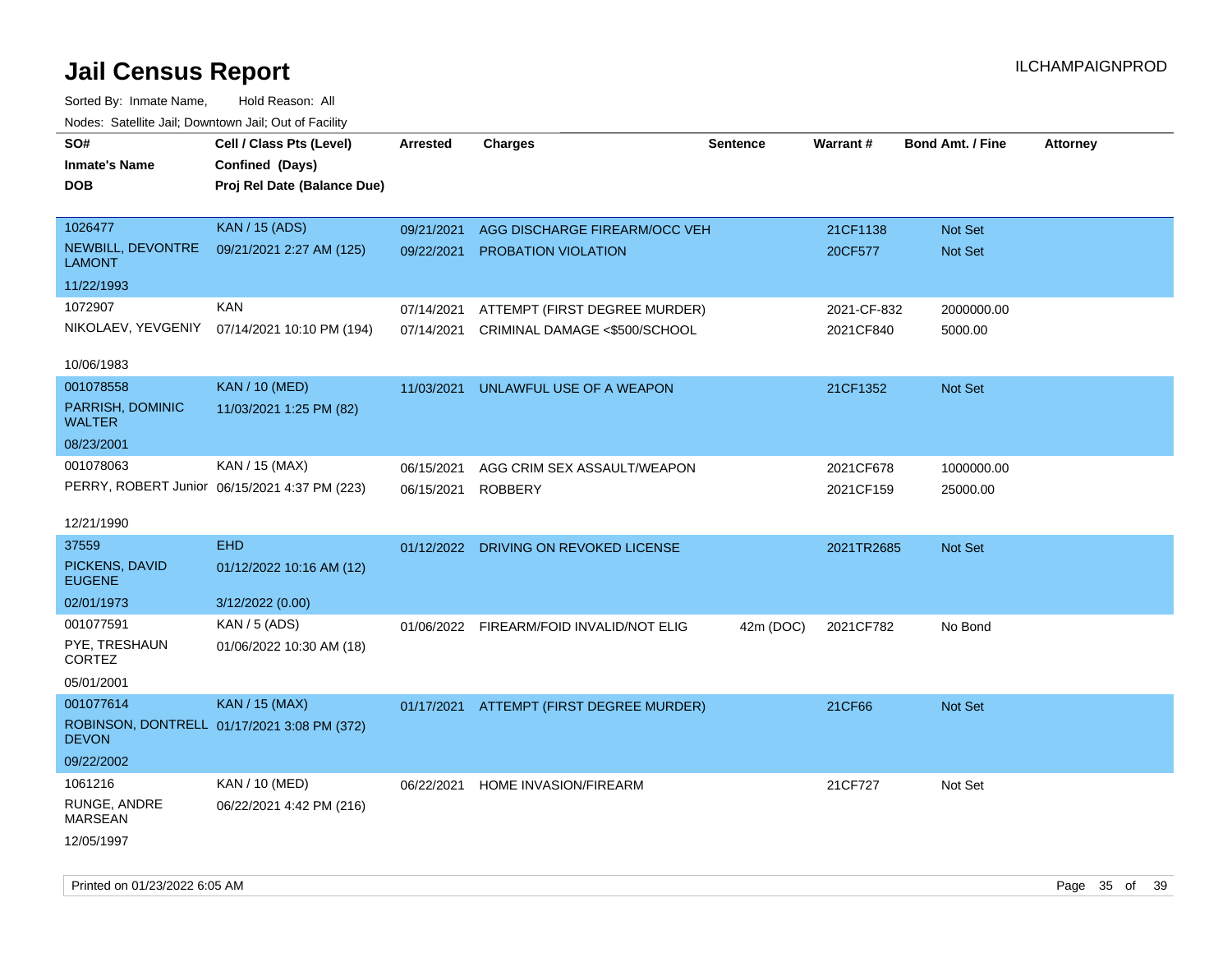# Jail Census Report

Sorted By: Inmate Name, Hold Reason: All

Nodes: Satellite Jail; Downtown Jail; Out of Facility

| SO# / Inmate's Name / DOB | Cell / Class Pts (Level) / Confined (Days) / Proj Rel Date (Balance Due) | Arrested | Charges | Sentence | Warrant # | Bond Amt. / Fine | Attorney |
|---|---|---|---|---|---|---|---|
| 1026477 NEWBILL, DEVONTRE LAMONT 11/22/1993 | KAN / 15 (ADS) 09/21/2021 2:27 AM (125) | 09/21/2021 | AGG DISCHARGE FIREARM/OCC VEH | | 21CF1138 | Not Set | |
| | | 09/22/2021 | PROBATION VIOLATION | | 20CF577 | Not Set | |
| 1072907 NIKOLAEV, YEVGENIY 10/06/1983 | KAN 07/14/2021 10:10 PM (194) | 07/14/2021 | ATTEMPT (FIRST DEGREE MURDER) | | 2021-CF-832 | 2000000.00 | |
| | | 07/14/2021 | CRIMINAL DAMAGE <$500/SCHOOL | | 2021CF840 | 5000.00 | |
| 001078558 PARRISH, DOMINIC WALTER 08/23/2001 | KAN / 10 (MED) 11/03/2021 1:25 PM (82) | 11/03/2021 | UNLAWFUL USE OF A WEAPON | | 21CF1352 | Not Set | |
| 001078063 PERRY, ROBERT Junior 12/21/1990 | KAN / 15 (MAX) 06/15/2021 4:37 PM (223) | 06/15/2021 | AGG CRIM SEX ASSAULT/WEAPON | | 2021CF678 | 1000000.00 | |
| | | 06/15/2021 | ROBBERY | | 2021CF159 | 25000.00 | |
| 37559 PICKENS, DAVID EUGENE 02/01/1973 | EHD 01/12/2022 10:16 AM (12) 3/12/2022 (0.00) | 01/12/2022 | DRIVING ON REVOKED LICENSE | | 2021TR2685 | Not Set | |
| 001077591 PYE, TRESHAUN CORTEZ 05/01/2001 | KAN / 5 (ADS) 01/06/2022 10:30 AM (18) | 01/06/2022 | FIREARM/FOID INVALID/NOT ELIG | 42m (DOC) | 2021CF782 | No Bond | |
| 001077614 ROBINSON, DONTRELL DEVON 09/22/2002 | KAN / 15 (MAX) 01/17/2021 3:08 PM (372) | 01/17/2021 | ATTEMPT (FIRST DEGREE MURDER) | | 21CF66 | Not Set | |
| 1061216 RUNGE, ANDRE MARSEAN 12/05/1997 | KAN / 10 (MED) 06/22/2021 4:42 PM (216) | 06/22/2021 | HOME INVASION/FIREARM | | 21CF727 | Not Set | |

Printed on 01/23/2022 6:05 AM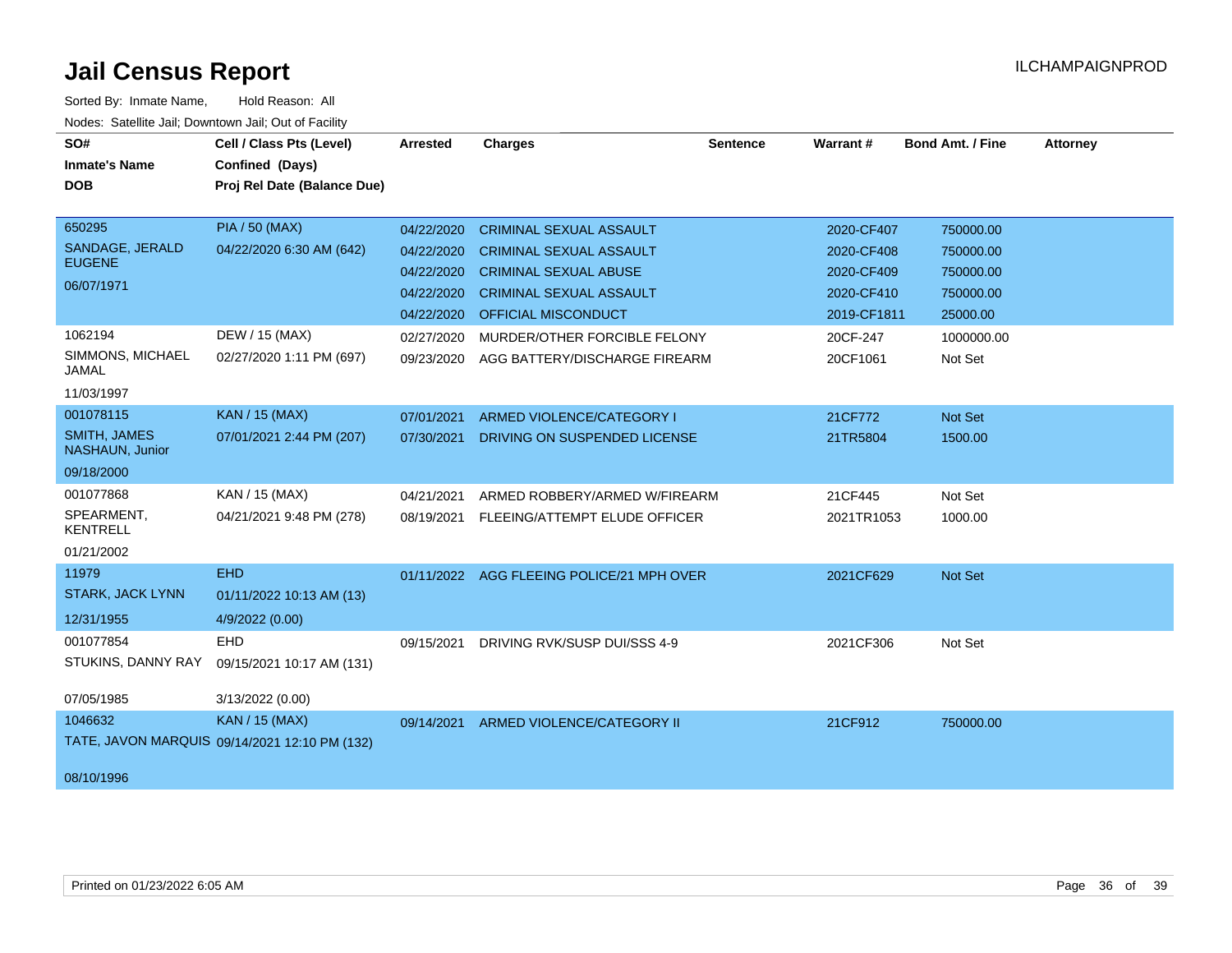# Jail Census Report

ILCHAMPAIGNPROD

Sorted By: Inmate Name, Hold Reason: All

Nodes: Satellite Jail; Downtown Jail; Out of Facility

| SO# / Inmate's Name / DOB | Cell / Class Pts (Level) / Confined (Days) / Proj Rel Date (Balance Due) | Arrested | Charges | Sentence | Warrant # | Bond Amt. / Fine | Attorney |
|---|---|---|---|---|---|---|---|
| 650295 | PIA / 50 (MAX) | 04/22/2020 | CRIMINAL SEXUAL ASSAULT | | 2020-CF407 | 750000.00 | |
| SANDAGE, JERALD EUGENE | 04/22/2020 6:30 AM (642) | 04/22/2020 | CRIMINAL SEXUAL ASSAULT | | 2020-CF408 | 750000.00 | |
| 06/07/1971 | | 04/22/2020 | CRIMINAL SEXUAL ABUSE | | 2020-CF409 | 750000.00 | |
| | | 04/22/2020 | CRIMINAL SEXUAL ASSAULT | | 2020-CF410 | 750000.00 | |
| | | 04/22/2020 | OFFICIAL MISCONDUCT | | 2019-CF1811 | 25000.00 | |
| 1062194 | DEW / 15 (MAX) | 02/27/2020 | MURDER/OTHER FORCIBLE FELONY | | 20CF-247 | 1000000.00 | |
| SIMMONS, MICHAEL JAMAL | 02/27/2020 1:11 PM (697) | 09/23/2020 | AGG BATTERY/DISCHARGE FIREARM | | 20CF1061 | Not Set | |
| 11/03/1997 | | | | | | | |
| 001078115 | KAN / 15 (MAX) | 07/01/2021 | ARMED VIOLENCE/CATEGORY I | | 21CF772 | Not Set | |
| SMITH, JAMES NASHAUN, Junior | 07/01/2021 2:44 PM (207) | 07/30/2021 | DRIVING ON SUSPENDED LICENSE | | 21TR5804 | 1500.00 | |
| 09/18/2000 | | | | | | | |
| 001077868 | KAN / 15 (MAX) | 04/21/2021 | ARMED ROBBERY/ARMED W/FIREARM | | 21CF445 | Not Set | |
| SPEARMENT, KENTRELL | 04/21/2021 9:48 PM (278) | 08/19/2021 | FLEEING/ATTEMPT ELUDE OFFICER | | 2021TR1053 | 1000.00 | |
| 01/21/2002 | | | | | | | |
| 11979 | EHD | 01/11/2022 | AGG FLEEING POLICE/21 MPH OVER | | 2021CF629 | Not Set | |
| STARK, JACK LYNN | 01/11/2022 10:13 AM (13) | | | | | | |
| 12/31/1955 | 4/9/2022 (0.00) | | | | | | |
| 001077854 | EHD | 09/15/2021 | DRIVING RVK/SUSP DUI/SSS 4-9 | | 2021CF306 | Not Set | |
| STUKINS, DANNY RAY | 09/15/2021 10:17 AM (131) | | | | | | |
| 07/05/1985 | 3/13/2022 (0.00) | | | | | | |
| 1046632 | KAN / 15 (MAX) | 09/14/2021 | ARMED VIOLENCE/CATEGORY II | | 21CF912 | 750000.00 | |
| TATE, JAVON MARQUIS | 09/14/2021 12:10 PM (132) | | | | | | |
| 08/10/1996 | | | | | | | |

Printed on 01/23/2022 6:05 AM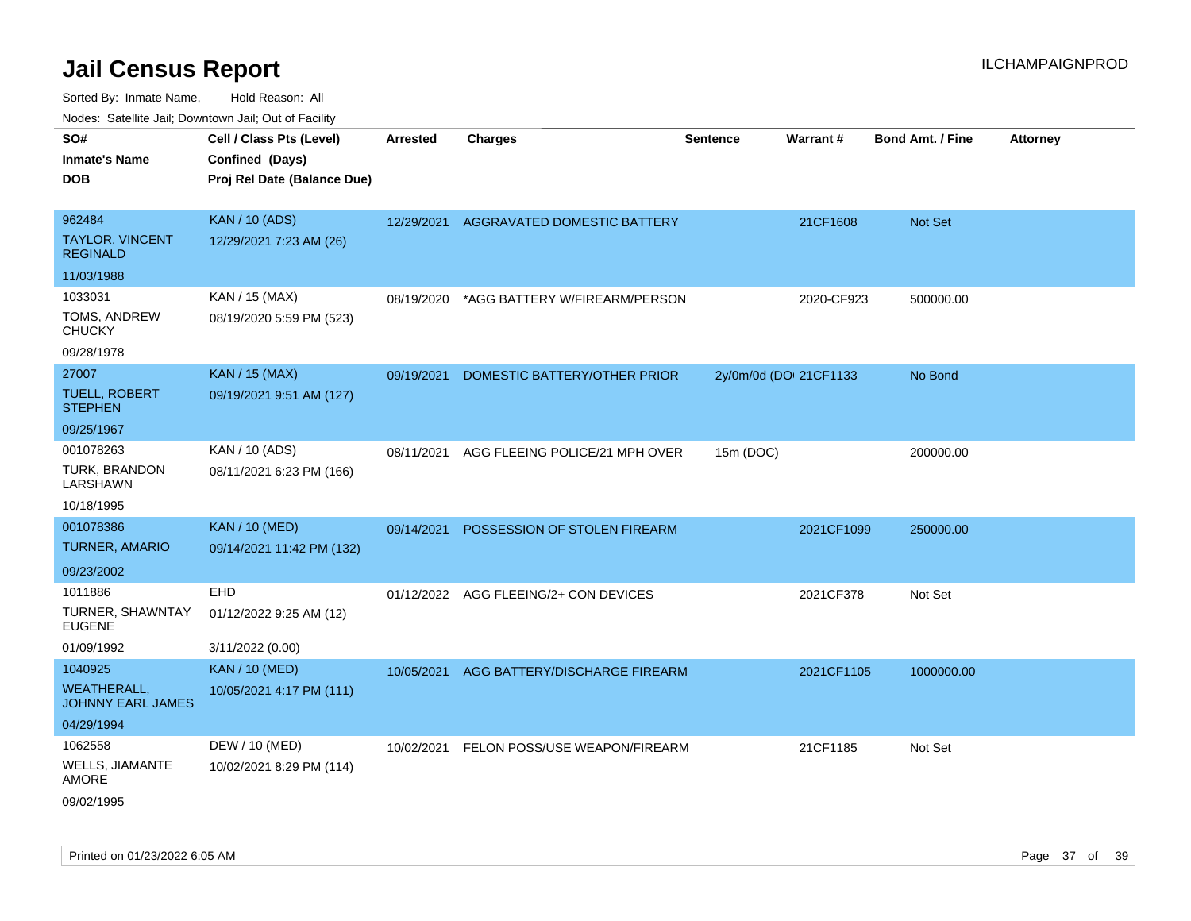# Jail Census Report

ILCHAMPAIGNPROD

Sorted By: Inmate Name, Hold Reason: All

Nodes: Satellite Jail; Downtown Jail; Out of Facility

| SO# / Inmate's Name / DOB | Cell / Class Pts (Level) / Confined (Days) / Proj Rel Date (Balance Due) | Arrested | Charges | Sentence | Warrant # | Bond Amt. / Fine | Attorney |
|---|---|---|---|---|---|---|---|
| 962484<br>TAYLOR, VINCENT REGINALD<br>11/03/1988 | KAN / 10 (ADS)<br>12/29/2021 7:23 AM (26) | 12/29/2021 | AGGRAVATED DOMESTIC BATTERY | | 21CF1608 | Not Set | |
| 1033031<br>TOMS, ANDREW CHUCKY<br>09/28/1978 | KAN / 15 (MAX)<br>08/19/2020 5:59 PM (523) | 08/19/2020 | *AGG BATTERY W/FIREARM/PERSON | | 2020-CF923 | 500000.00 | |
| 27007<br>TUELL, ROBERT STEPHEN<br>09/25/1967 | KAN / 15 (MAX)<br>09/19/2021 9:51 AM (127) | 09/19/2021 | DOMESTIC BATTERY/OTHER PRIOR | 2y/0m/0d (DO | 21CF1133 | No Bond | |
| 001078263<br>TURK, BRANDON LARSHAWN<br>10/18/1995 | KAN / 10 (ADS)<br>08/11/2021 6:23 PM (166) | 08/11/2021 | AGG FLEEING POLICE/21 MPH OVER | 15m (DOC) | | 200000.00 | |
| 001078386<br>TURNER, AMARIO<br>09/23/2002 | KAN / 10 (MED)<br>09/14/2021 11:42 PM (132) | 09/14/2021 | POSSESSION OF STOLEN FIREARM | | 2021CF1099 | 250000.00 | |
| 1011886<br>TURNER, SHAWNTAY EUGENE<br>01/09/1992 | EHD<br>01/12/2022 9:25 AM (12)<br>3/11/2022 (0.00) | 01/12/2022 | AGG FLEEING/2+ CON DEVICES | | 2021CF378 | Not Set | |
| 1040925<br>WEATHERALL, JOHNNY EARL JAMES<br>04/29/1994 | KAN / 10 (MED)<br>10/05/2021 4:17 PM (111) | 10/05/2021 | AGG BATTERY/DISCHARGE FIREARM | | 2021CF1105 | 1000000.00 | |
| 1062558<br>WELLS, JIAMANTE AMORE<br>09/02/1995 | DEW / 10 (MED)<br>10/02/2021 8:29 PM (114) | 10/02/2021 | FELON POSS/USE WEAPON/FIREARM | | 21CF1185 | Not Set | |

Printed on 01/23/2022 6:05 AM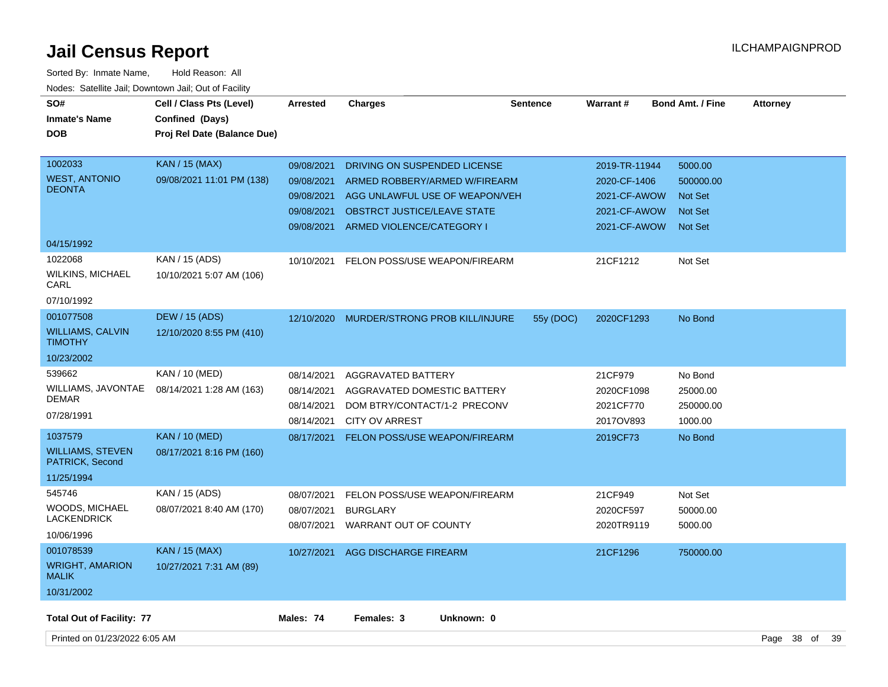# Jail Census Report

ILCHAMPAIGNPROD

Sorted By: Inmate Name, Hold Reason: All

Nodes: Satellite Jail; Downtown Jail; Out of Facility

| SO# / Inmate's Name / DOB | Cell / Class Pts (Level) / Confined (Days) / Proj Rel Date (Balance Due) | Arrested | Charges | Sentence | Warrant # | Bond Amt. / Fine | Attorney |
|---|---|---|---|---|---|---|---|
| 1002033 WEST, ANTONIO DEONTA 04/15/1992 | KAN / 15 (MAX) 09/08/2021 11:01 PM (138) | 09/08/2021 | DRIVING ON SUSPENDED LICENSE | | 2019-TR-11944 | 5000.00 | |
| | | 09/08/2021 | ARMED ROBBERY/ARMED W/FIREARM | | 2020-CF-1406 | 500000.00 | |
| | | 09/08/2021 | AGG UNLAWFUL USE OF WEAPON/VEH | | 2021-CF-AWOW | Not Set | |
| | | 09/08/2021 | OBSTRCT JUSTICE/LEAVE STATE | | 2021-CF-AWOW | Not Set | |
| | | 09/08/2021 | ARMED VIOLENCE/CATEGORY I | | 2021-CF-AWOW | Not Set | |
| 1022068 WILKINS, MICHAEL CARL 07/10/1992 | KAN / 15 (ADS) 10/10/2021 5:07 AM (106) | 10/10/2021 | FELON POSS/USE WEAPON/FIREARM | | 21CF1212 | Not Set | |
| 001077508 WILLIAMS, CALVIN TIMOTHY 10/23/2002 | DEW / 15 (ADS) 12/10/2020 8:55 PM (410) | 12/10/2020 | MURDER/STRONG PROB KILL/INJURE | 55y (DOC) | 2020CF1293 | No Bond | |
| 539662 WILLIAMS, JAVONTAE DEMAR 07/28/1991 | KAN / 10 (MED) 08/14/2021 1:28 AM (163) | 08/14/2021 | AGGRAVATED BATTERY | | 21CF979 | No Bond | |
| | | 08/14/2021 | AGGRAVATED DOMESTIC BATTERY | | 2020CF1098 | 25000.00 | |
| | | 08/14/2021 | DOM BTRY/CONTACT/1-2 PRECONV | | 2021CF770 | 250000.00 | |
| | | 08/14/2021 | CITY OV ARREST | | 2017OV893 | 1000.00 | |
| 1037579 WILLIAMS, STEVEN PATRICK, Second 11/25/1994 | KAN / 10 (MED) 08/17/2021 8:16 PM (160) | 08/17/2021 | FELON POSS/USE WEAPON/FIREARM | | 2019CF73 | No Bond | |
| 545746 WOODS, MICHAEL LACKENDRICK 10/06/1996 | KAN / 15 (ADS) 08/07/2021 8:40 AM (170) | 08/07/2021 | FELON POSS/USE WEAPON/FIREARM | | 21CF949 | Not Set | |
| | | 08/07/2021 | BURGLARY | | 2020CF597 | 50000.00 | |
| | | 08/07/2021 | WARRANT OUT OF COUNTY | | 2020TR9119 | 5000.00 | |
| 001078539 WRIGHT, AMARION MALIK 10/31/2002 | KAN / 15 (MAX) 10/27/2021 7:31 AM (89) | 10/27/2021 | AGG DISCHARGE FIREARM | | 21CF1296 | 750000.00 | |

**Total Out of Facility: 77** **Males: 74** **Females: 3** **Unknown: 0**

Printed on 01/23/2022 6:05 AM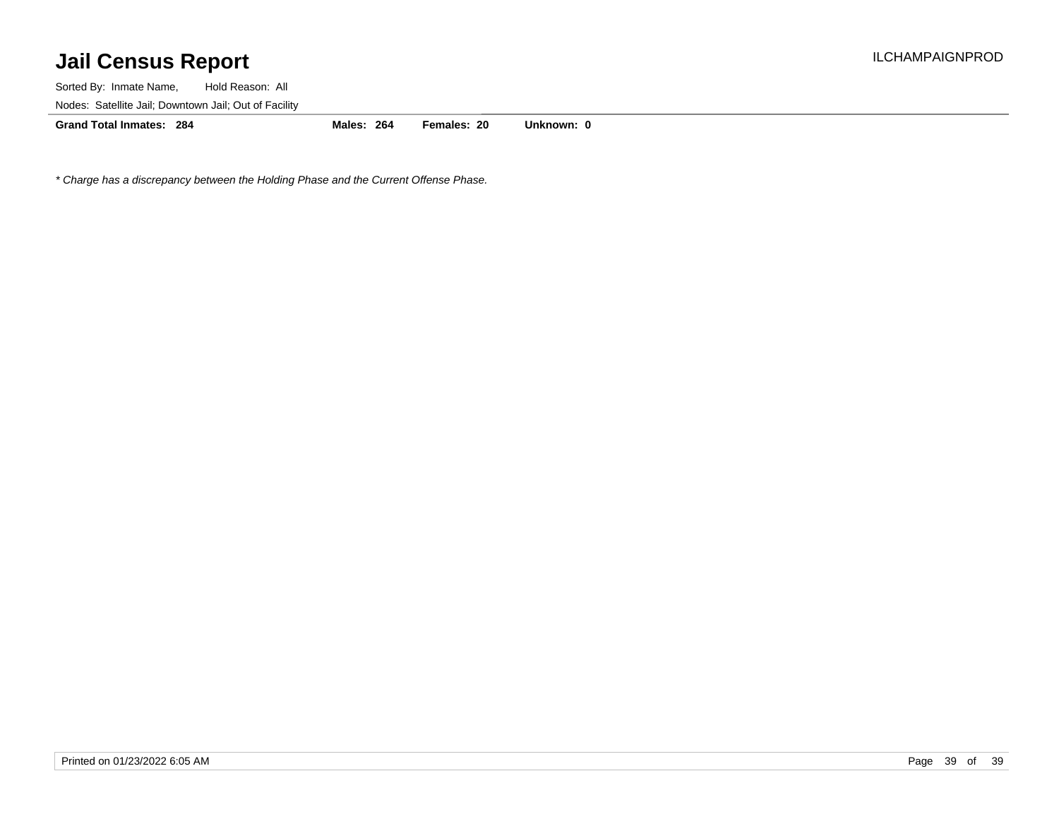# Jail Census Report

ILCHAMPAIGNPROD

Sorted By: Inmate Name, Hold Reason: All

Nodes: Satellite Jail; Downtown Jail; Out of Facility

**Grand Total Inmates: 284** **Males: 264** **Females: 20** **Unknown: 0**

*\* Charge has a discrepancy between the Holding Phase and the Current Offense Phase.*

Printed on 01/23/2022 6:05 AM